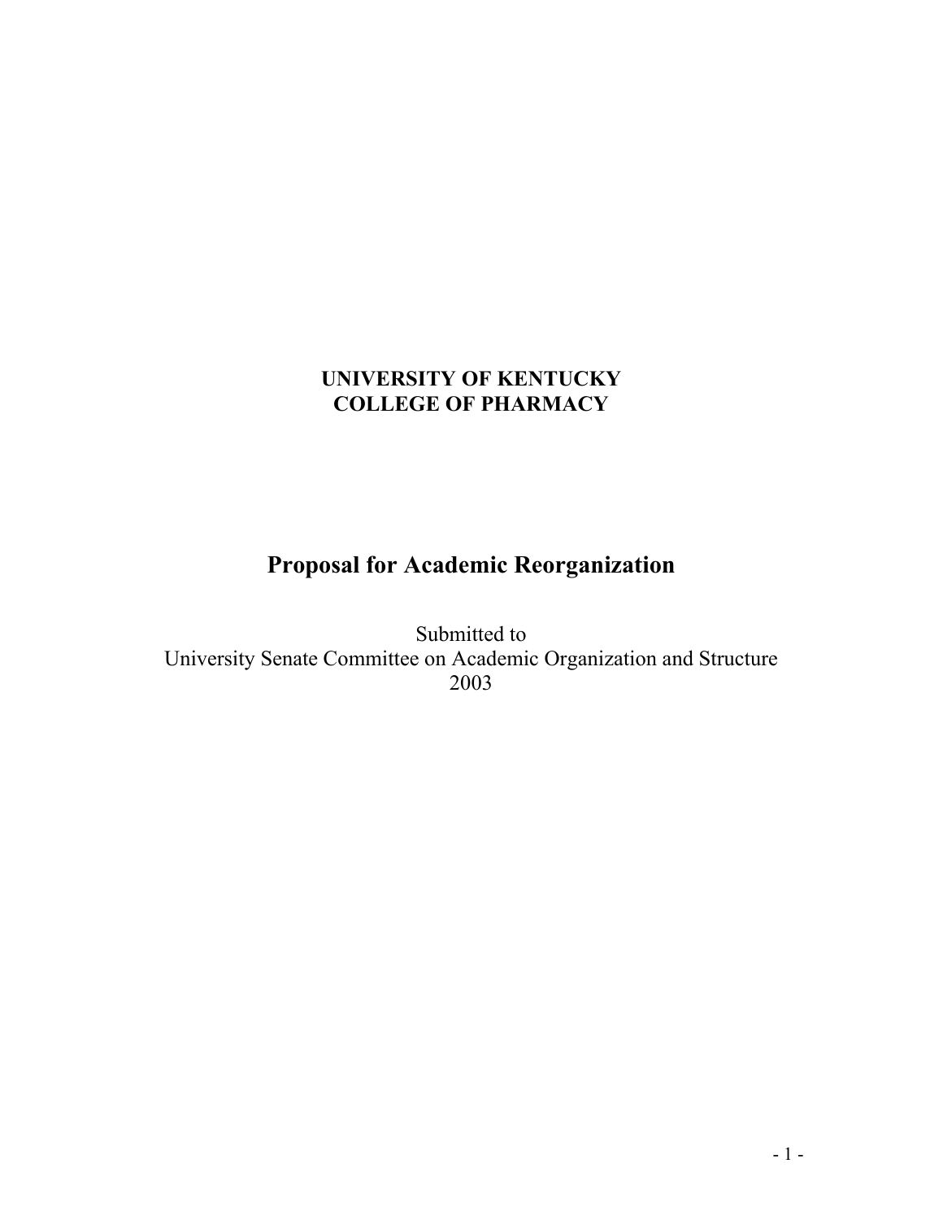**UNIVERSITY OF KENTUCKY**
**COLLEGE OF PHARMACY**

# Proposal for Academic Reorganization

Submitted to
University Senate Committee on Academic Organization and Structure
2003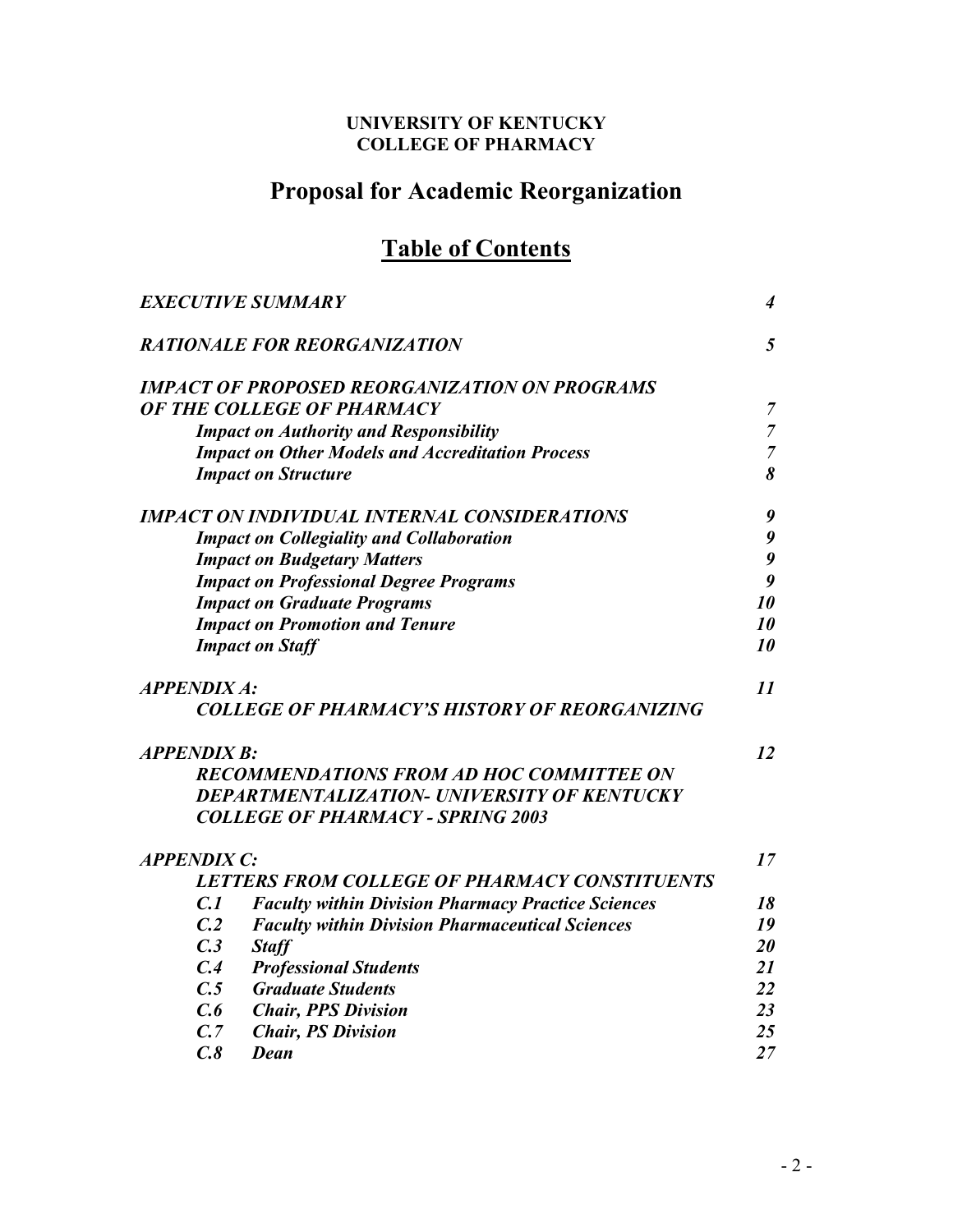**UNIVERSITY OF KENTUCKY**
**COLLEGE OF PHARMACY**

# Proposal for Academic Reorganization

## Table of Contents

| | |
|---|---|
| ***EXECUTIVE SUMMARY*** | ***4*** |
| ***RATIONALE FOR REORGANIZATION*** | ***5*** |
| ***IMPACT OF PROPOSED REORGANIZATION ON PROGRAMS OF THE COLLEGE OF PHARMACY*** | ***7*** |
| ***Impact on Authority and Responsibility*** | ***7*** |
| ***Impact on Other Models and Accreditation Process*** | ***7*** |
| ***Impact on Structure*** | ***8*** |
| ***IMPACT ON INDIVIDUAL INTERNAL CONSIDERATIONS*** | ***9*** |
| ***Impact on Collegiality and Collaboration*** | ***9*** |
| ***Impact on Budgetary Matters*** | ***9*** |
| ***Impact on Professional Degree Programs*** | ***9*** |
| ***Impact on Graduate Programs*** | ***10*** |
| ***Impact on Promotion and Tenure*** | ***10*** |
| ***Impact on Staff*** | ***10*** |
| ***APPENDIX A: COLLEGE OF PHARMACY'S HISTORY OF REORGANIZING*** | ***11*** |
| ***APPENDIX B: RECOMMENDATIONS FROM AD HOC COMMITTEE ON DEPARTMENTALIZATION- UNIVERSITY OF KENTUCKY COLLEGE OF PHARMACY - SPRING 2003*** | ***12*** |
| ***APPENDIX C: LETTERS FROM COLLEGE OF PHARMACY CONSTITUENTS*** | ***17*** |
| ***C.1 Faculty within Division Pharmacy Practice Sciences*** | ***18*** |
| ***C.2 Faculty within Division Pharmaceutical Sciences*** | ***19*** |
| ***C.3 Staff*** | ***20*** |
| ***C.4 Professional Students*** | ***21*** |
| ***C.5 Graduate Students*** | ***22*** |
| ***C.6 Chair, PPS Division*** | ***23*** |
| ***C.7 Chair, PS Division*** | ***25*** |
| ***C.8 Dean*** | ***27*** |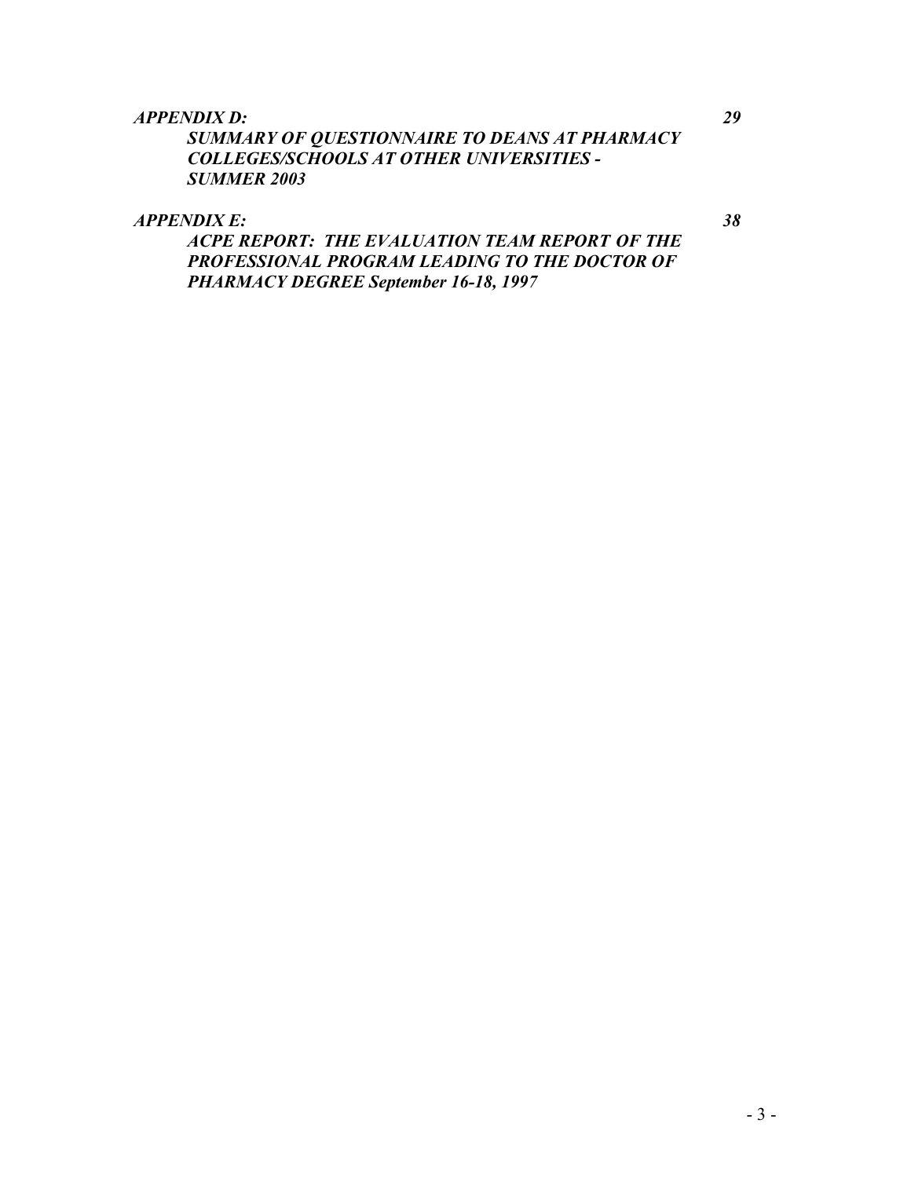*APPENDIX D:* *29*

*SUMMARY OF QUESTIONNAIRE TO DEANS AT PHARMACY COLLEGES/SCHOOLS AT OTHER UNIVERSITIES - SUMMER 2003*

*APPENDIX E:* *38*

*ACPE REPORT: THE EVALUATION TEAM REPORT OF THE PROFESSIONAL PROGRAM LEADING TO THE DOCTOR OF PHARMACY DEGREE September 16-18, 1997*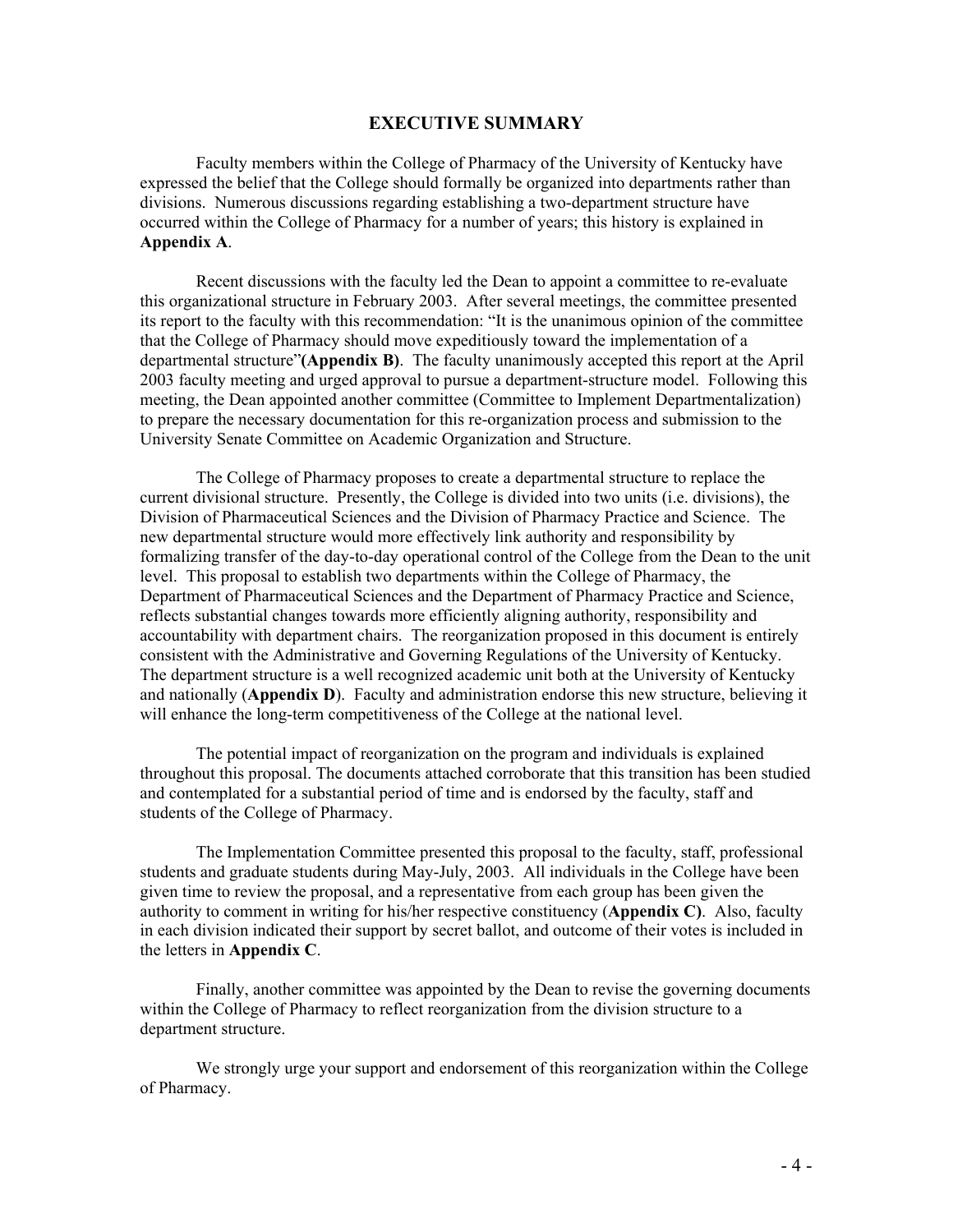# EXECUTIVE SUMMARY

Faculty members within the College of Pharmacy of the University of Kentucky have expressed the belief that the College should formally be organized into departments rather than divisions. Numerous discussions regarding establishing a two-department structure have occurred within the College of Pharmacy for a number of years; this history is explained in **Appendix A**.

Recent discussions with the faculty led the Dean to appoint a committee to re-evaluate this organizational structure in February 2003. After several meetings, the committee presented its report to the faculty with this recommendation: "It is the unanimous opinion of the committee that the College of Pharmacy should move expeditiously toward the implementation of a departmental structure"**(Appendix B)**. The faculty unanimously accepted this report at the April 2003 faculty meeting and urged approval to pursue a department-structure model. Following this meeting, the Dean appointed another committee (Committee to Implement Departmentalization) to prepare the necessary documentation for this re-organization process and submission to the University Senate Committee on Academic Organization and Structure.

The College of Pharmacy proposes to create a departmental structure to replace the current divisional structure. Presently, the College is divided into two units (i.e. divisions), the Division of Pharmaceutical Sciences and the Division of Pharmacy Practice and Science. The new departmental structure would more effectively link authority and responsibility by formalizing transfer of the day-to-day operational control of the College from the Dean to the unit level. This proposal to establish two departments within the College of Pharmacy, the Department of Pharmaceutical Sciences and the Department of Pharmacy Practice and Science, reflects substantial changes towards more efficiently aligning authority, responsibility and accountability with department chairs. The reorganization proposed in this document is entirely consistent with the Administrative and Governing Regulations of the University of Kentucky. The department structure is a well recognized academic unit both at the University of Kentucky and nationally (**Appendix D**). Faculty and administration endorse this new structure, believing it will enhance the long-term competitiveness of the College at the national level.

The potential impact of reorganization on the program and individuals is explained throughout this proposal. The documents attached corroborate that this transition has been studied and contemplated for a substantial period of time and is endorsed by the faculty, staff and students of the College of Pharmacy.

The Implementation Committee presented this proposal to the faculty, staff, professional students and graduate students during May-July, 2003. All individuals in the College have been given time to review the proposal, and a representative from each group has been given the authority to comment in writing for his/her respective constituency (**Appendix C)**. Also, faculty in each division indicated their support by secret ballot, and outcome of their votes is included in the letters in **Appendix C**.

Finally, another committee was appointed by the Dean to revise the governing documents within the College of Pharmacy to reflect reorganization from the division structure to a department structure.

We strongly urge your support and endorsement of this reorganization within the College of Pharmacy.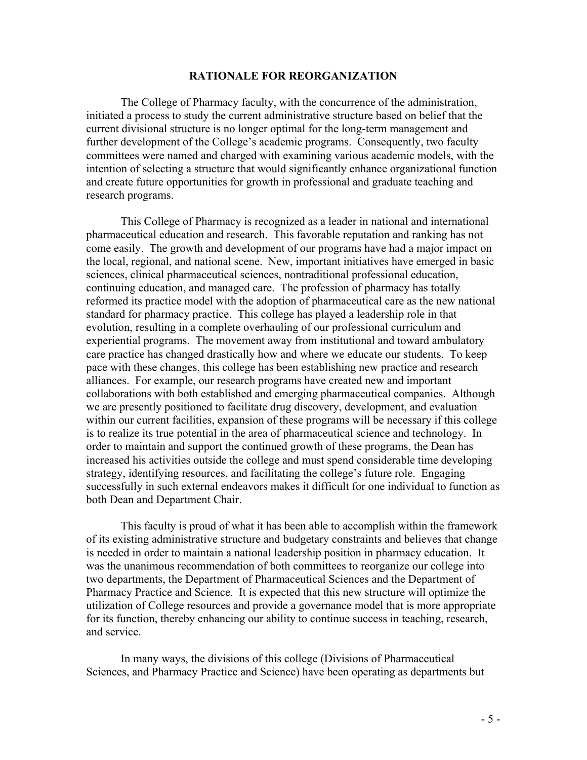## RATIONALE FOR REORGANIZATION

The College of Pharmacy faculty, with the concurrence of the administration, initiated a process to study the current administrative structure based on belief that the current divisional structure is no longer optimal for the long-term management and further development of the College's academic programs. Consequently, two faculty committees were named and charged with examining various academic models, with the intention of selecting a structure that would significantly enhance organizational function and create future opportunities for growth in professional and graduate teaching and research programs.

This College of Pharmacy is recognized as a leader in national and international pharmaceutical education and research. This favorable reputation and ranking has not come easily. The growth and development of our programs have had a major impact on the local, regional, and national scene. New, important initiatives have emerged in basic sciences, clinical pharmaceutical sciences, nontraditional professional education, continuing education, and managed care. The profession of pharmacy has totally reformed its practice model with the adoption of pharmaceutical care as the new national standard for pharmacy practice. This college has played a leadership role in that evolution, resulting in a complete overhauling of our professional curriculum and experiential programs. The movement away from institutional and toward ambulatory care practice has changed drastically how and where we educate our students. To keep pace with these changes, this college has been establishing new practice and research alliances. For example, our research programs have created new and important collaborations with both established and emerging pharmaceutical companies. Although we are presently positioned to facilitate drug discovery, development, and evaluation within our current facilities, expansion of these programs will be necessary if this college is to realize its true potential in the area of pharmaceutical science and technology. In order to maintain and support the continued growth of these programs, the Dean has increased his activities outside the college and must spend considerable time developing strategy, identifying resources, and facilitating the college's future role. Engaging successfully in such external endeavors makes it difficult for one individual to function as both Dean and Department Chair.

This faculty is proud of what it has been able to accomplish within the framework of its existing administrative structure and budgetary constraints and believes that change is needed in order to maintain a national leadership position in pharmacy education. It was the unanimous recommendation of both committees to reorganize our college into two departments, the Department of Pharmaceutical Sciences and the Department of Pharmacy Practice and Science. It is expected that this new structure will optimize the utilization of College resources and provide a governance model that is more appropriate for its function, thereby enhancing our ability to continue success in teaching, research, and service.

In many ways, the divisions of this college (Divisions of Pharmaceutical Sciences, and Pharmacy Practice and Science) have been operating as departments but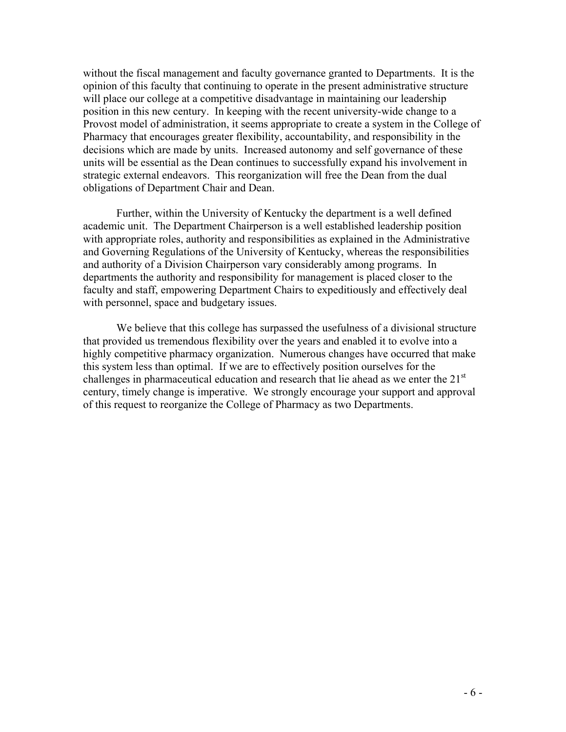without the fiscal management and faculty governance granted to Departments. It is the opinion of this faculty that continuing to operate in the present administrative structure will place our college at a competitive disadvantage in maintaining our leadership position in this new century. In keeping with the recent university-wide change to a Provost model of administration, it seems appropriate to create a system in the College of Pharmacy that encourages greater flexibility, accountability, and responsibility in the decisions which are made by units. Increased autonomy and self governance of these units will be essential as the Dean continues to successfully expand his involvement in strategic external endeavors. This reorganization will free the Dean from the dual obligations of Department Chair and Dean.

Further, within the University of Kentucky the department is a well defined academic unit. The Department Chairperson is a well established leadership position with appropriate roles, authority and responsibilities as explained in the Administrative and Governing Regulations of the University of Kentucky, whereas the responsibilities and authority of a Division Chairperson vary considerably among programs. In departments the authority and responsibility for management is placed closer to the faculty and staff, empowering Department Chairs to expeditiously and effectively deal with personnel, space and budgetary issues.

We believe that this college has surpassed the usefulness of a divisional structure that provided us tremendous flexibility over the years and enabled it to evolve into a highly competitive pharmacy organization. Numerous changes have occurred that make this system less than optimal. If we are to effectively position ourselves for the challenges in pharmaceutical education and research that lie ahead as we enter the 21st century, timely change is imperative. We strongly encourage your support and approval of this request to reorganize the College of Pharmacy as two Departments.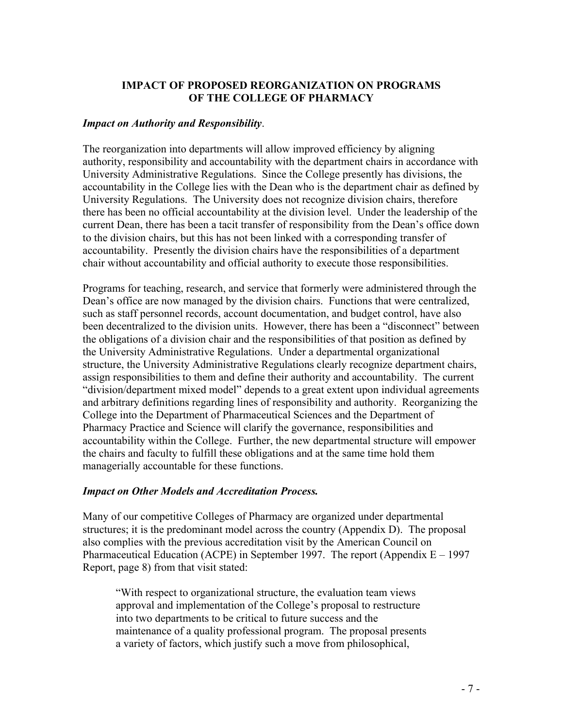## IMPACT OF PROPOSED REORGANIZATION ON PROGRAMS OF THE COLLEGE OF PHARMACY

***Impact on Authority and Responsibility***.

The reorganization into departments will allow improved efficiency by aligning authority, responsibility and accountability with the department chairs in accordance with University Administrative Regulations. Since the College presently has divisions, the accountability in the College lies with the Dean who is the department chair as defined by University Regulations. The University does not recognize division chairs, therefore there has been no official accountability at the division level. Under the leadership of the current Dean, there has been a tacit transfer of responsibility from the Dean's office down to the division chairs, but this has not been linked with a corresponding transfer of accountability. Presently the division chairs have the responsibilities of a department chair without accountability and official authority to execute those responsibilities.

Programs for teaching, research, and service that formerly were administered through the Dean's office are now managed by the division chairs. Functions that were centralized, such as staff personnel records, account documentation, and budget control, have also been decentralized to the division units. However, there has been a "disconnect" between the obligations of a division chair and the responsibilities of that position as defined by the University Administrative Regulations. Under a departmental organizational structure, the University Administrative Regulations clearly recognize department chairs, assign responsibilities to them and define their authority and accountability. The current "division/department mixed model" depends to a great extent upon individual agreements and arbitrary definitions regarding lines of responsibility and authority. Reorganizing the College into the Department of Pharmaceutical Sciences and the Department of Pharmacy Practice and Science will clarify the governance, responsibilities and accountability within the College. Further, the new departmental structure will empower the chairs and faculty to fulfill these obligations and at the same time hold them managerially accountable for these functions.

***Impact on Other Models and Accreditation Process.***

Many of our competitive Colleges of Pharmacy are organized under departmental structures; it is the predominant model across the country (Appendix D). The proposal also complies with the previous accreditation visit by the American Council on Pharmaceutical Education (ACPE) in September 1997. The report (Appendix E – 1997 Report, page 8) from that visit stated:

> "With respect to organizational structure, the evaluation team views approval and implementation of the College's proposal to restructure into two departments to be critical to future success and the maintenance of a quality professional program. The proposal presents a variety of factors, which justify such a move from philosophical,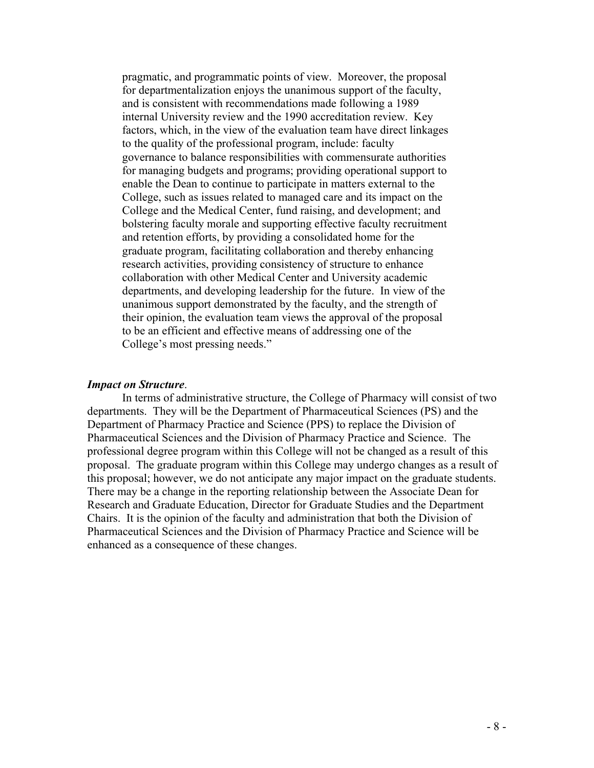> pragmatic, and programmatic points of view. Moreover, the proposal for departmentalization enjoys the unanimous support of the faculty, and is consistent with recommendations made following a 1989 internal University review and the 1990 accreditation review. Key factors, which, in the view of the evaluation team have direct linkages to the quality of the professional program, include: faculty governance to balance responsibilities with commensurate authorities for managing budgets and programs; providing operational support to enable the Dean to continue to participate in matters external to the College, such as issues related to managed care and its impact on the College and the Medical Center, fund raising, and development; and bolstering faculty morale and supporting effective faculty recruitment and retention efforts, by providing a consolidated home for the graduate program, facilitating collaboration and thereby enhancing research activities, providing consistency of structure to enhance collaboration with other Medical Center and University academic departments, and developing leadership for the future. In view of the unanimous support demonstrated by the faculty, and the strength of their opinion, the evaluation team views the approval of the proposal to be an efficient and effective means of addressing one of the College's most pressing needs."

***Impact on Structure*.**

In terms of administrative structure, the College of Pharmacy will consist of two departments. They will be the Department of Pharmaceutical Sciences (PS) and the Department of Pharmacy Practice and Science (PPS) to replace the Division of Pharmaceutical Sciences and the Division of Pharmacy Practice and Science. The professional degree program within this College will not be changed as a result of this proposal. The graduate program within this College may undergo changes as a result of this proposal; however, we do not anticipate any major impact on the graduate students. There may be a change in the reporting relationship between the Associate Dean for Research and Graduate Education, Director for Graduate Studies and the Department Chairs. It is the opinion of the faculty and administration that both the Division of Pharmaceutical Sciences and the Division of Pharmacy Practice and Science will be enhanced as a consequence of these changes.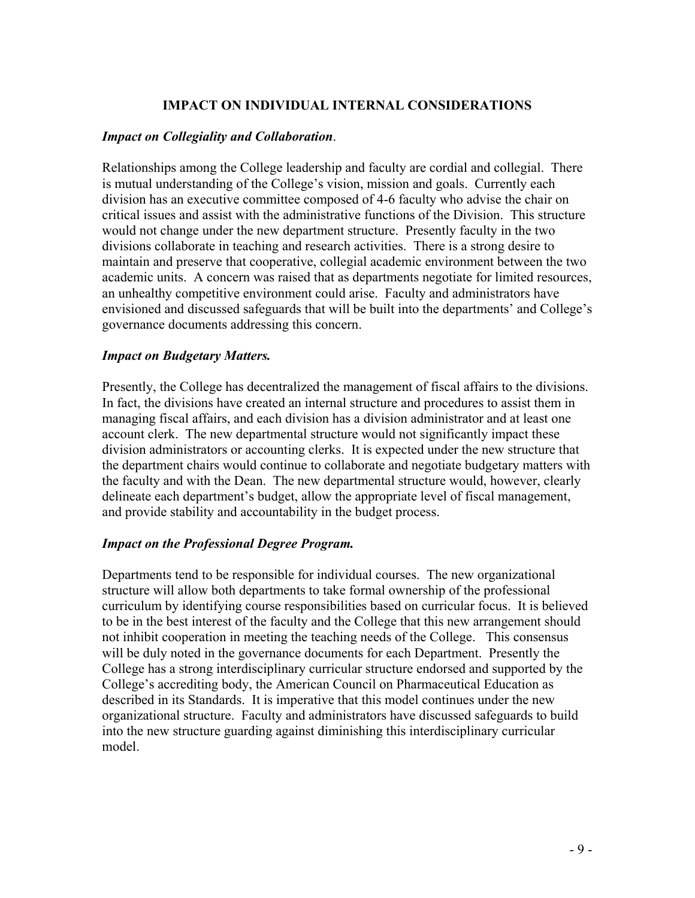## IMPACT ON INDIVIDUAL INTERNAL CONSIDERATIONS

***Impact on Collegiality and Collaboration***.

Relationships among the College leadership and faculty are cordial and collegial. There is mutual understanding of the College's vision, mission and goals. Currently each division has an executive committee composed of 4-6 faculty who advise the chair on critical issues and assist with the administrative functions of the Division. This structure would not change under the new department structure. Presently faculty in the two divisions collaborate in teaching and research activities. There is a strong desire to maintain and preserve that cooperative, collegial academic environment between the two academic units. A concern was raised that as departments negotiate for limited resources, an unhealthy competitive environment could arise. Faculty and administrators have envisioned and discussed safeguards that will be built into the departments' and College's governance documents addressing this concern.

***Impact on Budgetary Matters.***

Presently, the College has decentralized the management of fiscal affairs to the divisions. In fact, the divisions have created an internal structure and procedures to assist them in managing fiscal affairs, and each division has a division administrator and at least one account clerk. The new departmental structure would not significantly impact these division administrators or accounting clerks. It is expected under the new structure that the department chairs would continue to collaborate and negotiate budgetary matters with the faculty and with the Dean. The new departmental structure would, however, clearly delineate each department's budget, allow the appropriate level of fiscal management, and provide stability and accountability in the budget process.

***Impact on the Professional Degree Program.***

Departments tend to be responsible for individual courses. The new organizational structure will allow both departments to take formal ownership of the professional curriculum by identifying course responsibilities based on curricular focus. It is believed to be in the best interest of the faculty and the College that this new arrangement should not inhibit cooperation in meeting the teaching needs of the College. This consensus will be duly noted in the governance documents for each Department. Presently the College has a strong interdisciplinary curricular structure endorsed and supported by the College's accrediting body, the American Council on Pharmaceutical Education as described in its Standards. It is imperative that this model continues under the new organizational structure. Faculty and administrators have discussed safeguards to build into the new structure guarding against diminishing this interdisciplinary curricular model.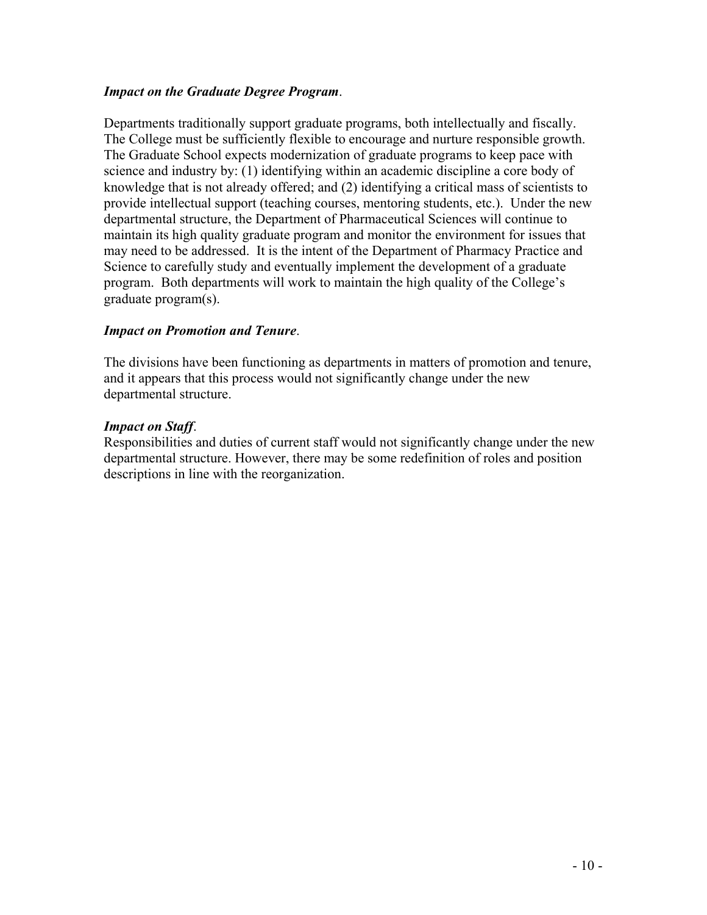***Impact on the Graduate Degree Program***.

Departments traditionally support graduate programs, both intellectually and fiscally. The College must be sufficiently flexible to encourage and nurture responsible growth. The Graduate School expects modernization of graduate programs to keep pace with science and industry by: (1) identifying within an academic discipline a core body of knowledge that is not already offered; and (2) identifying a critical mass of scientists to provide intellectual support (teaching courses, mentoring students, etc.). Under the new departmental structure, the Department of Pharmaceutical Sciences will continue to maintain its high quality graduate program and monitor the environment for issues that may need to be addressed. It is the intent of the Department of Pharmacy Practice and Science to carefully study and eventually implement the development of a graduate program. Both departments will work to maintain the high quality of the College's graduate program(s).

***Impact on Promotion and Tenure***.

The divisions have been functioning as departments in matters of promotion and tenure, and it appears that this process would not significantly change under the new departmental structure.

***Impact on Staff***.

Responsibilities and duties of current staff would not significantly change under the new departmental structure. However, there may be some redefinition of roles and position descriptions in line with the reorganization.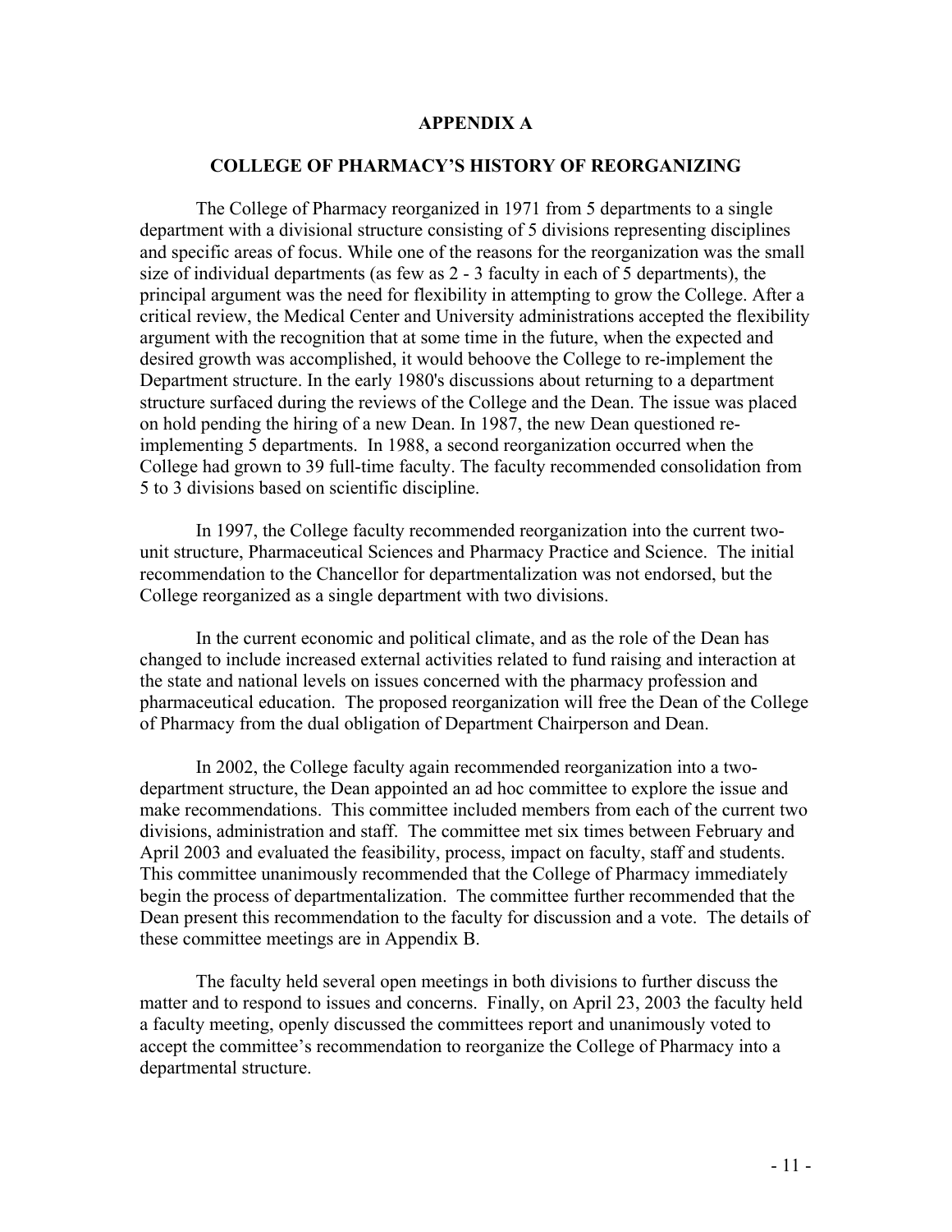# APPENDIX A

## COLLEGE OF PHARMACY'S HISTORY OF REORGANIZING

The College of Pharmacy reorganized in 1971 from 5 departments to a single department with a divisional structure consisting of 5 divisions representing disciplines and specific areas of focus. While one of the reasons for the reorganization was the small size of individual departments (as few as 2 - 3 faculty in each of 5 departments), the principal argument was the need for flexibility in attempting to grow the College. After a critical review, the Medical Center and University administrations accepted the flexibility argument with the recognition that at some time in the future, when the expected and desired growth was accomplished, it would behoove the College to re-implement the Department structure. In the early 1980's discussions about returning to a department structure surfaced during the reviews of the College and the Dean. The issue was placed on hold pending the hiring of a new Dean. In 1987, the new Dean questioned re-implementing 5 departments. In 1988, a second reorganization occurred when the College had grown to 39 full-time faculty. The faculty recommended consolidation from 5 to 3 divisions based on scientific discipline.

In 1997, the College faculty recommended reorganization into the current two-unit structure, Pharmaceutical Sciences and Pharmacy Practice and Science. The initial recommendation to the Chancellor for departmentalization was not endorsed, but the College reorganized as a single department with two divisions.

In the current economic and political climate, and as the role of the Dean has changed to include increased external activities related to fund raising and interaction at the state and national levels on issues concerned with the pharmacy profession and pharmaceutical education. The proposed reorganization will free the Dean of the College of Pharmacy from the dual obligation of Department Chairperson and Dean.

In 2002, the College faculty again recommended reorganization into a two-department structure, the Dean appointed an ad hoc committee to explore the issue and make recommendations. This committee included members from each of the current two divisions, administration and staff. The committee met six times between February and April 2003 and evaluated the feasibility, process, impact on faculty, staff and students. This committee unanimously recommended that the College of Pharmacy immediately begin the process of departmentalization. The committee further recommended that the Dean present this recommendation to the faculty for discussion and a vote. The details of these committee meetings are in Appendix B.

The faculty held several open meetings in both divisions to further discuss the matter and to respond to issues and concerns. Finally, on April 23, 2003 the faculty held a faculty meeting, openly discussed the committees report and unanimously voted to accept the committee's recommendation to reorganize the College of Pharmacy into a departmental structure.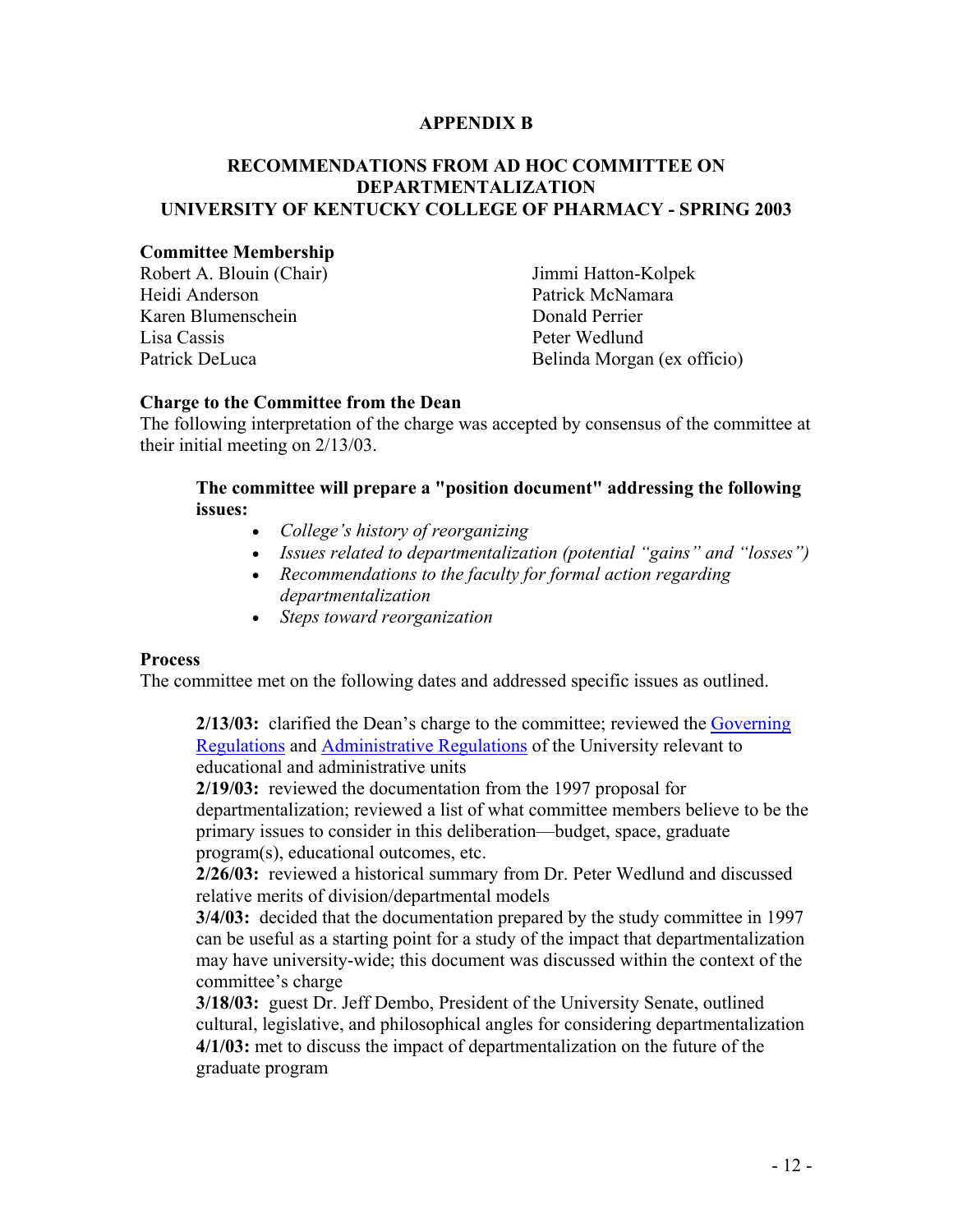# APPENDIX B

## RECOMMENDATIONS FROM AD HOC COMMITTEE ON DEPARTMENTALIZATION UNIVERSITY OF KENTUCKY COLLEGE OF PHARMACY - SPRING 2003

### Committee Membership

Robert A. Blouin (Chair)
Heidi Anderson
Karen Blumenschein
Lisa Cassis
Patrick DeLuca
Jimmi Hatton-Kolpek
Patrick McNamara
Donald Perrier
Peter Wedlund
Belinda Morgan (ex officio)

### Charge to the Committee from the Dean

The following interpretation of the charge was accepted by consensus of the committee at their initial meeting on 2/13/03.

> **The committee will prepare a "position document" addressing the following issues:**
>
> - *College's history of reorganizing*
> - *Issues related to departmentalization (potential "gains" and "losses")*
> - *Recommendations to the faculty for formal action regarding departmentalization*
> - *Steps toward reorganization*

### Process

The committee met on the following dates and addressed specific issues as outlined.

> **2/13/03:** clarified the Dean's charge to the committee; reviewed the Governing Regulations and Administrative Regulations of the University relevant to educational and administrative units
>
> **2/19/03:** reviewed the documentation from the 1997 proposal for departmentalization; reviewed a list of what committee members believe to be the primary issues to consider in this deliberation—budget, space, graduate program(s), educational outcomes, etc.
>
> **2/26/03:** reviewed a historical summary from Dr. Peter Wedlund and discussed relative merits of division/departmental models
>
> **3/4/03:** decided that the documentation prepared by the study committee in 1997 can be useful as a starting point for a study of the impact that departmentalization may have university-wide; this document was discussed within the context of the committee's charge
>
> **3/18/03:** guest Dr. Jeff Dembo, President of the University Senate, outlined cultural, legislative, and philosophical angles for considering departmentalization
>
> **4/1/03:** met to discuss the impact of departmentalization on the future of the graduate program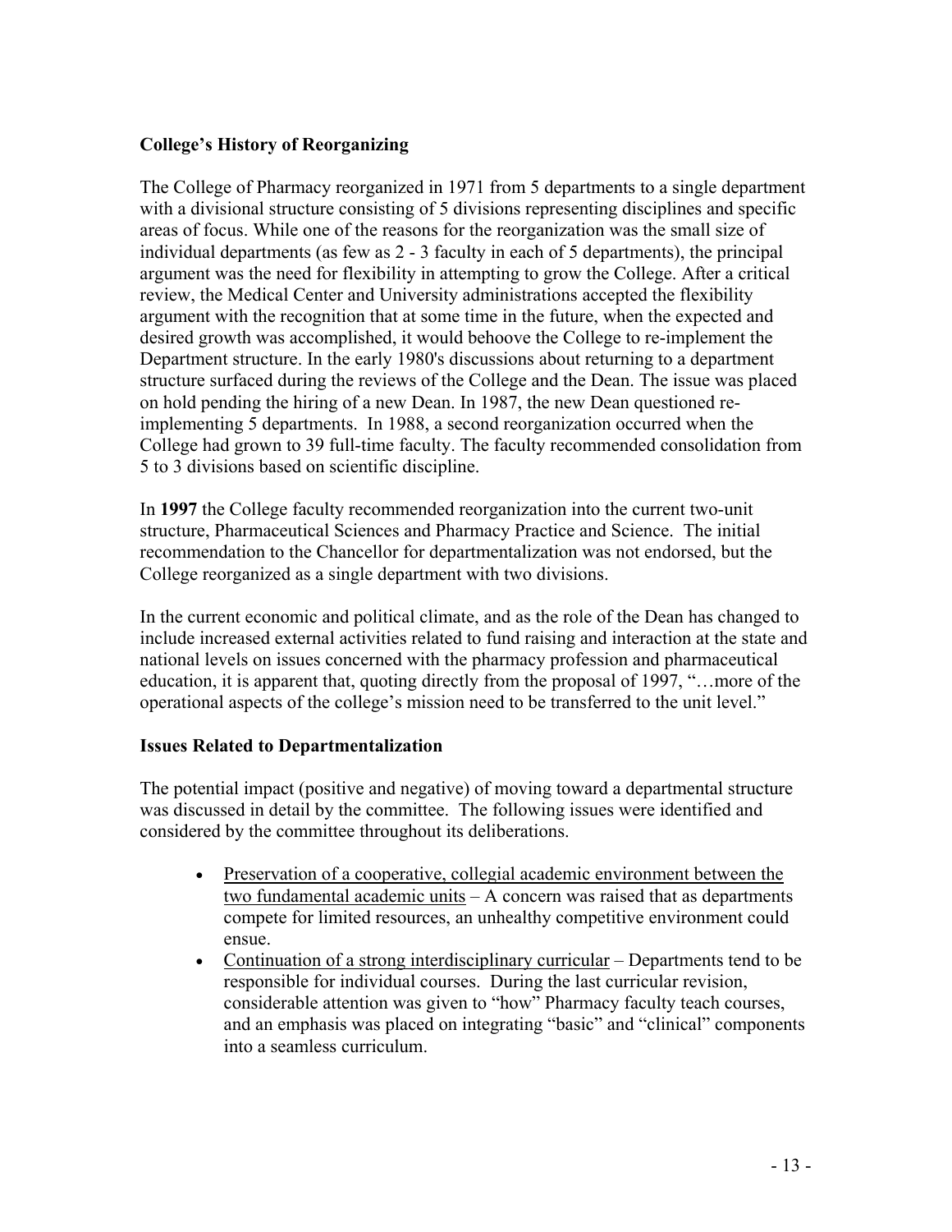### College's History of Reorganizing

The College of Pharmacy reorganized in 1971 from 5 departments to a single department with a divisional structure consisting of 5 divisions representing disciplines and specific areas of focus. While one of the reasons for the reorganization was the small size of individual departments (as few as 2 - 3 faculty in each of 5 departments), the principal argument was the need for flexibility in attempting to grow the College. After a critical review, the Medical Center and University administrations accepted the flexibility argument with the recognition that at some time in the future, when the expected and desired growth was accomplished, it would behoove the College to re-implement the Department structure. In the early 1980's discussions about returning to a department structure surfaced during the reviews of the College and the Dean. The issue was placed on hold pending the hiring of a new Dean. In 1987, the new Dean questioned re-implementing 5 departments. In 1988, a second reorganization occurred when the College had grown to 39 full-time faculty. The faculty recommended consolidation from 5 to 3 divisions based on scientific discipline.

In **1997** the College faculty recommended reorganization into the current two-unit structure, Pharmaceutical Sciences and Pharmacy Practice and Science. The initial recommendation to the Chancellor for departmentalization was not endorsed, but the College reorganized as a single department with two divisions.

In the current economic and political climate, and as the role of the Dean has changed to include increased external activities related to fund raising and interaction at the state and national levels on issues concerned with the pharmacy profession and pharmaceutical education, it is apparent that, quoting directly from the proposal of 1997, "…more of the operational aspects of the college's mission need to be transferred to the unit level."

### Issues Related to Departmentalization

The potential impact (positive and negative) of moving toward a departmental structure was discussed in detail by the committee. The following issues were identified and considered by the committee throughout its deliberations.

- Preservation of a cooperative, collegial academic environment between the two fundamental academic units – A concern was raised that as departments compete for limited resources, an unhealthy competitive environment could ensue.
- Continuation of a strong interdisciplinary curricular – Departments tend to be responsible for individual courses. During the last curricular revision, considerable attention was given to "how" Pharmacy faculty teach courses, and an emphasis was placed on integrating "basic" and "clinical" components into a seamless curriculum.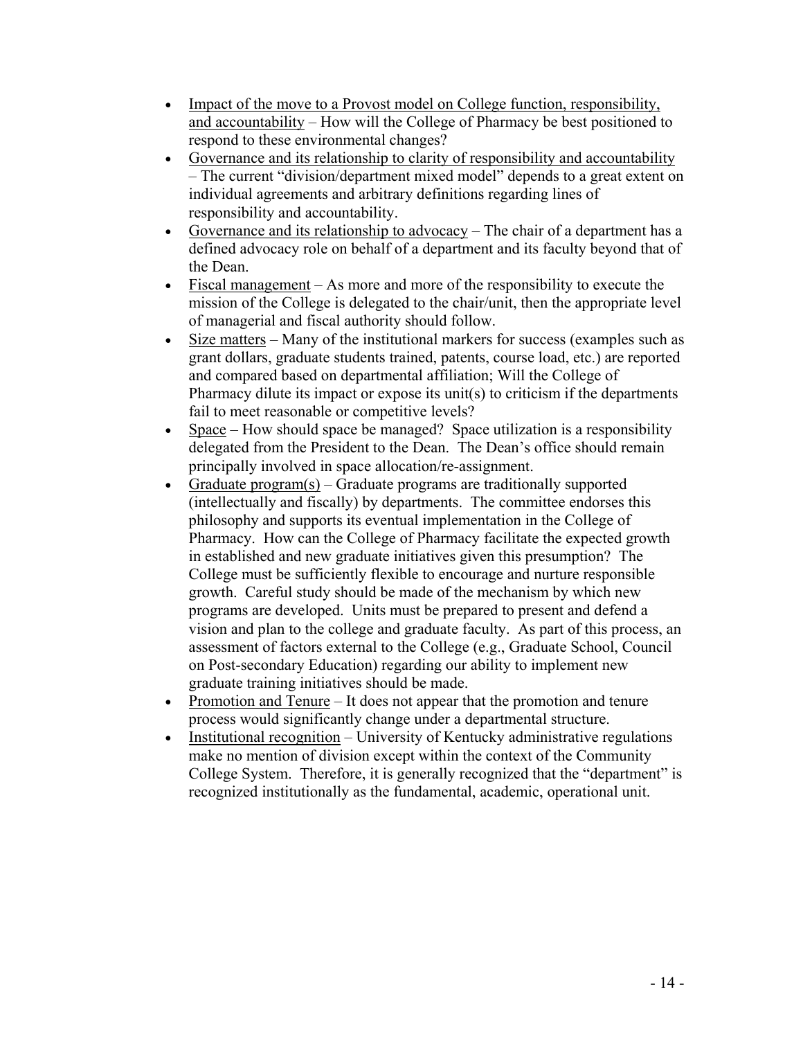- <u>Impact of the move to a Provost model on College function, responsibility, and accountability</u> – How will the College of Pharmacy be best positioned to respond to these environmental changes?
- <u>Governance and its relationship to clarity of responsibility and accountability</u> – The current "division/department mixed model" depends to a great extent on individual agreements and arbitrary definitions regarding lines of responsibility and accountability.
- <u>Governance and its relationship to advocacy</u> – The chair of a department has a defined advocacy role on behalf of a department and its faculty beyond that of the Dean.
- <u>Fiscal management</u> – As more and more of the responsibility to execute the mission of the College is delegated to the chair/unit, then the appropriate level of managerial and fiscal authority should follow.
- <u>Size matters</u> – Many of the institutional markers for success (examples such as grant dollars, graduate students trained, patents, course load, etc.) are reported and compared based on departmental affiliation; Will the College of Pharmacy dilute its impact or expose its unit(s) to criticism if the departments fail to meet reasonable or competitive levels?
- <u>Space</u> – How should space be managed? Space utilization is a responsibility delegated from the President to the Dean. The Dean's office should remain principally involved in space allocation/re-assignment.
- <u>Graduate program(s)</u> – Graduate programs are traditionally supported (intellectually and fiscally) by departments. The committee endorses this philosophy and supports its eventual implementation in the College of Pharmacy. How can the College of Pharmacy facilitate the expected growth in established and new graduate initiatives given this presumption? The College must be sufficiently flexible to encourage and nurture responsible growth. Careful study should be made of the mechanism by which new programs are developed. Units must be prepared to present and defend a vision and plan to the college and graduate faculty. As part of this process, an assessment of factors external to the College (e.g., Graduate School, Council on Post-secondary Education) regarding our ability to implement new graduate training initiatives should be made.
- <u>Promotion and Tenure</u> – It does not appear that the promotion and tenure process would significantly change under a departmental structure.
- <u>Institutional recognition</u> – University of Kentucky administrative regulations make no mention of division except within the context of the Community College System. Therefore, it is generally recognized that the "department" is recognized institutionally as the fundamental, academic, operational unit.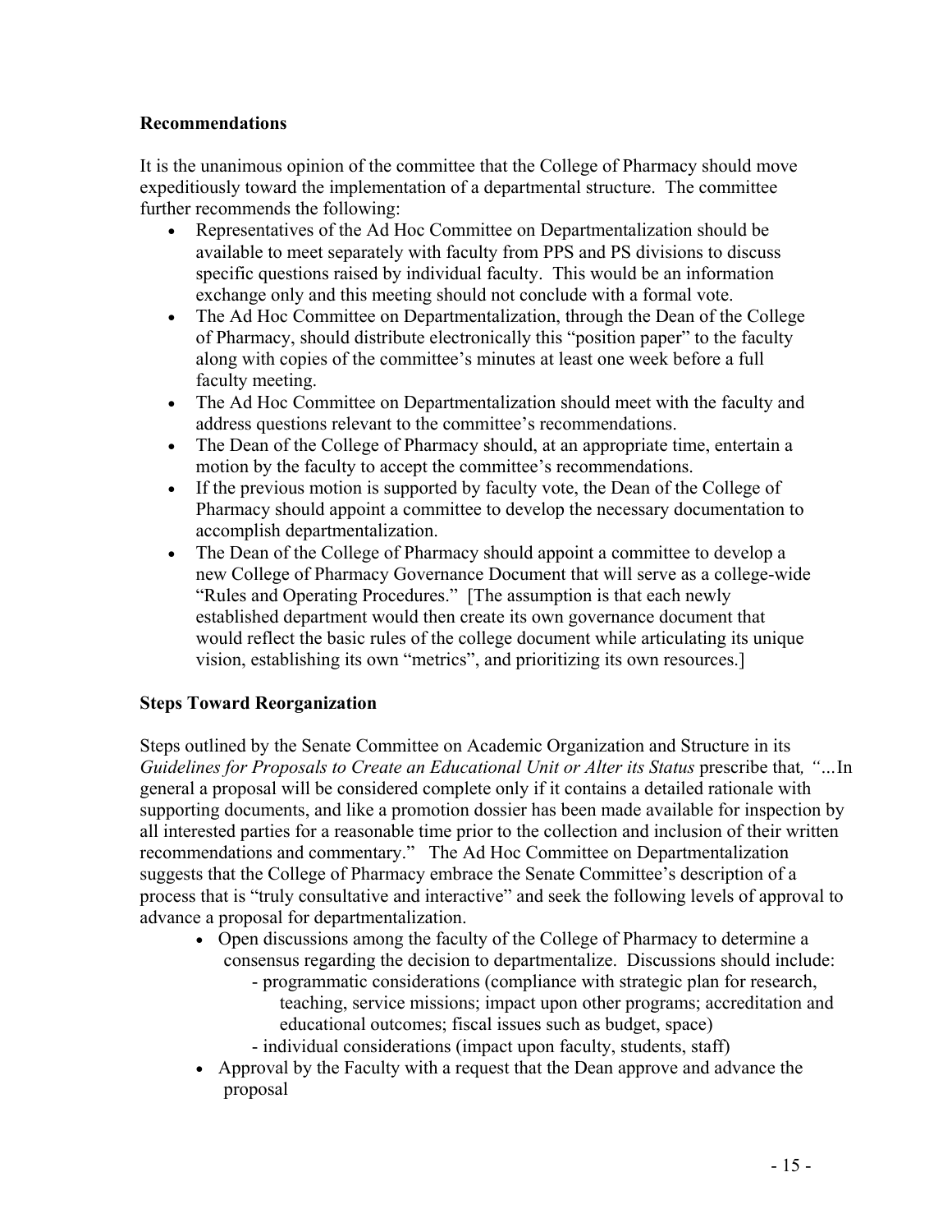**Recommendations**

It is the unanimous opinion of the committee that the College of Pharmacy should move expeditiously toward the implementation of a departmental structure. The committee further recommends the following:

- Representatives of the Ad Hoc Committee on Departmentalization should be available to meet separately with faculty from PPS and PS divisions to discuss specific questions raised by individual faculty. This would be an information exchange only and this meeting should not conclude with a formal vote.
- The Ad Hoc Committee on Departmentalization, through the Dean of the College of Pharmacy, should distribute electronically this "position paper" to the faculty along with copies of the committee's minutes at least one week before a full faculty meeting.
- The Ad Hoc Committee on Departmentalization should meet with the faculty and address questions relevant to the committee's recommendations.
- The Dean of the College of Pharmacy should, at an appropriate time, entertain a motion by the faculty to accept the committee's recommendations.
- If the previous motion is supported by faculty vote, the Dean of the College of Pharmacy should appoint a committee to develop the necessary documentation to accomplish departmentalization.
- The Dean of the College of Pharmacy should appoint a committee to develop a new College of Pharmacy Governance Document that will serve as a college-wide "Rules and Operating Procedures." [The assumption is that each newly established department would then create its own governance document that would reflect the basic rules of the college document while articulating its unique vision, establishing its own "metrics", and prioritizing its own resources.]

**Steps Toward Reorganization**

Steps outlined by the Senate Committee on Academic Organization and Structure in its *Guidelines for Proposals to Create an Educational Unit or Alter its Status* prescribe that*, "…*In general a proposal will be considered complete only if it contains a detailed rationale with supporting documents, and like a promotion dossier has been made available for inspection by all interested parties for a reasonable time prior to the collection and inclusion of their written recommendations and commentary." The Ad Hoc Committee on Departmentalization suggests that the College of Pharmacy embrace the Senate Committee's description of a process that is "truly consultative and interactive" and seek the following levels of approval to advance a proposal for departmentalization.

- Open discussions among the faculty of the College of Pharmacy to determine a consensus regarding the decision to departmentalize. Discussions should include:
  - programmatic considerations (compliance with strategic plan for research, teaching, service missions; impact upon other programs; accreditation and educational outcomes; fiscal issues such as budget, space)
  - individual considerations (impact upon faculty, students, staff)
- Approval by the Faculty with a request that the Dean approve and advance the proposal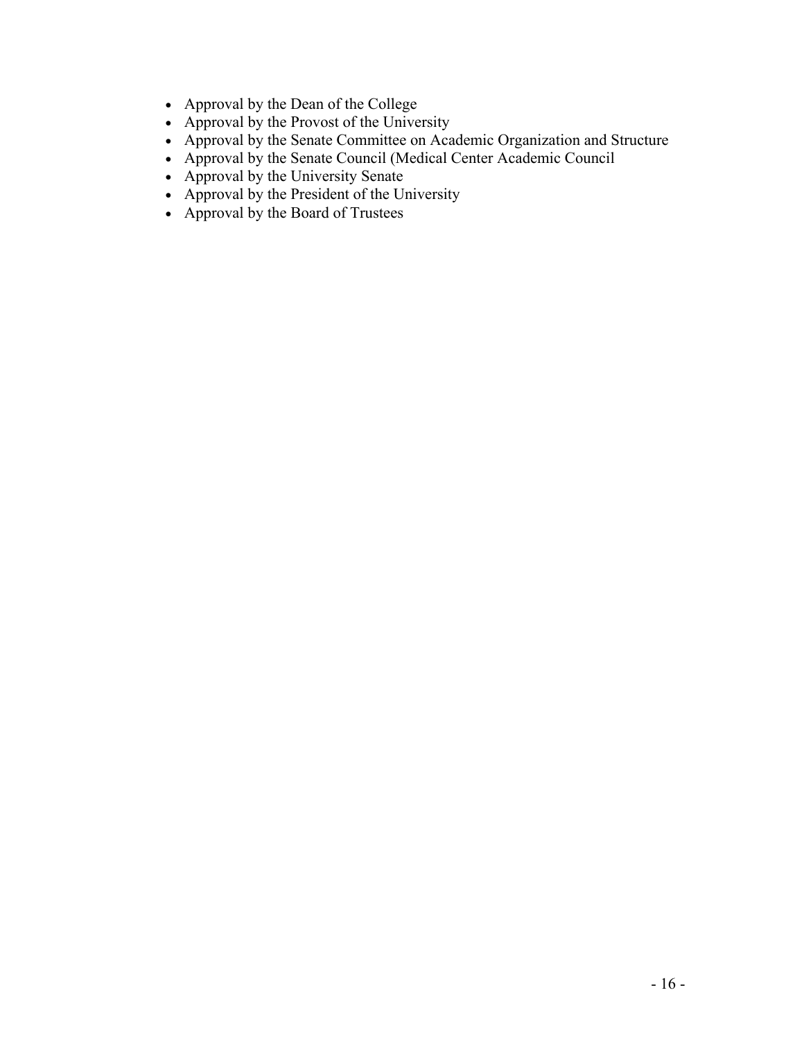- Approval by the Dean of the College
- Approval by the Provost of the University
- Approval by the Senate Committee on Academic Organization and Structure
- Approval by the Senate Council (Medical Center Academic Council
- Approval by the University Senate
- Approval by the President of the University
- Approval by the Board of Trustees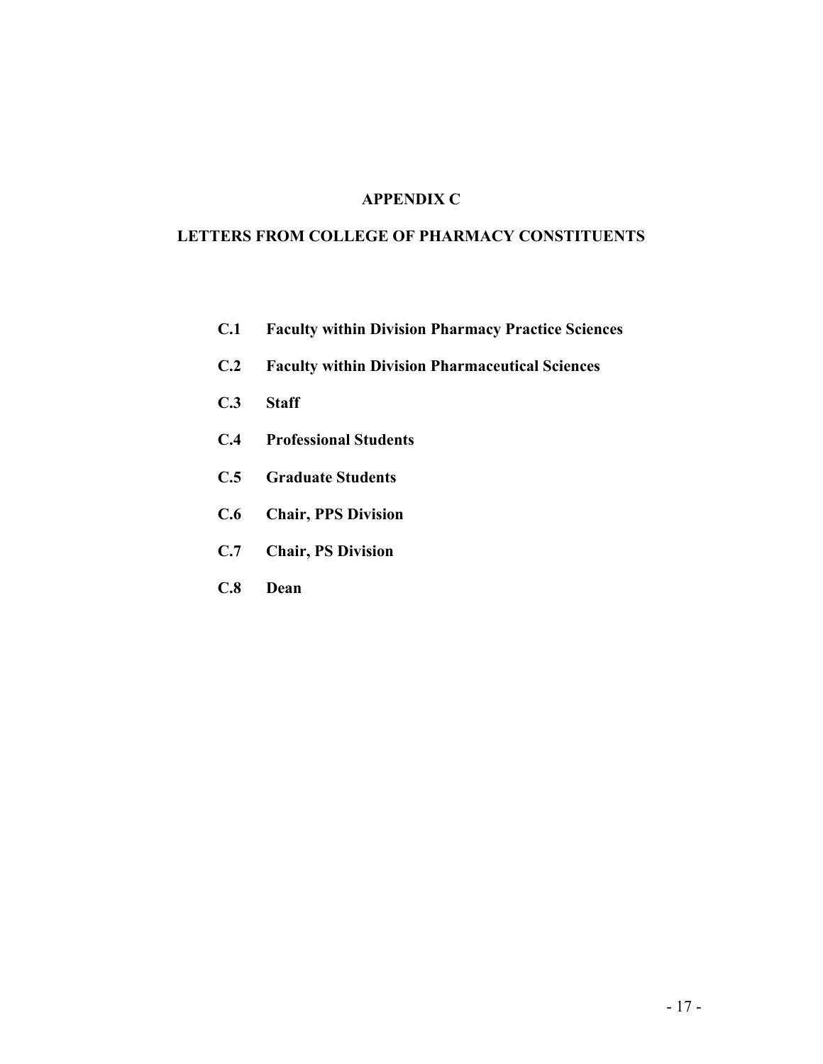# APPENDIX C

## LETTERS FROM COLLEGE OF PHARMACY CONSTITUENTS

- **C.1 Faculty within Division Pharmacy Practice Sciences**
- **C.2 Faculty within Division Pharmaceutical Sciences**
- **C.3 Staff**
- **C.4 Professional Students**
- **C.5 Graduate Students**
- **C.6 Chair, PPS Division**
- **C.7 Chair, PS Division**
- **C.8 Dean**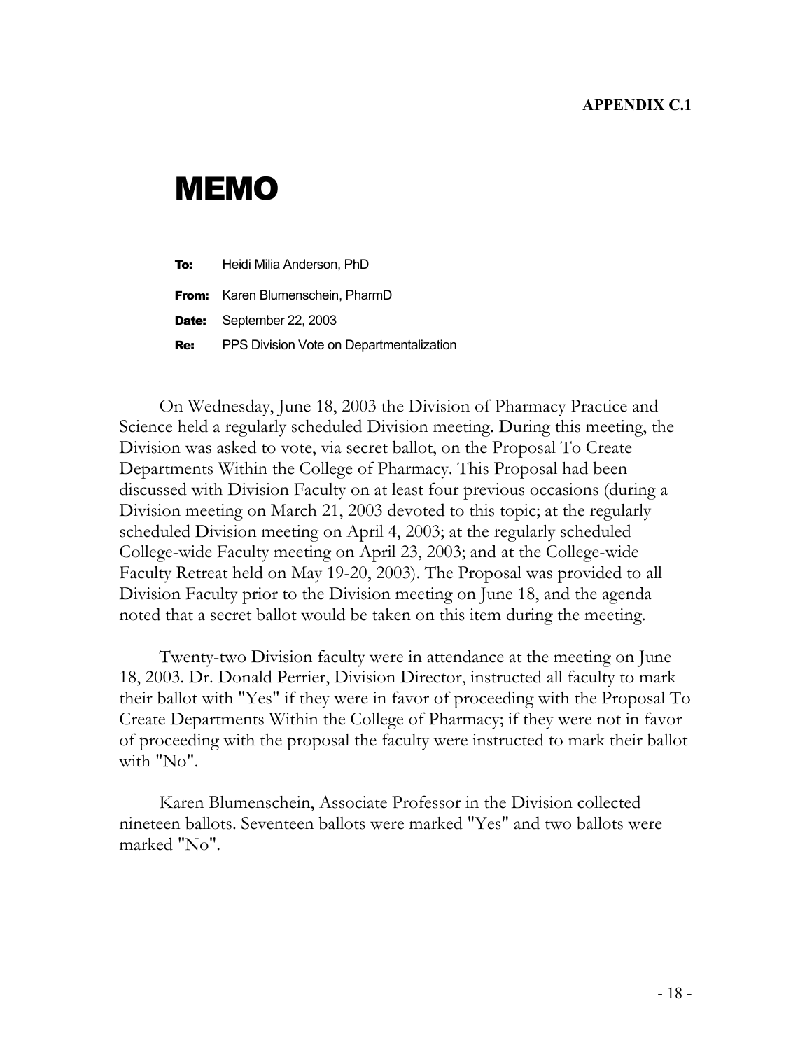**APPENDIX C.1**

# MEMO

**To:** Heidi Milia Anderson, PhD

**From:** Karen Blumenschein, PharmD

**Date:** September 22, 2003

**Re:** PPS Division Vote on Departmentalization

---

On Wednesday, June 18, 2003 the Division of Pharmacy Practice and Science held a regularly scheduled Division meeting. During this meeting, the Division was asked to vote, via secret ballot, on the Proposal To Create Departments Within the College of Pharmacy. This Proposal had been discussed with Division Faculty on at least four previous occasions (during a Division meeting on March 21, 2003 devoted to this topic; at the regularly scheduled Division meeting on April 4, 2003; at the regularly scheduled College-wide Faculty meeting on April 23, 2003; and at the College-wide Faculty Retreat held on May 19-20, 2003). The Proposal was provided to all Division Faculty prior to the Division meeting on June 18, and the agenda noted that a secret ballot would be taken on this item during the meeting.

Twenty-two Division faculty were in attendance at the meeting on June 18, 2003. Dr. Donald Perrier, Division Director, instructed all faculty to mark their ballot with "Yes" if they were in favor of proceeding with the Proposal To Create Departments Within the College of Pharmacy; if they were not in favor of proceeding with the proposal the faculty were instructed to mark their ballot with "No".

Karen Blumenschein, Associate Professor in the Division collected nineteen ballots. Seventeen ballots were marked "Yes" and two ballots were marked "No".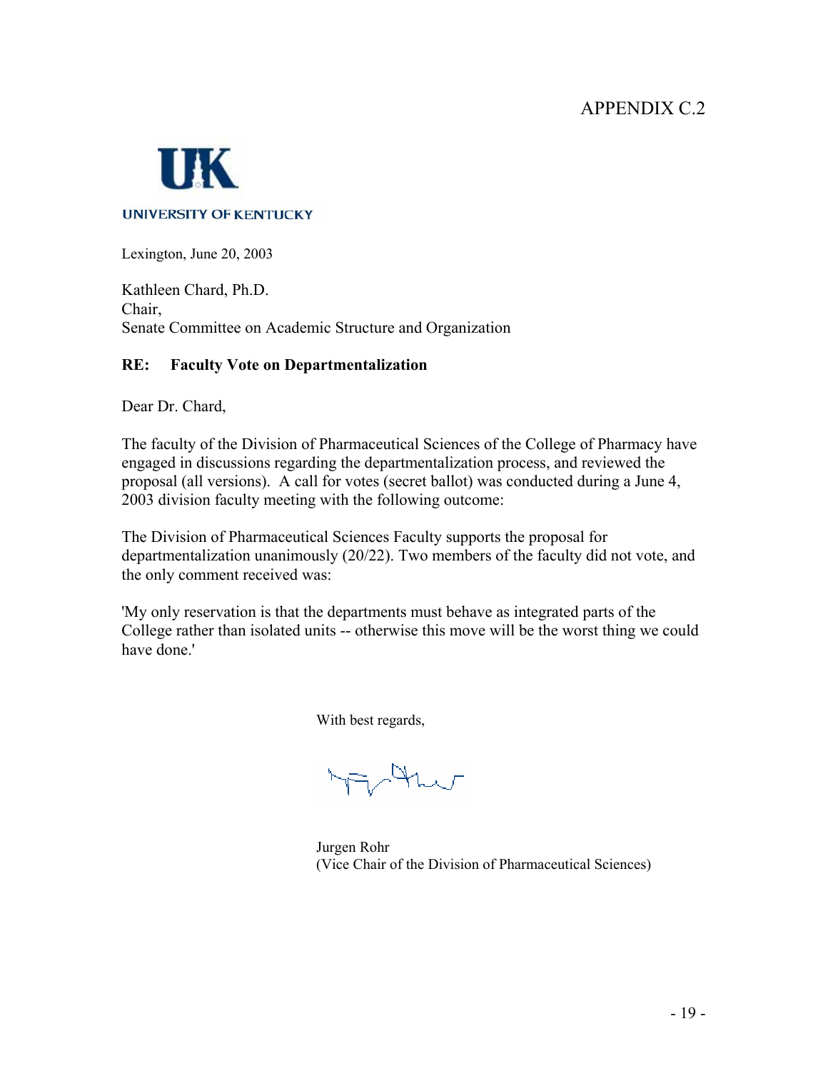APPENDIX C.2

UNIVERSITY OF KENTUCKY

Lexington, June 20, 2003

Kathleen Chard, Ph.D.
Chair,
Senate Committee on Academic Structure and Organization

**RE: Faculty Vote on Departmentalization**

Dear Dr. Chard,

The faculty of the Division of Pharmaceutical Sciences of the College of Pharmacy have engaged in discussions regarding the departmentalization process, and reviewed the proposal (all versions). A call for votes (secret ballot) was conducted during a June 4, 2003 division faculty meeting with the following outcome:

The Division of Pharmaceutical Sciences Faculty supports the proposal for departmentalization unanimously (20/22). Two members of the faculty did not vote, and the only comment received was:

'My only reservation is that the departments must behave as integrated parts of the College rather than isolated units -- otherwise this move will be the worst thing we could have done.'

With best regards,

Jurgen Rohr
(Vice Chair of the Division of Pharmaceutical Sciences)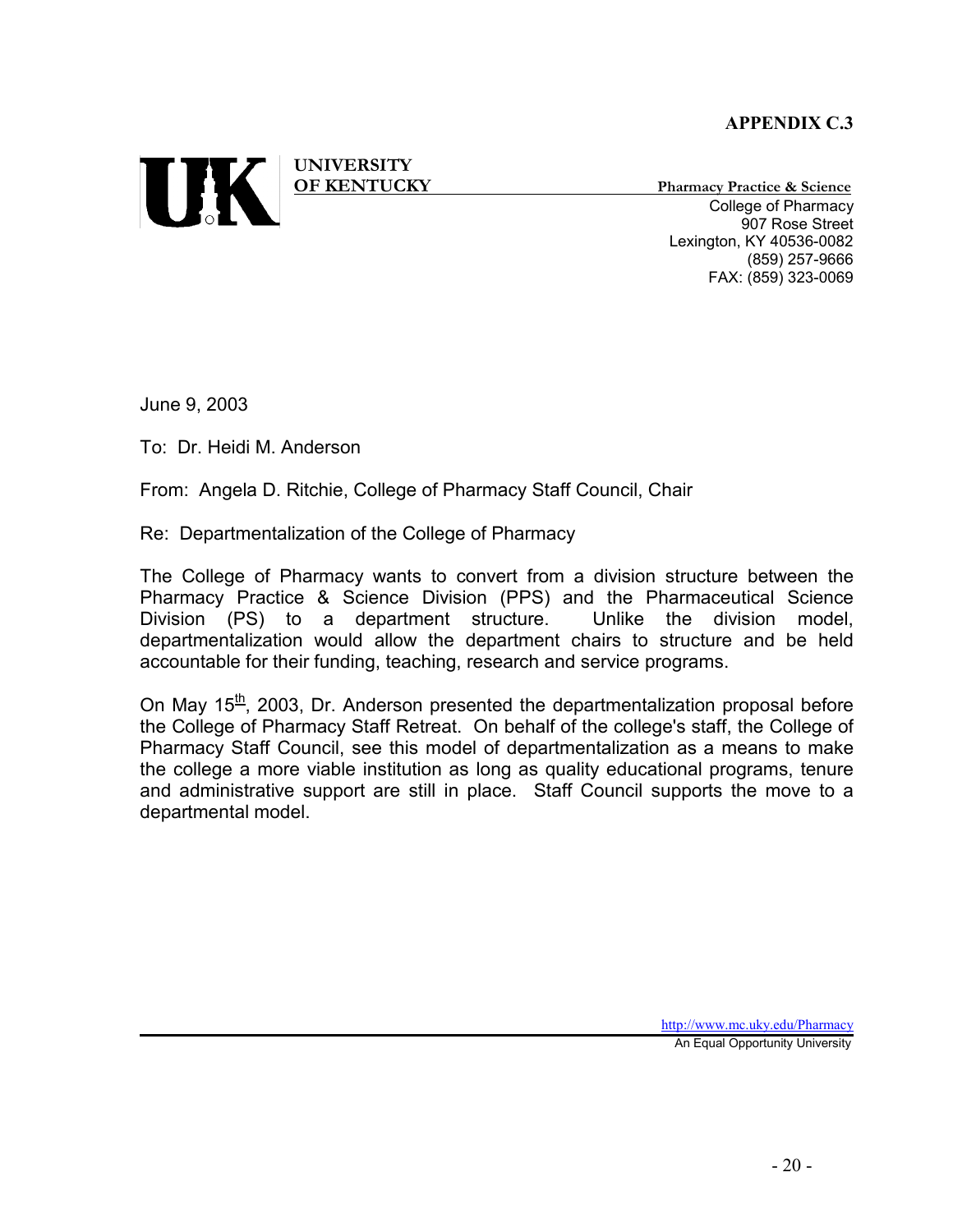**APPENDIX C.3**

**UNIVERSITY OF KENTUCKY**

**Pharmacy Practice & Science**
College of Pharmacy
907 Rose Street
Lexington, KY 40536-0082
(859) 257-9666
FAX: (859) 323-0069

June 9, 2003

To: Dr. Heidi M. Anderson

From: Angela D. Ritchie, College of Pharmacy Staff Council, Chair

Re: Departmentalization of the College of Pharmacy

The College of Pharmacy wants to convert from a division structure between the Pharmacy Practice & Science Division (PPS) and the Pharmaceutical Science Division (PS) to a department structure. Unlike the division model, departmentalization would allow the department chairs to structure and be held accountable for their funding, teaching, research and service programs.

On May 15th, 2003, Dr. Anderson presented the departmentalization proposal before the College of Pharmacy Staff Retreat. On behalf of the college's staff, the College of Pharmacy Staff Council, see this model of departmentalization as a means to make the college a more viable institution as long as quality educational programs, tenure and administrative support are still in place. Staff Council supports the move to a departmental model.

http://www.mc.uky.edu/Pharmacy
An Equal Opportunity University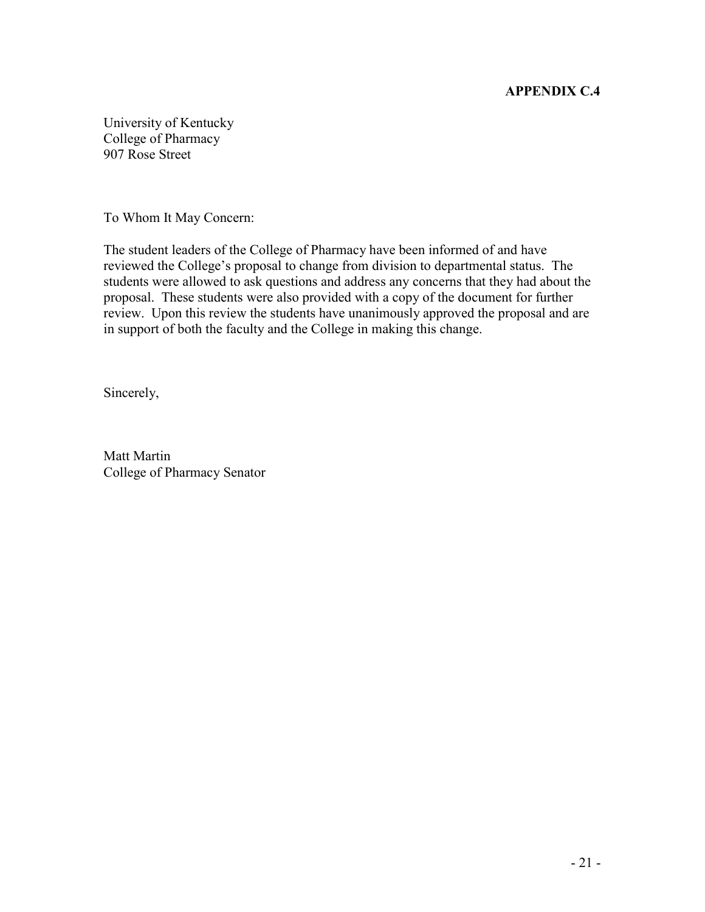**APPENDIX C.4**

University of Kentucky
College of Pharmacy
907 Rose Street

To Whom It May Concern:

The student leaders of the College of Pharmacy have been informed of and have reviewed the College's proposal to change from division to departmental status. The students were allowed to ask questions and address any concerns that they had about the proposal. These students were also provided with a copy of the document for further review. Upon this review the students have unanimously approved the proposal and are in support of both the faculty and the College in making this change.

Sincerely,

Matt Martin
College of Pharmacy Senator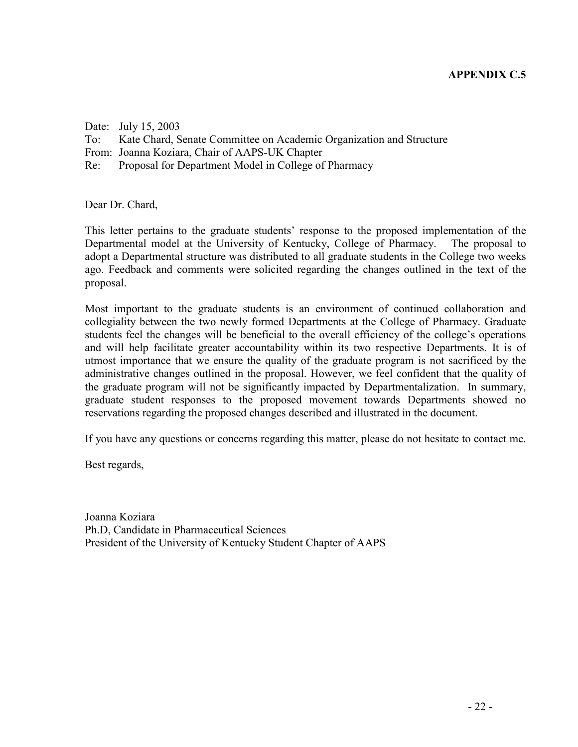**APPENDIX C.5**

Date: July 15, 2003
To: Kate Chard, Senate Committee on Academic Organization and Structure
From: Joanna Koziara, Chair of AAPS-UK Chapter
Re: Proposal for Department Model in College of Pharmacy

Dear Dr. Chard,

This letter pertains to the graduate students' response to the proposed implementation of the Departmental model at the University of Kentucky, College of Pharmacy. The proposal to adopt a Departmental structure was distributed to all graduate students in the College two weeks ago. Feedback and comments were solicited regarding the changes outlined in the text of the proposal.

Most important to the graduate students is an environment of continued collaboration and collegiality between the two newly formed Departments at the College of Pharmacy. Graduate students feel the changes will be beneficial to the overall efficiency of the college's operations and will help facilitate greater accountability within its two respective Departments. It is of utmost importance that we ensure the quality of the graduate program is not sacrificed by the administrative changes outlined in the proposal. However, we feel confident that the quality of the graduate program will not be significantly impacted by Departmentalization. In summary, graduate student responses to the proposed movement towards Departments showed no reservations regarding the proposed changes described and illustrated in the document.

If you have any questions or concerns regarding this matter, please do not hesitate to contact me.

Best regards,

Joanna Koziara
Ph.D, Candidate in Pharmaceutical Sciences
President of the University of Kentucky Student Chapter of AAPS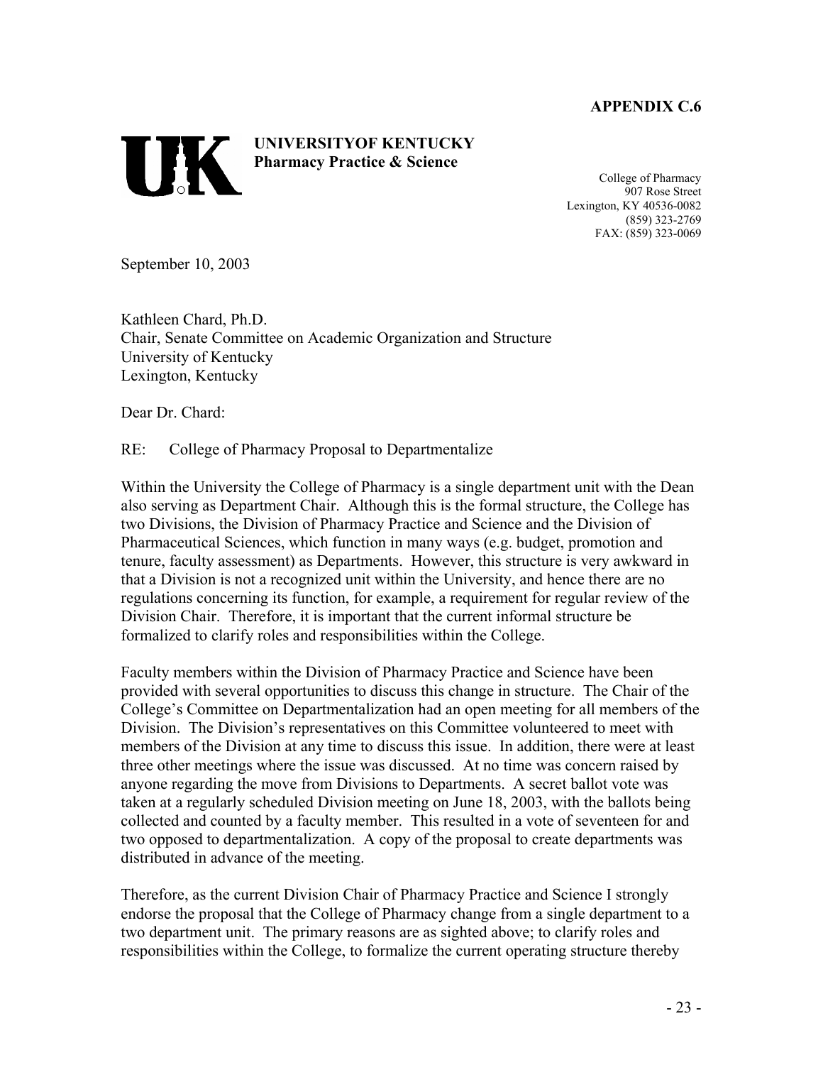**APPENDIX C.6**

**UNIVERSITYOF KENTUCKY**
**Pharmacy Practice & Science**

College of Pharmacy
907 Rose Street
Lexington, KY 40536-0082
(859) 323-2769
FAX: (859) 323-0069

September 10, 2003

Kathleen Chard, Ph.D.
Chair, Senate Committee on Academic Organization and Structure
University of Kentucky
Lexington, Kentucky

Dear Dr. Chard:

RE: College of Pharmacy Proposal to Departmentalize

Within the University the College of Pharmacy is a single department unit with the Dean also serving as Department Chair. Although this is the formal structure, the College has two Divisions, the Division of Pharmacy Practice and Science and the Division of Pharmaceutical Sciences, which function in many ways (e.g. budget, promotion and tenure, faculty assessment) as Departments. However, this structure is very awkward in that a Division is not a recognized unit within the University, and hence there are no regulations concerning its function, for example, a requirement for regular review of the Division Chair. Therefore, it is important that the current informal structure be formalized to clarify roles and responsibilities within the College.

Faculty members within the Division of Pharmacy Practice and Science have been provided with several opportunities to discuss this change in structure. The Chair of the College's Committee on Departmentalization had an open meeting for all members of the Division. The Division's representatives on this Committee volunteered to meet with members of the Division at any time to discuss this issue. In addition, there were at least three other meetings where the issue was discussed. At no time was concern raised by anyone regarding the move from Divisions to Departments. A secret ballot vote was taken at a regularly scheduled Division meeting on June 18, 2003, with the ballots being collected and counted by a faculty member. This resulted in a vote of seventeen for and two opposed to departmentalization. A copy of the proposal to create departments was distributed in advance of the meeting.

Therefore, as the current Division Chair of Pharmacy Practice and Science I strongly endorse the proposal that the College of Pharmacy change from a single department to a two department unit. The primary reasons are as sighted above; to clarify roles and responsibilities within the College, to formalize the current operating structure thereby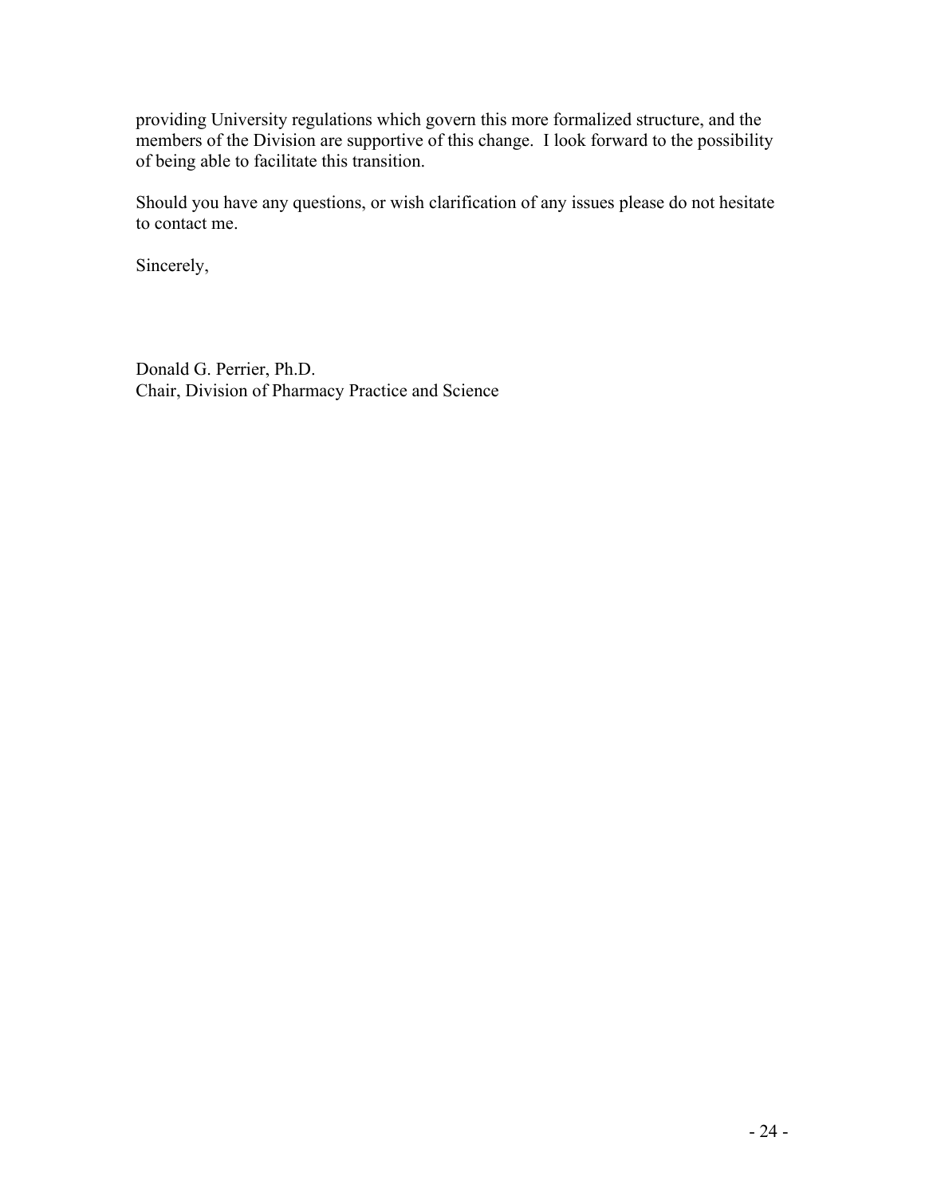providing University regulations which govern this more formalized structure, and the members of the Division are supportive of this change. I look forward to the possibility of being able to facilitate this transition.

Should you have any questions, or wish clarification of any issues please do not hesitate to contact me.

Sincerely,

Donald G. Perrier, Ph.D.
Chair, Division of Pharmacy Practice and Science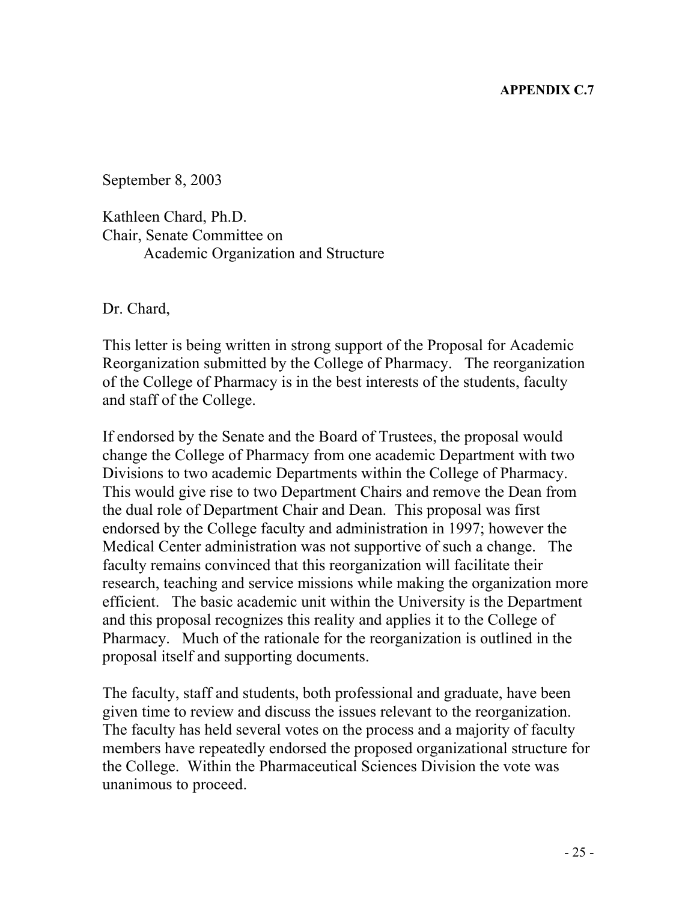**APPENDIX C.7**

September 8, 2003

Kathleen Chard, Ph.D.
Chair, Senate Committee on
Academic Organization and Structure

Dr. Chard,

This letter is being written in strong support of the Proposal for Academic Reorganization submitted by the College of Pharmacy. The reorganization of the College of Pharmacy is in the best interests of the students, faculty and staff of the College.

If endorsed by the Senate and the Board of Trustees, the proposal would change the College of Pharmacy from one academic Department with two Divisions to two academic Departments within the College of Pharmacy. This would give rise to two Department Chairs and remove the Dean from the dual role of Department Chair and Dean. This proposal was first endorsed by the College faculty and administration in 1997; however the Medical Center administration was not supportive of such a change. The faculty remains convinced that this reorganization will facilitate their research, teaching and service missions while making the organization more efficient. The basic academic unit within the University is the Department and this proposal recognizes this reality and applies it to the College of Pharmacy. Much of the rationale for the reorganization is outlined in the proposal itself and supporting documents.

The faculty, staff and students, both professional and graduate, have been given time to review and discuss the issues relevant to the reorganization. The faculty has held several votes on the process and a majority of faculty members have repeatedly endorsed the proposed organizational structure for the College. Within the Pharmaceutical Sciences Division the vote was unanimous to proceed.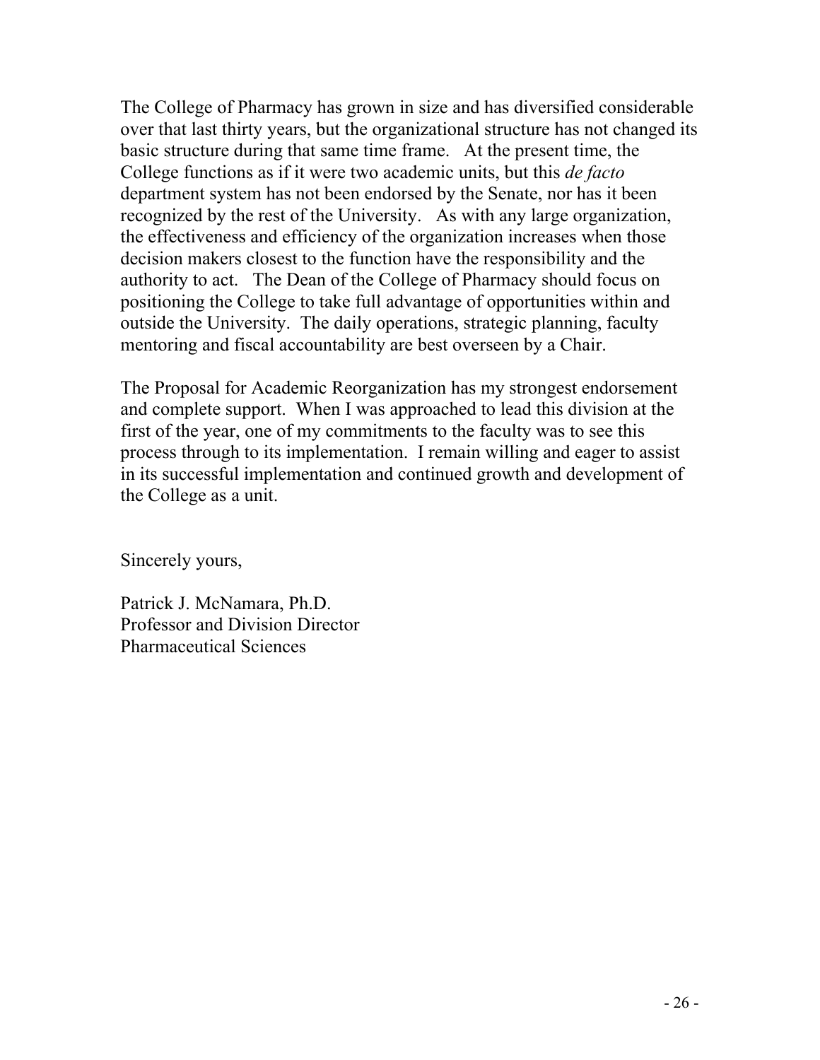The College of Pharmacy has grown in size and has diversified considerable over that last thirty years, but the organizational structure has not changed its basic structure during that same time frame. At the present time, the College functions as if it were two academic units, but this *de facto* department system has not been endorsed by the Senate, nor has it been recognized by the rest of the University. As with any large organization, the effectiveness and efficiency of the organization increases when those decision makers closest to the function have the responsibility and the authority to act. The Dean of the College of Pharmacy should focus on positioning the College to take full advantage of opportunities within and outside the University. The daily operations, strategic planning, faculty mentoring and fiscal accountability are best overseen by a Chair.

The Proposal for Academic Reorganization has my strongest endorsement and complete support. When I was approached to lead this division at the first of the year, one of my commitments to the faculty was to see this process through to its implementation. I remain willing and eager to assist in its successful implementation and continued growth and development of the College as a unit.

Sincerely yours,

Patrick J. McNamara, Ph.D.
Professor and Division Director
Pharmaceutical Sciences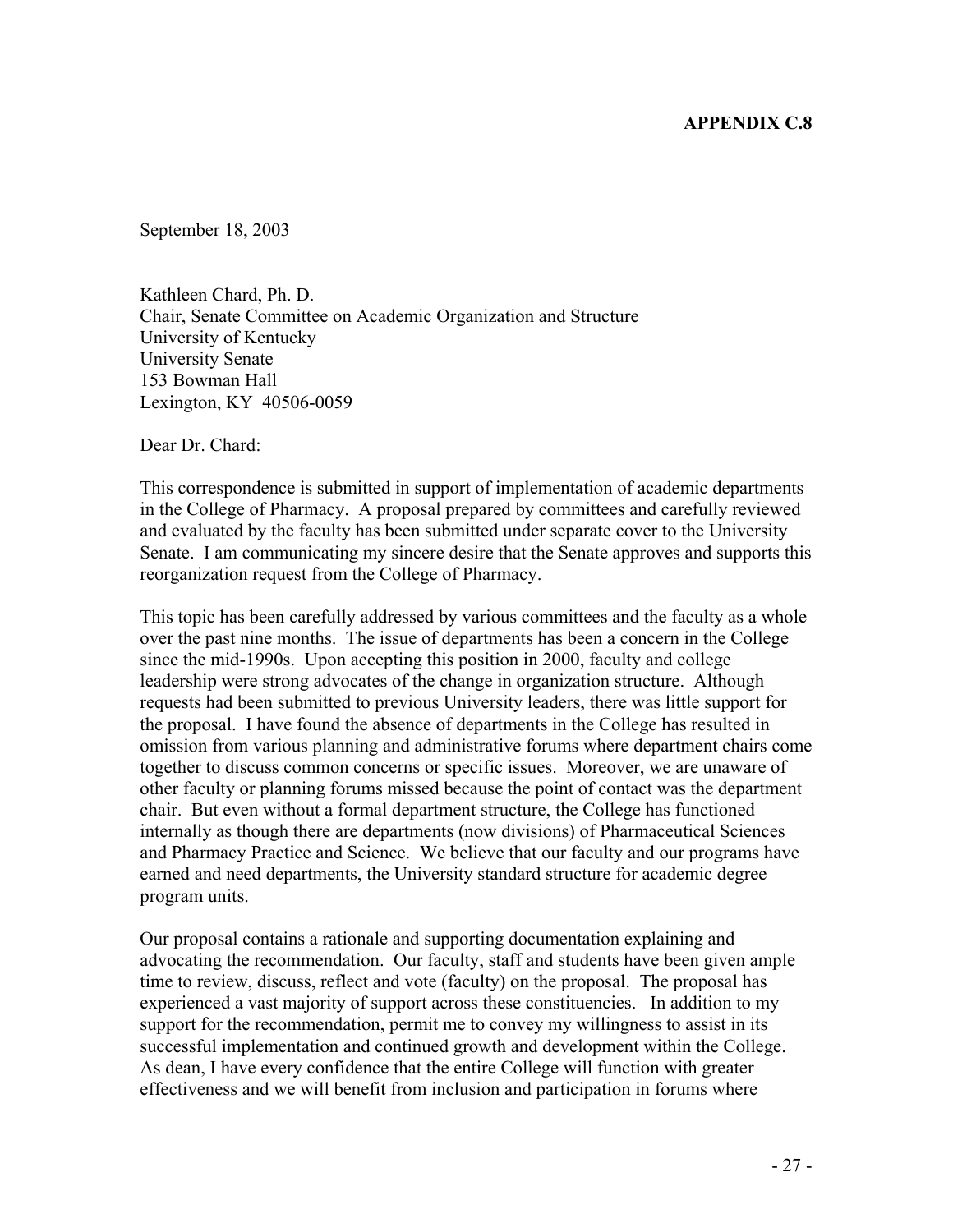**APPENDIX C.8**

September 18, 2003

Kathleen Chard, Ph. D.
Chair, Senate Committee on Academic Organization and Structure
University of Kentucky
University Senate
153 Bowman Hall
Lexington, KY 40506-0059

Dear Dr. Chard:

This correspondence is submitted in support of implementation of academic departments in the College of Pharmacy. A proposal prepared by committees and carefully reviewed and evaluated by the faculty has been submitted under separate cover to the University Senate. I am communicating my sincere desire that the Senate approves and supports this reorganization request from the College of Pharmacy.

This topic has been carefully addressed by various committees and the faculty as a whole over the past nine months. The issue of departments has been a concern in the College since the mid-1990s. Upon accepting this position in 2000, faculty and college leadership were strong advocates of the change in organization structure. Although requests had been submitted to previous University leaders, there was little support for the proposal. I have found the absence of departments in the College has resulted in omission from various planning and administrative forums where department chairs come together to discuss common concerns or specific issues. Moreover, we are unaware of other faculty or planning forums missed because the point of contact was the department chair. But even without a formal department structure, the College has functioned internally as though there are departments (now divisions) of Pharmaceutical Sciences and Pharmacy Practice and Science. We believe that our faculty and our programs have earned and need departments, the University standard structure for academic degree program units.

Our proposal contains a rationale and supporting documentation explaining and advocating the recommendation. Our faculty, staff and students have been given ample time to review, discuss, reflect and vote (faculty) on the proposal. The proposal has experienced a vast majority of support across these constituencies. In addition to my support for the recommendation, permit me to convey my willingness to assist in its successful implementation and continued growth and development within the College. As dean, I have every confidence that the entire College will function with greater effectiveness and we will benefit from inclusion and participation in forums where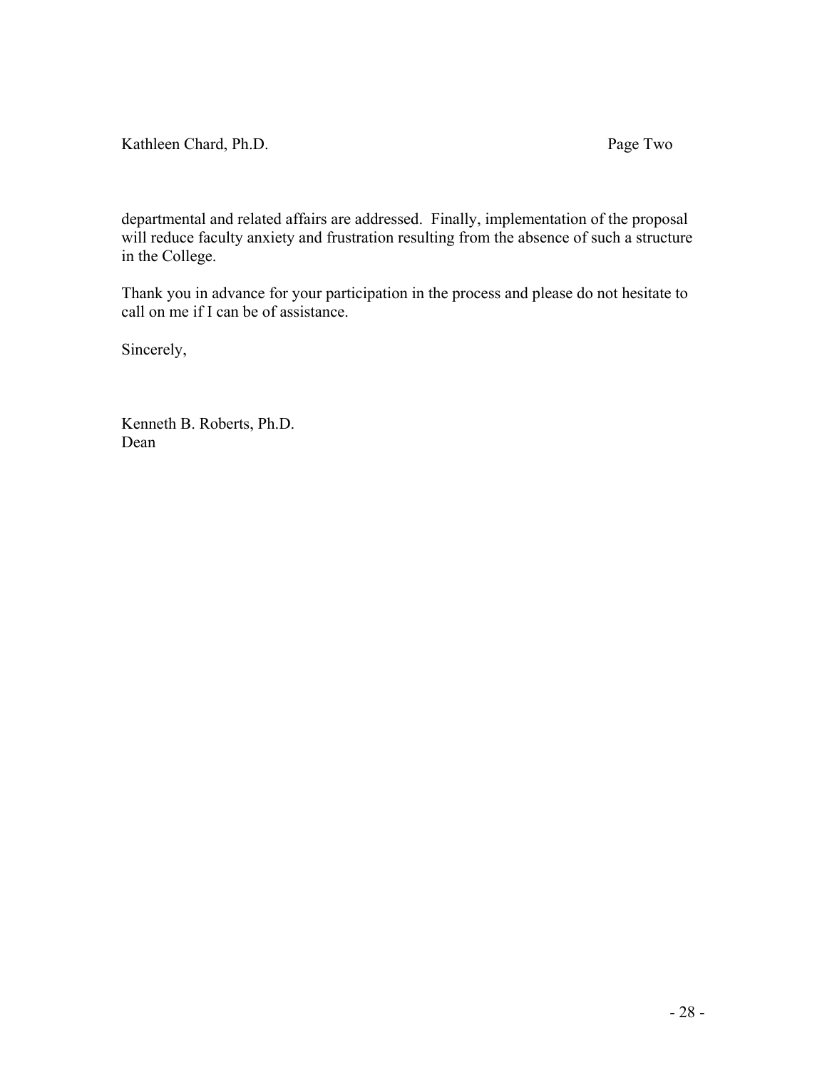departmental and related affairs are addressed. Finally, implementation of the proposal will reduce faculty anxiety and frustration resulting from the absence of such a structure in the College.

Thank you in advance for your participation in the process and please do not hesitate to call on me if I can be of assistance.

Sincerely,

Kenneth B. Roberts, Ph.D.
Dean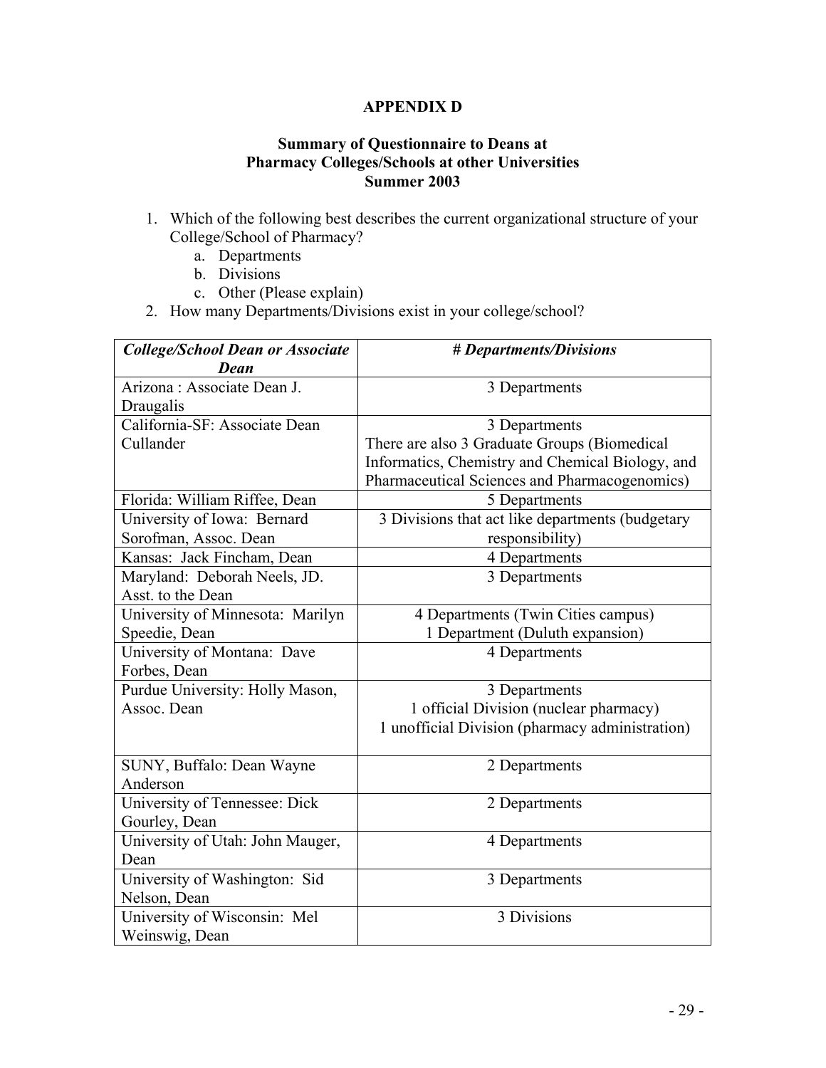## APPENDIX D

### Summary of Questionnaire to Deans at Pharmacy Colleges/Schools at other Universities Summer 2003

1. Which of the following best describes the current organizational structure of your College/School of Pharmacy?
   a. Departments
   b. Divisions
   c. Other (Please explain)
2. How many Departments/Divisions exist in your college/school?

| *College/School Dean or Associate Dean* | *# Departments/Divisions* |
|---|---|
| Arizona : Associate Dean J. Draugalis | 3 Departments |
| California-SF: Associate Dean Cullander | 3 Departments<br>There are also 3 Graduate Groups (Biomedical Informatics, Chemistry and Chemical Biology, and Pharmaceutical Sciences and Pharmacogenomics) |
| Florida: William Riffee, Dean | 5 Departments |
| University of Iowa: Bernard Sorofman, Assoc. Dean | 3 Divisions that act like departments (budgetary responsibility) |
| Kansas: Jack Fincham, Dean | 4 Departments |
| Maryland: Deborah Neels, JD. Asst. to the Dean | 3 Departments |
| University of Minnesota: Marilyn Speedie, Dean | 4 Departments (Twin Cities campus)<br>1 Department (Duluth expansion) |
| University of Montana: Dave Forbes, Dean | 4 Departments |
| Purdue University: Holly Mason, Assoc. Dean | 3 Departments<br>1 official Division (nuclear pharmacy)<br>1 unofficial Division (pharmacy administration) |
| SUNY, Buffalo: Dean Wayne Anderson | 2 Departments |
| University of Tennessee: Dick Gourley, Dean | 2 Departments |
| University of Utah: John Mauger, Dean | 4 Departments |
| University of Washington: Sid Nelson, Dean | 3 Departments |
| University of Wisconsin: Mel Weinswig, Dean | 3 Divisions |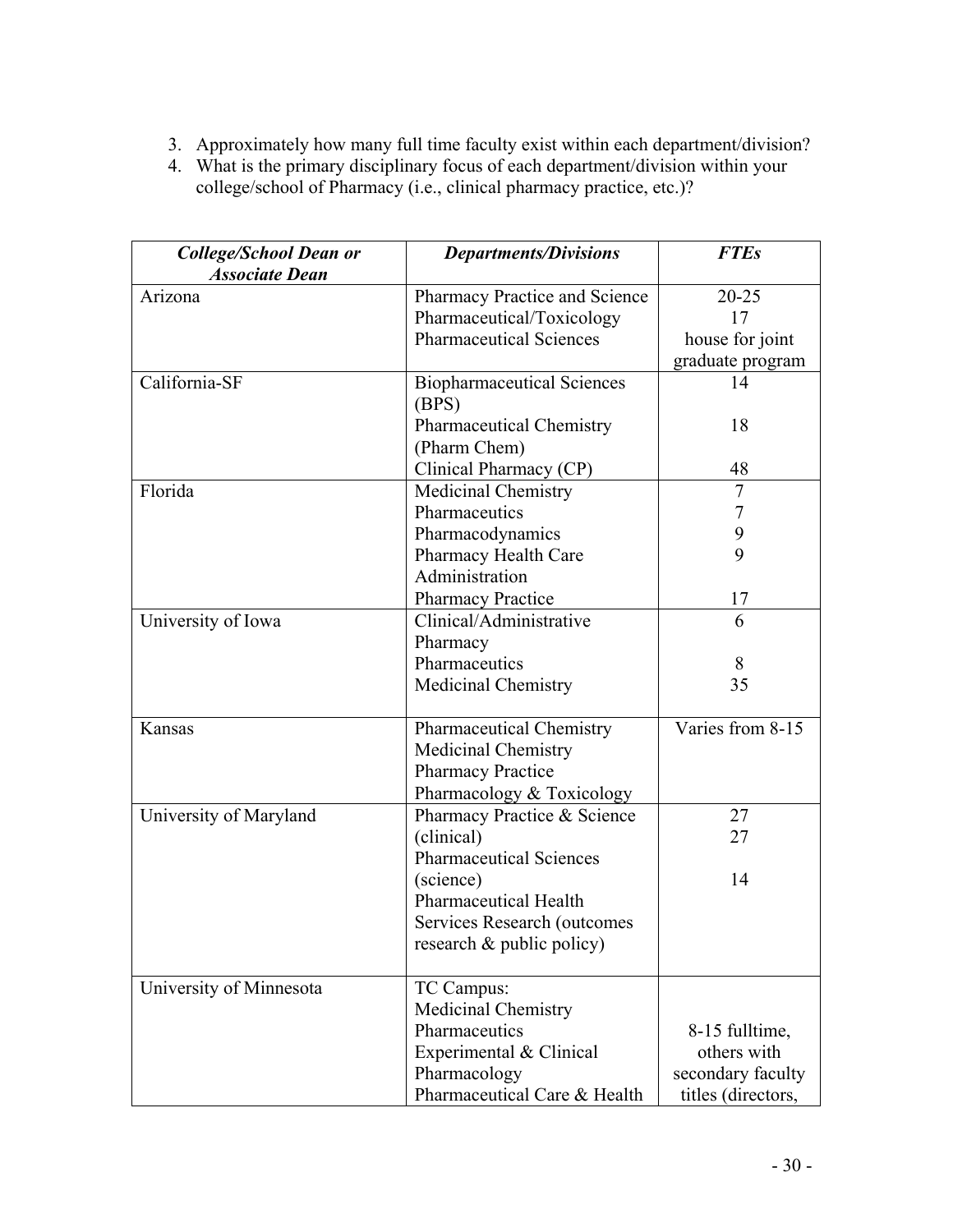3. Approximately how many full time faculty exist within each department/division?
4. What is the primary disciplinary focus of each department/division within your college/school of Pharmacy (i.e., clinical pharmacy practice, etc.)?

| ***College/School Dean or Associate Dean*** | ***Departments/Divisions*** | ***FTEs*** |
|---|---|---|
| Arizona | Pharmacy Practice and Science<br>Pharmaceutical/Toxicology<br>Pharmaceutical Sciences | 20-25<br>17<br>house for joint graduate program |
| California-SF | Biopharmaceutical Sciences (BPS)<br>Pharmaceutical Chemistry (Pharm Chem)<br>Clinical Pharmacy (CP) | 14<br>18<br>48 |
| Florida | Medicinal Chemistry<br>Pharmaceutics<br>Pharmacodynamics<br>Pharmacy Health Care Administration<br>Pharmacy Practice | 7<br>7<br>9<br>9<br>17 |
| University of Iowa | Clinical/Administrative Pharmacy<br>Pharmaceutics<br>Medicinal Chemistry | 6<br>8<br>35 |
| Kansas | Pharmaceutical Chemistry<br>Medicinal Chemistry<br>Pharmacy Practice<br>Pharmacology & Toxicology | Varies from 8-15 |
| University of Maryland | Pharmacy Practice & Science (clinical)<br>Pharmaceutical Sciences (science)<br>Pharmaceutical Health Services Research (outcomes research & public policy) | 27<br>27<br>14 |
| University of Minnesota | TC Campus:<br>Medicinal Chemistry<br>Pharmaceutics<br>Experimental & Clinical Pharmacology<br>Pharmaceutical Care & Health | 8-15 fulltime, others with secondary faculty titles (directors, |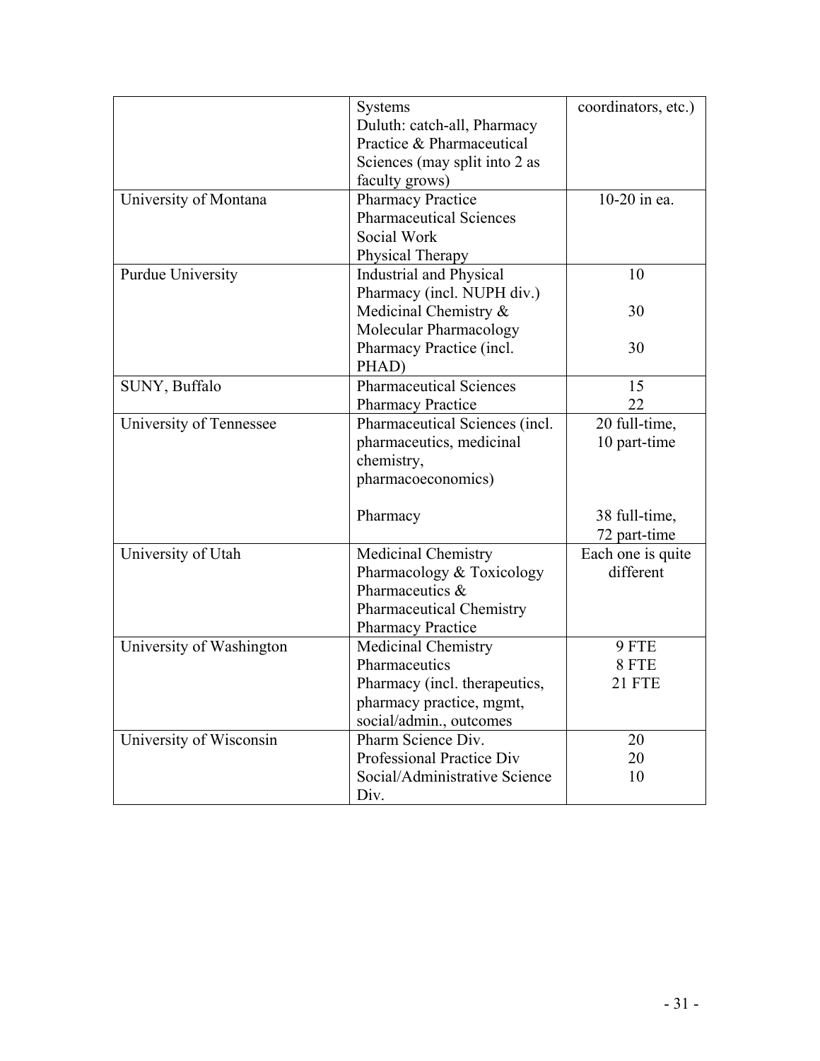| | | |
|---|---|---|
| | Systems<br>Duluth: catch-all, Pharmacy Practice & Pharmaceutical Sciences (may split into 2 as faculty grows) | coordinators, etc.) |
| University of Montana | Pharmacy Practice<br>Pharmaceutical Sciences<br>Social Work<br>Physical Therapy | 10-20 in ea. |
| Purdue University | Industrial and Physical Pharmacy (incl. NUPH div.)<br>Medicinal Chemistry & Molecular Pharmacology<br>Pharmacy Practice (incl. PHAD) | 10<br><br>30<br><br>30 |
| SUNY, Buffalo | Pharmaceutical Sciences<br>Pharmacy Practice | 15<br>22 |
| University of Tennessee | Pharmaceutical Sciences (incl. pharmaceutics, medicinal chemistry, pharmacoeconomics)<br><br>Pharmacy | 20 full-time, 10 part-time<br><br>38 full-time, 72 part-time |
| University of Utah | Medicinal Chemistry<br>Pharmacology & Toxicology<br>Pharmaceutics & Pharmaceutical Chemistry<br>Pharmacy Practice | Each one is quite different |
| University of Washington | Medicinal Chemistry<br>Pharmaceutics<br>Pharmacy (incl. therapeutics, pharmacy practice, mgmt, social/admin., outcomes | 9 FTE<br>8 FTE<br>21 FTE |
| University of Wisconsin | Pharm Science Div.<br>Professional Practice Div<br>Social/Administrative Science Div. | 20<br>20<br>10 |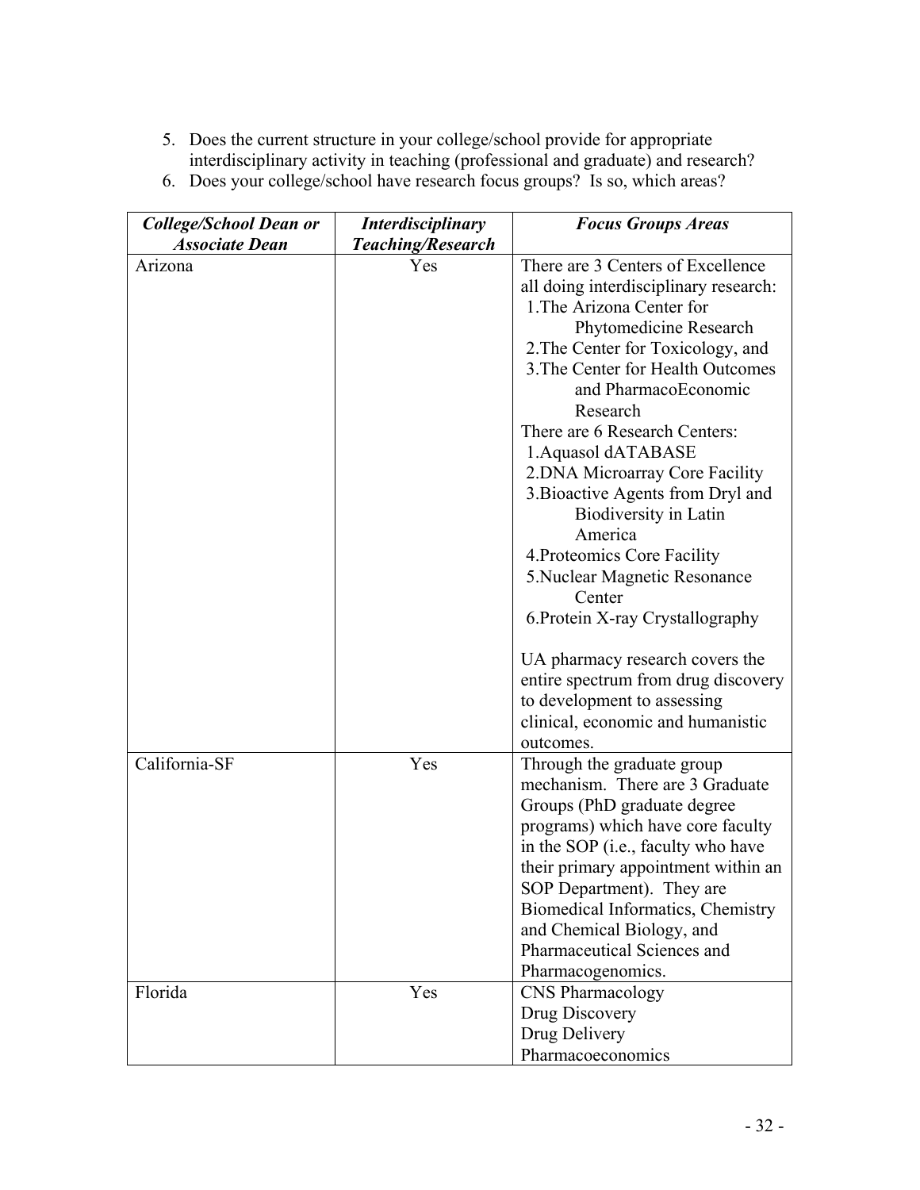5. Does the current structure in your college/school provide for appropriate interdisciplinary activity in teaching (professional and graduate) and research?
6. Does your college/school have research focus groups? Is so, which areas?

| ***College/School Dean or Associate Dean*** | ***Interdisciplinary Teaching/Research*** | ***Focus Groups Areas*** |
|---|---|---|
| Arizona | Yes | There are 3 Centers of Excellence all doing interdisciplinary research:<br>1.The Arizona Center for Phytomedicine Research<br>2.The Center for Toxicology, and<br>3.The Center for Health Outcomes and PharmacoEconomic Research<br>There are 6 Research Centers:<br>1.Aquasol dATABASE<br>2.DNA Microarray Core Facility<br>3.Bioactive Agents from Dryl and Biodiversity in Latin America<br>4.Proteomics Core Facility<br>5.Nuclear Magnetic Resonance Center<br>6.Protein X-ray Crystallography<br><br>UA pharmacy research covers the entire spectrum from drug discovery to development to assessing clinical, economic and humanistic outcomes. |
| California-SF | Yes | Through the graduate group mechanism. There are 3 Graduate Groups (PhD graduate degree programs) which have core faculty in the SOP (i.e., faculty who have their primary appointment within an SOP Department). They are Biomedical Informatics, Chemistry and Chemical Biology, and Pharmaceutical Sciences and Pharmacogenomics. |
| Florida | Yes | CNS Pharmacology<br>Drug Discovery<br>Drug Delivery<br>Pharmacoeconomics |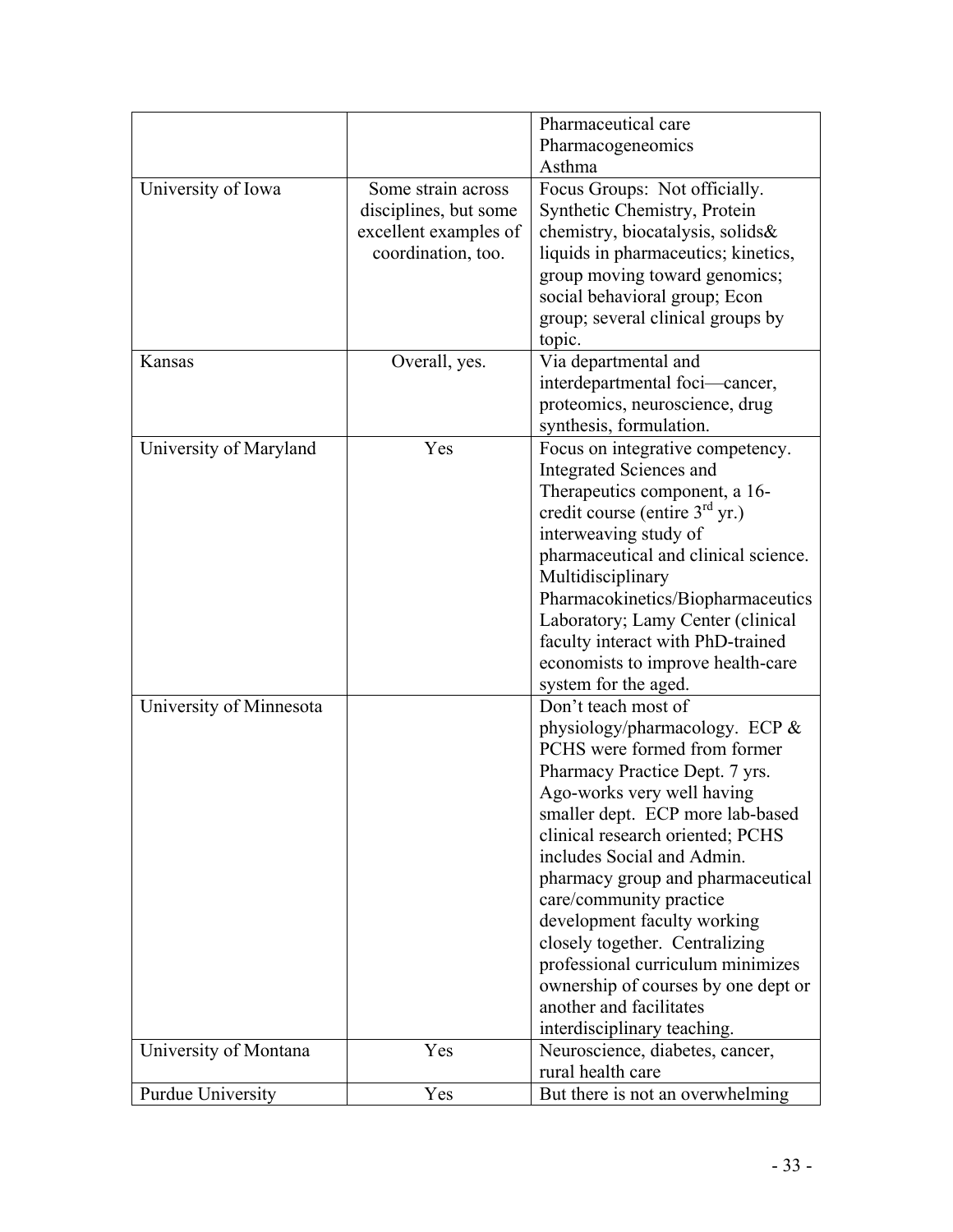| | | |
|---|---|---|
| | | Pharmaceutical care Pharmacogeneomics Asthma |
| University of Iowa | Some strain across disciplines, but some excellent examples of coordination, too. | Focus Groups: Not officially. Synthetic Chemistry, Protein chemistry, biocatalysis, solids& liquids in pharmaceutics; kinetics, group moving toward genomics; social behavioral group; Econ group; several clinical groups by topic. |
| Kansas | Overall, yes. | Via departmental and interdepartmental foci—cancer, proteomics, neuroscience, drug synthesis, formulation. |
| University of Maryland | Yes | Focus on integrative competency. Integrated Sciences and Therapeutics component, a 16-credit course (entire 3rd yr.) interweaving study of pharmaceutical and clinical science. Multidisciplinary Pharmacokinetics/Biopharmaceutics Laboratory; Lamy Center (clinical faculty interact with PhD-trained economists to improve health-care system for the aged. |
| University of Minnesota | | Don't teach most of physiology/pharmacology. ECP & PCHS were formed from former Pharmacy Practice Dept. 7 yrs. Ago-works very well having smaller dept. ECP more lab-based clinical research oriented; PCHS includes Social and Admin. pharmacy group and pharmaceutical care/community practice development faculty working closely together. Centralizing professional curriculum minimizes ownership of courses by one dept or another and facilitates interdisciplinary teaching. |
| University of Montana | Yes | Neuroscience, diabetes, cancer, rural health care |
| Purdue University | Yes | But there is not an overwhelming |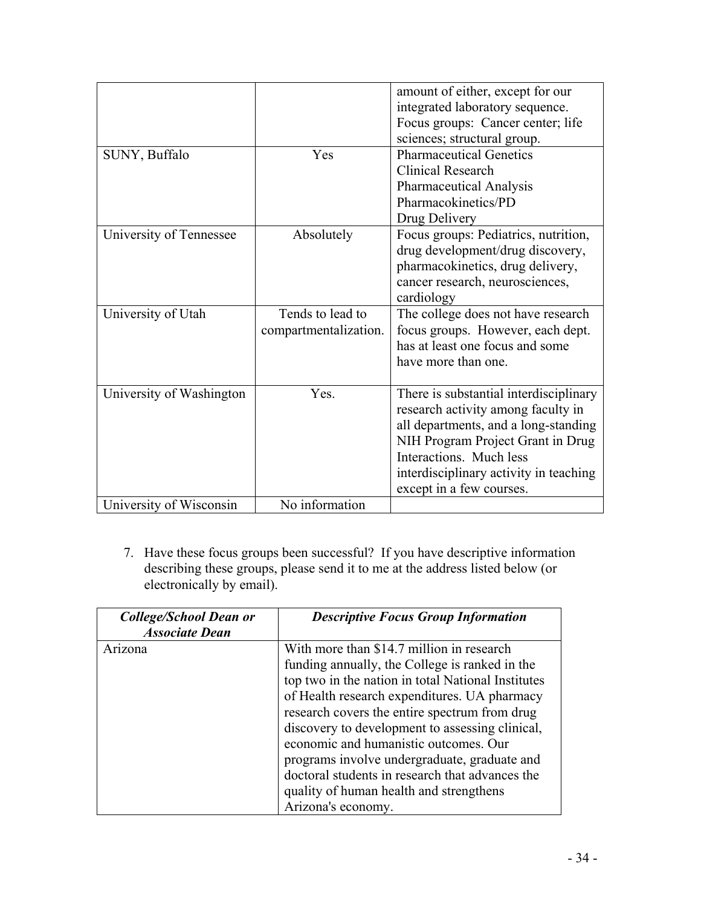| | | |
|---|---|---|
| | | amount of either, except for our integrated laboratory sequence. Focus groups: Cancer center; life sciences; structural group. |
| SUNY, Buffalo | Yes | Pharmaceutical Genetics<br>Clinical Research<br>Pharmaceutical Analysis<br>Pharmacokinetics/PD<br>Drug Delivery |
| University of Tennessee | Absolutely | Focus groups: Pediatrics, nutrition, drug development/drug discovery, pharmacokinetics, drug delivery, cancer research, neurosciences, cardiology |
| University of Utah | Tends to lead to compartmentalization. | The college does not have research focus groups. However, each dept. has at least one focus and some have more than one. |
| University of Washington | Yes. | There is substantial interdisciplinary research activity among faculty in all departments, and a long-standing NIH Program Project Grant in Drug Interactions. Much less interdisciplinary activity in teaching except in a few courses. |
| University of Wisconsin | No information | |

7. Have these focus groups been successful? If you have descriptive information describing these groups, please send it to me at the address listed below (or electronically by email).

| ***College/School Dean or Associate Dean*** | ***Descriptive Focus Group Information*** |
|---|---|
| Arizona | With more than $14.7 million in research funding annually, the College is ranked in the top two in the nation in total National Institutes of Health research expenditures. UA pharmacy research covers the entire spectrum from drug discovery to development to assessing clinical, economic and humanistic outcomes. Our programs involve undergraduate, graduate and doctoral students in research that advances the quality of human health and strengthens Arizona's economy. |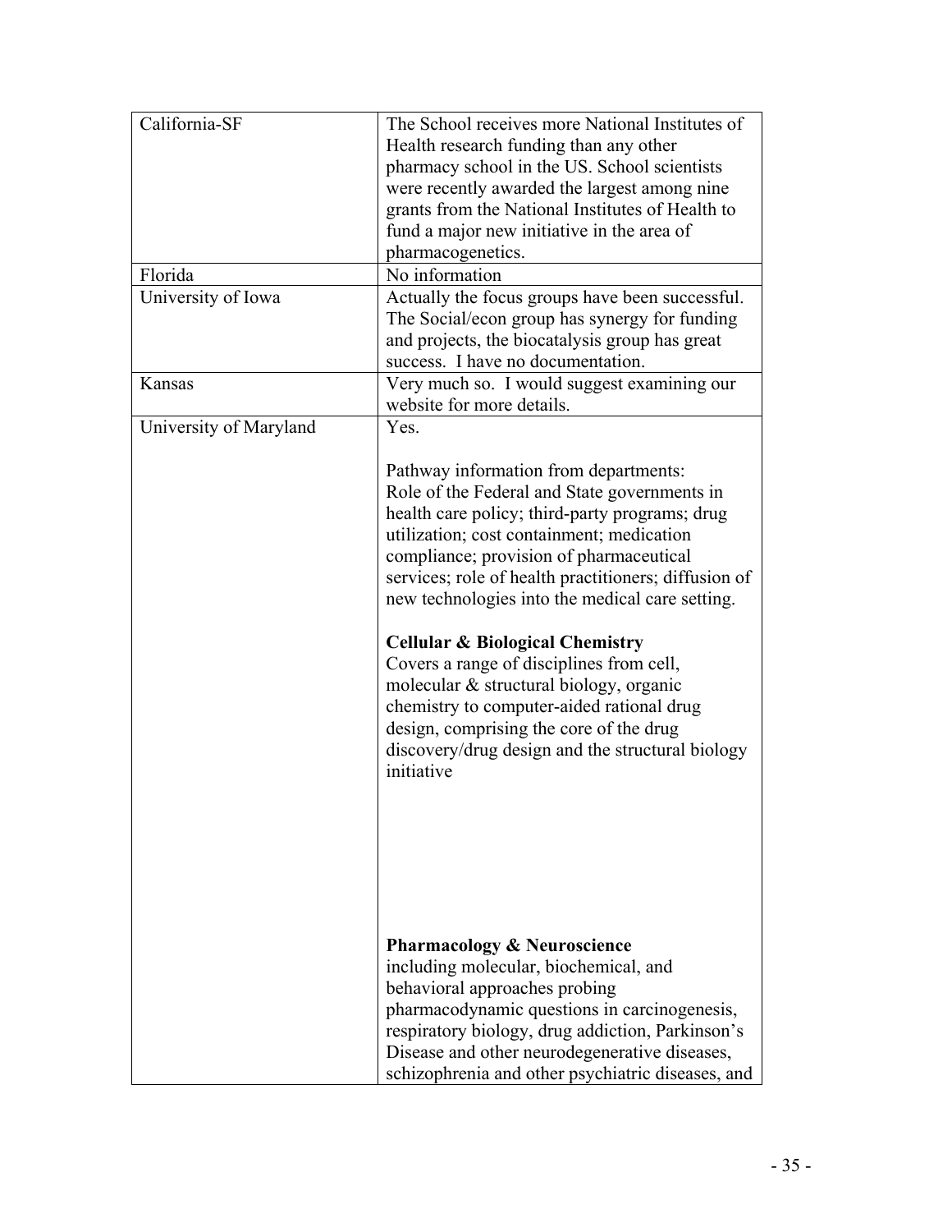| | |
|---|---|
| California-SF | The School receives more National Institutes of Health research funding than any other pharmacy school in the US. School scientists were recently awarded the largest among nine grants from the National Institutes of Health to fund a major new initiative in the area of pharmacogenetics. |
| Florida | No information |
| University of Iowa | Actually the focus groups have been successful. The Social/econ group has synergy for funding and projects, the biocatalysis group has great success. I have no documentation. |
| Kansas | Very much so. I would suggest examining our website for more details. |
| University of Maryland | Yes.<br><br>Pathway information from departments:<br>Role of the Federal and State governments in health care policy; third-party programs; drug utilization; cost containment; medication compliance; provision of pharmaceutical services; role of health practitioners; diffusion of new technologies into the medical care setting.<br><br>**Cellular & Biological Chemistry**<br>Covers a range of disciplines from cell, molecular & structural biology, organic chemistry to computer-aided rational drug design, comprising the core of the drug discovery/drug design and the structural biology initiative<br><br>**Pharmacology & Neuroscience**<br>including molecular, biochemical, and behavioral approaches probing pharmacodynamic questions in carcinogenesis, respiratory biology, drug addiction, Parkinson's Disease and other neurodegenerative diseases, schizophrenia and other psychiatric diseases, and |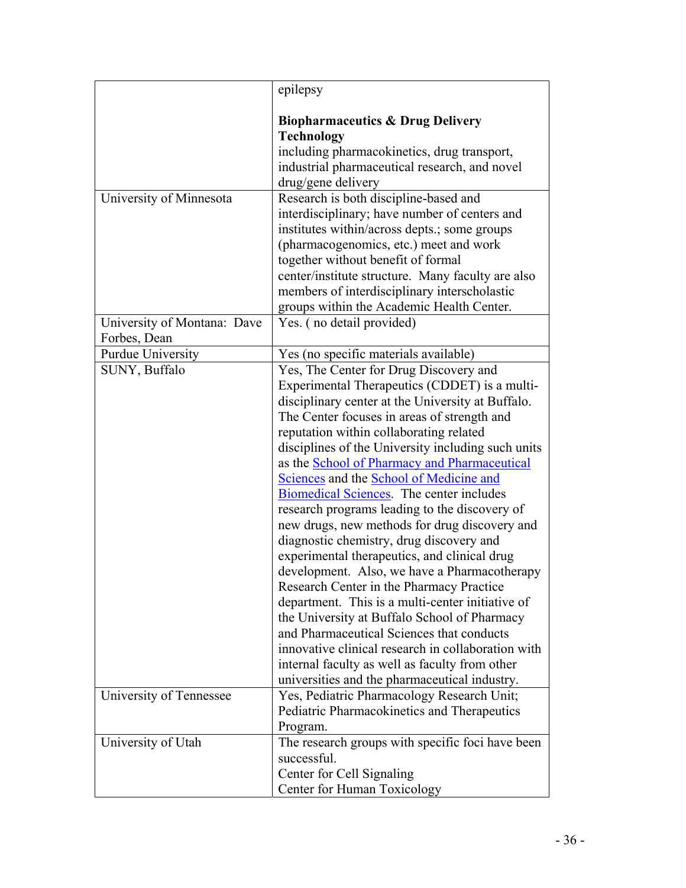| | |
|---|---|
| | epilepsy<br><br>**Biopharmaceutics & Drug Delivery Technology**<br>including pharmacokinetics, drug transport, industrial pharmaceutical research, and novel drug/gene delivery |
| University of Minnesota | Research is both discipline-based and interdisciplinary; have number of centers and institutes within/across depts.; some groups (pharmacogenomics, etc.) meet and work together without benefit of formal center/institute structure. Many faculty are also members of interdisciplinary interscholastic groups within the Academic Health Center. |
| University of Montana: Dave Forbes, Dean | Yes. ( no detail provided) |
| Purdue University | Yes (no specific materials available) |
| SUNY, Buffalo | Yes, The Center for Drug Discovery and Experimental Therapeutics (CDDET) is a multi-disciplinary center at the University at Buffalo. The Center focuses in areas of strength and reputation within collaborating related disciplines of the University including such units as the School of Pharmacy and Pharmaceutical Sciences and the School of Medicine and Biomedical Sciences. The center includes research programs leading to the discovery of new drugs, new methods for drug discovery and diagnostic chemistry, drug discovery and experimental therapeutics, and clinical drug development. Also, we have a Pharmacotherapy Research Center in the Pharmacy Practice department. This is a multi-center initiative of the University at Buffalo School of Pharmacy and Pharmaceutical Sciences that conducts innovative clinical research in collaboration with internal faculty as well as faculty from other universities and the pharmaceutical industry. |
| University of Tennessee | Yes, Pediatric Pharmacology Research Unit; Pediatric Pharmacokinetics and Therapeutics Program. |
| University of Utah | The research groups with specific foci have been successful.<br>Center for Cell Signaling<br>Center for Human Toxicology |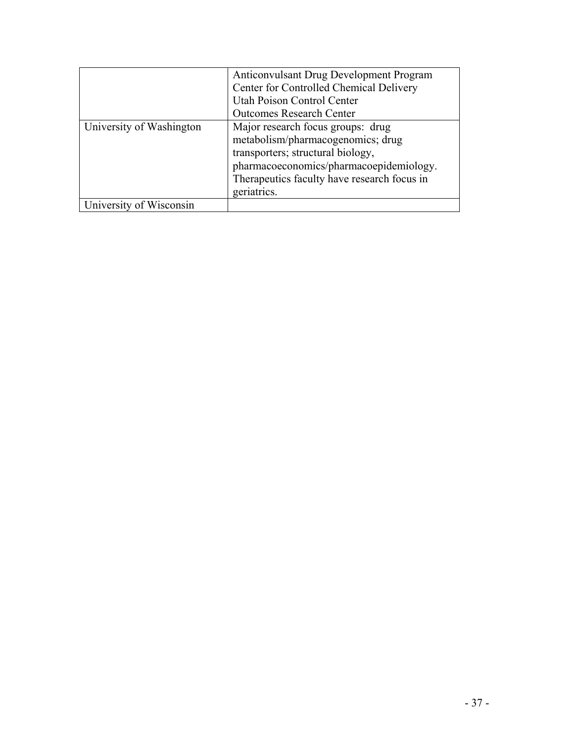| | |
|---|---|
| | Anticonvulsant Drug Development Program<br>Center for Controlled Chemical Delivery<br>Utah Poison Control Center<br>Outcomes Research Center |
| University of Washington | Major research focus groups: drug metabolism/pharmacogenomics; drug transporters; structural biology, pharmacoeconomics/pharmacoepidemiology. Therapeutics faculty have research focus in geriatrics. |
| University of Wisconsin | |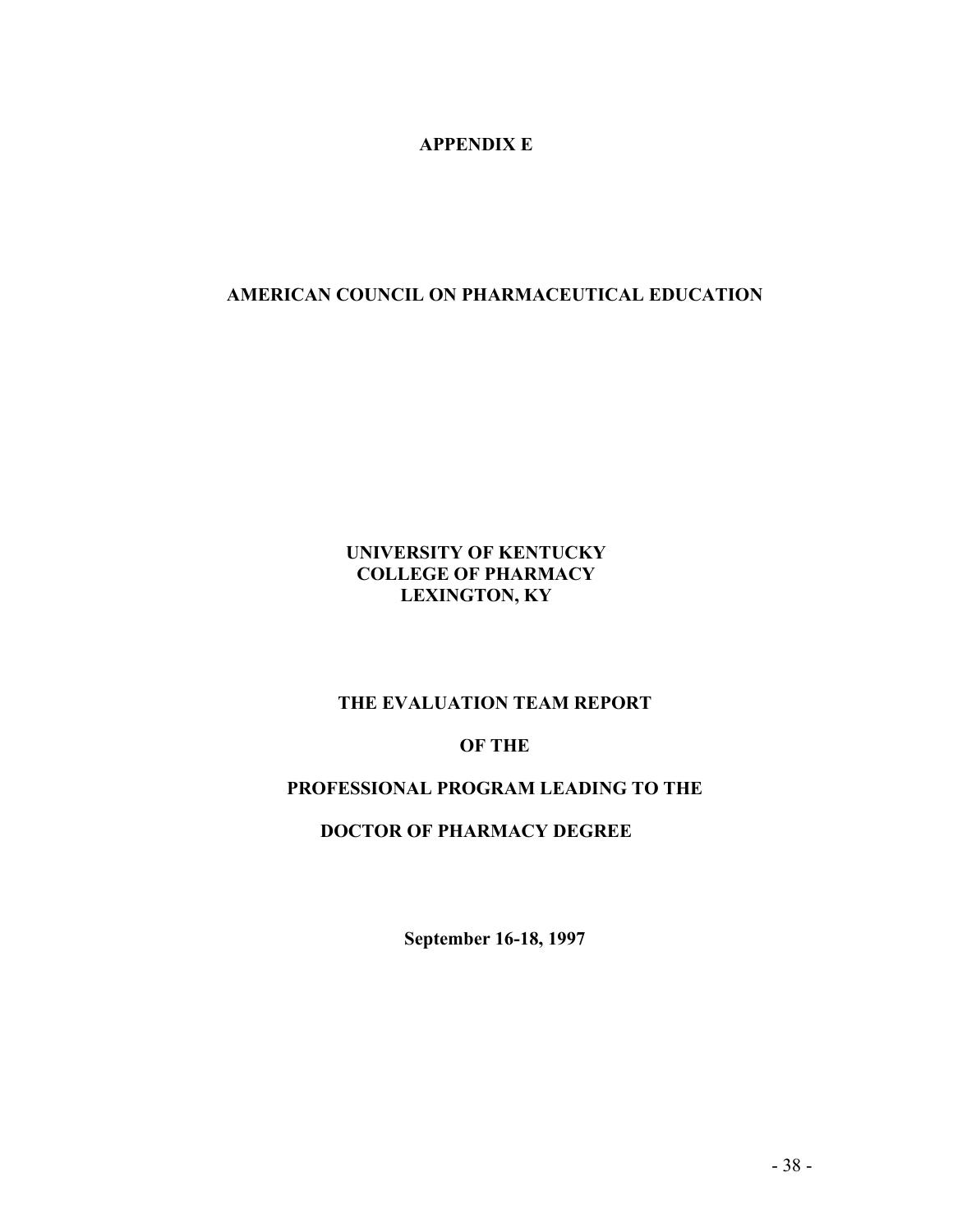# APPENDIX E

## AMERICAN COUNCIL ON PHARMACEUTICAL EDUCATION

**UNIVERSITY OF KENTUCKY**
**COLLEGE OF PHARMACY**
**LEXINGTON, KY**

**THE EVALUATION TEAM REPORT**

**OF THE**

**PROFESSIONAL PROGRAM LEADING TO THE**

**DOCTOR OF PHARMACY DEGREE**

**September 16-18, 1997**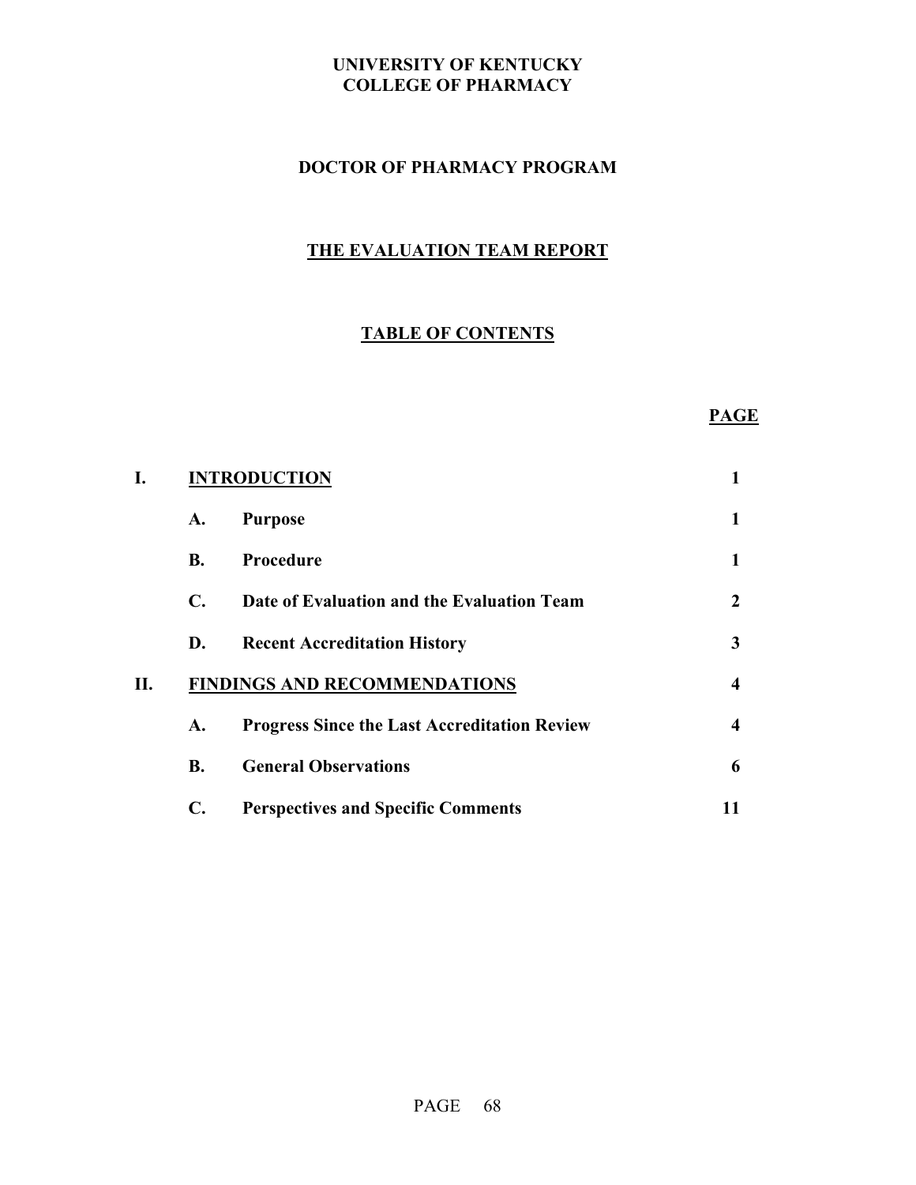# UNIVERSITY OF KENTUCKY
# COLLEGE OF PHARMACY

## DOCTOR OF PHARMACY PROGRAM

## THE EVALUATION TEAM REPORT

## TABLE OF CONTENTS

| | | | PAGE |
|---|---|---|---|
| I. | INTRODUCTION | | 1 |
| | A. | Purpose | 1 |
| | B. | Procedure | 1 |
| | C. | Date of Evaluation and the Evaluation Team | 2 |
| | D. | Recent Accreditation History | 3 |
| II. | FINDINGS AND RECOMMENDATIONS | | 4 |
| | A. | Progress Since the Last Accreditation Review | 4 |
| | B. | General Observations | 6 |
| | C. | Perspectives and Specific Comments | 11 |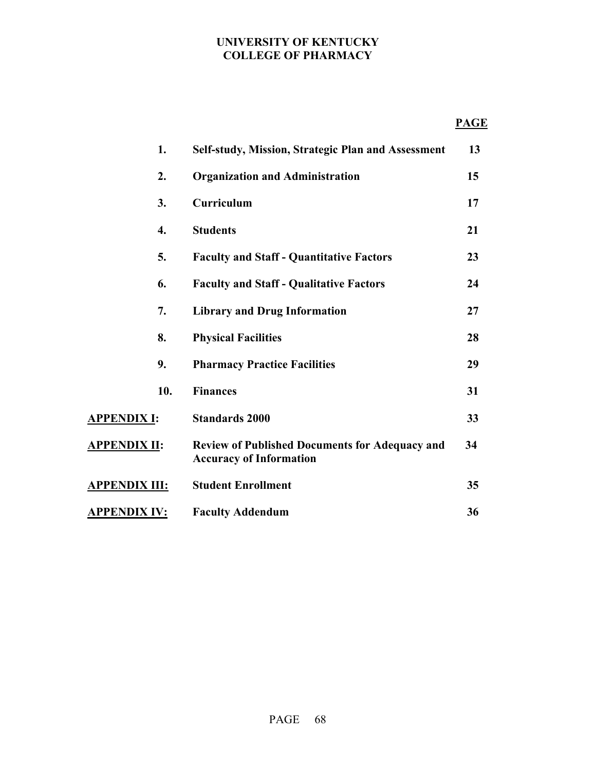# UNIVERSITY OF KENTUCKY
# COLLEGE OF PHARMACY

| | | PAGE |
|---|---|---|
| 1. | **Self-study, Mission, Strategic Plan and Assessment** | 13 |
| 2. | **Organization and Administration** | 15 |
| 3. | **Curriculum** | 17 |
| 4. | **Students** | 21 |
| 5. | **Faculty and Staff - Quantitative Factors** | 23 |
| 6. | **Faculty and Staff - Qualitative Factors** | 24 |
| 7. | **Library and Drug Information** | 27 |
| 8. | **Physical Facilities** | 28 |
| 9. | **Pharmacy Practice Facilities** | 29 |
| 10. | **Finances** | 31 |
| **APPENDIX I:** | **Standards 2000** | 33 |
| **APPENDIX II:** | **Review of Published Documents for Adequacy and Accuracy of Information** | 34 |
| **APPENDIX III:** | **Student Enrollment** | 35 |
| **APPENDIX IV:** | **Faculty Addendum** | 36 |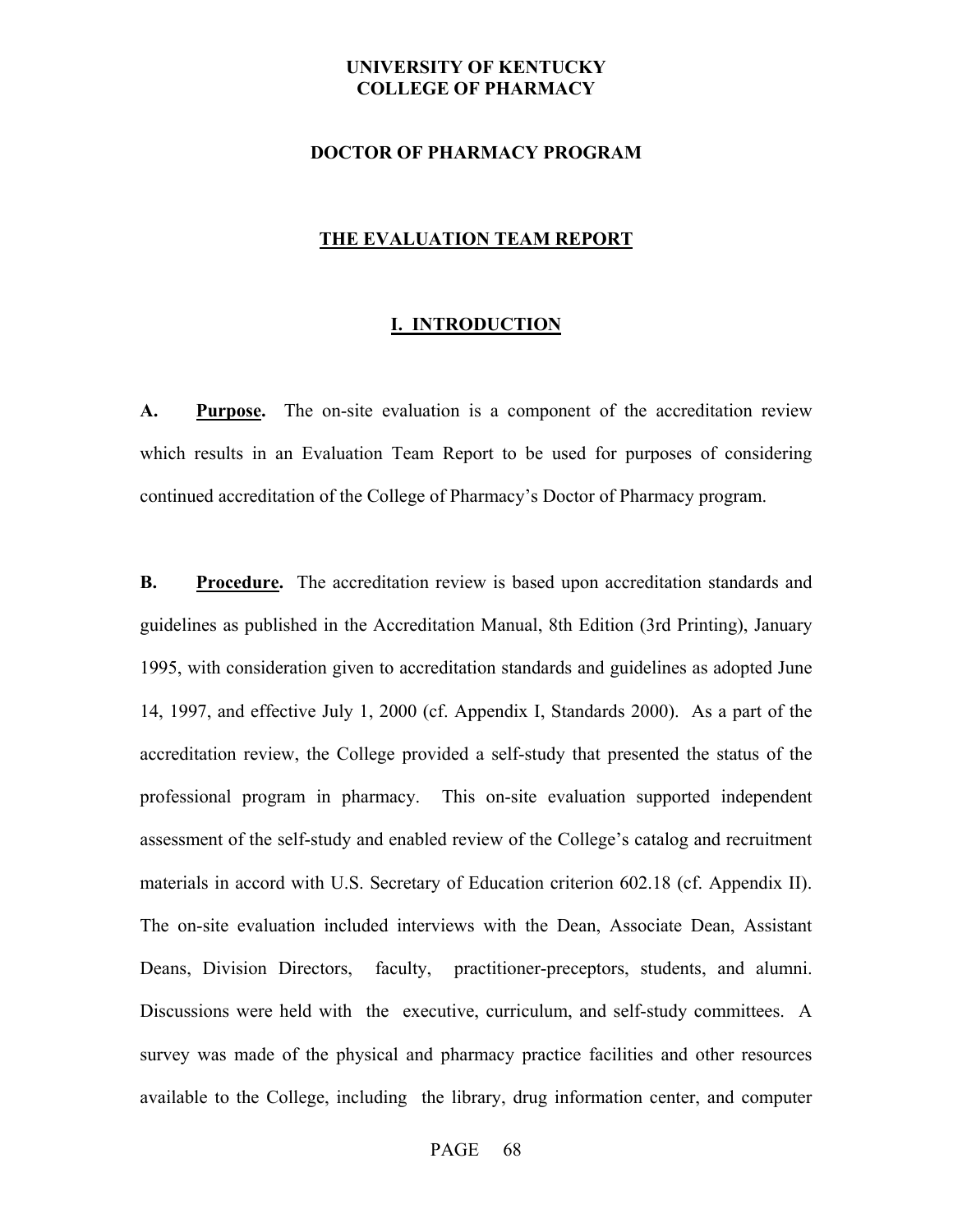**UNIVERSITY OF KENTUCKY**
**COLLEGE OF PHARMACY**

**DOCTOR OF PHARMACY PROGRAM**

# THE EVALUATION TEAM REPORT

## I. INTRODUCTION

**A. Purpose.** The on-site evaluation is a component of the accreditation review which results in an Evaluation Team Report to be used for purposes of considering continued accreditation of the College of Pharmacy's Doctor of Pharmacy program.

**B. Procedure.** The accreditation review is based upon accreditation standards and guidelines as published in the Accreditation Manual, 8th Edition (3rd Printing), January 1995, with consideration given to accreditation standards and guidelines as adopted June 14, 1997, and effective July 1, 2000 (cf. Appendix I, Standards 2000). As a part of the accreditation review, the College provided a self-study that presented the status of the professional program in pharmacy. This on-site evaluation supported independent assessment of the self-study and enabled review of the College's catalog and recruitment materials in accord with U.S. Secretary of Education criterion 602.18 (cf. Appendix II). The on-site evaluation included interviews with the Dean, Associate Dean, Assistant Deans, Division Directors, faculty, practitioner-preceptors, students, and alumni. Discussions were held with the executive, curriculum, and self-study committees. A survey was made of the physical and pharmacy practice facilities and other resources available to the College, including the library, drug information center, and computer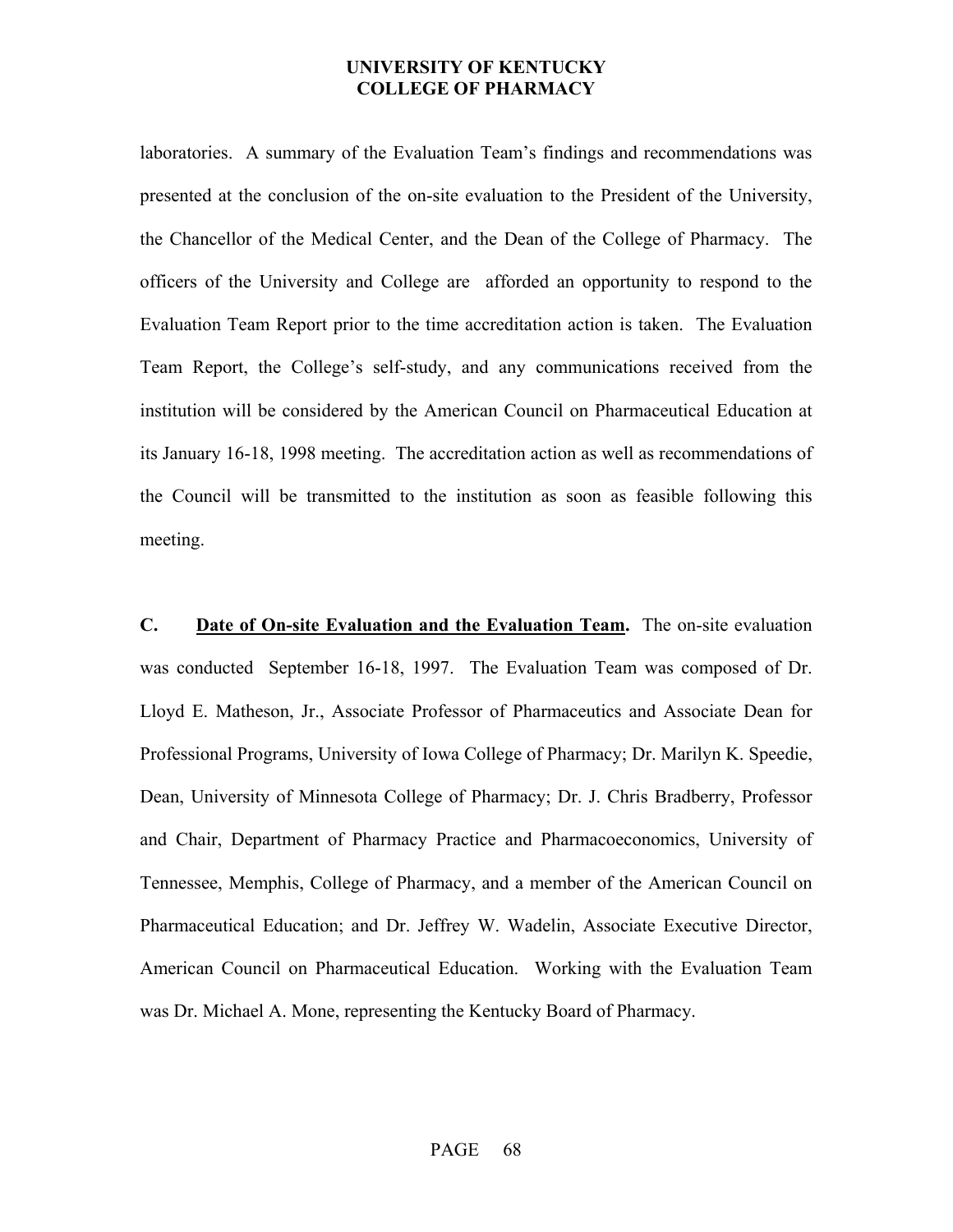laboratories. A summary of the Evaluation Team's findings and recommendations was presented at the conclusion of the on-site evaluation to the President of the University, the Chancellor of the Medical Center, and the Dean of the College of Pharmacy. The officers of the University and College are afforded an opportunity to respond to the Evaluation Team Report prior to the time accreditation action is taken. The Evaluation Team Report, the College's self-study, and any communications received from the institution will be considered by the American Council on Pharmaceutical Education at its January 16-18, 1998 meeting. The accreditation action as well as recommendations of the Council will be transmitted to the institution as soon as feasible following this meeting.

**C. <u>Date of On-site Evaluation and the Evaluation Team</u>.** The on-site evaluation was conducted September 16-18, 1997. The Evaluation Team was composed of Dr. Lloyd E. Matheson, Jr., Associate Professor of Pharmaceutics and Associate Dean for Professional Programs, University of Iowa College of Pharmacy; Dr. Marilyn K. Speedie, Dean, University of Minnesota College of Pharmacy; Dr. J. Chris Bradberry, Professor and Chair, Department of Pharmacy Practice and Pharmacoeconomics, University of Tennessee, Memphis, College of Pharmacy, and a member of the American Council on Pharmaceutical Education; and Dr. Jeffrey W. Wadelin, Associate Executive Director, American Council on Pharmaceutical Education. Working with the Evaluation Team was Dr. Michael A. Mone, representing the Kentucky Board of Pharmacy.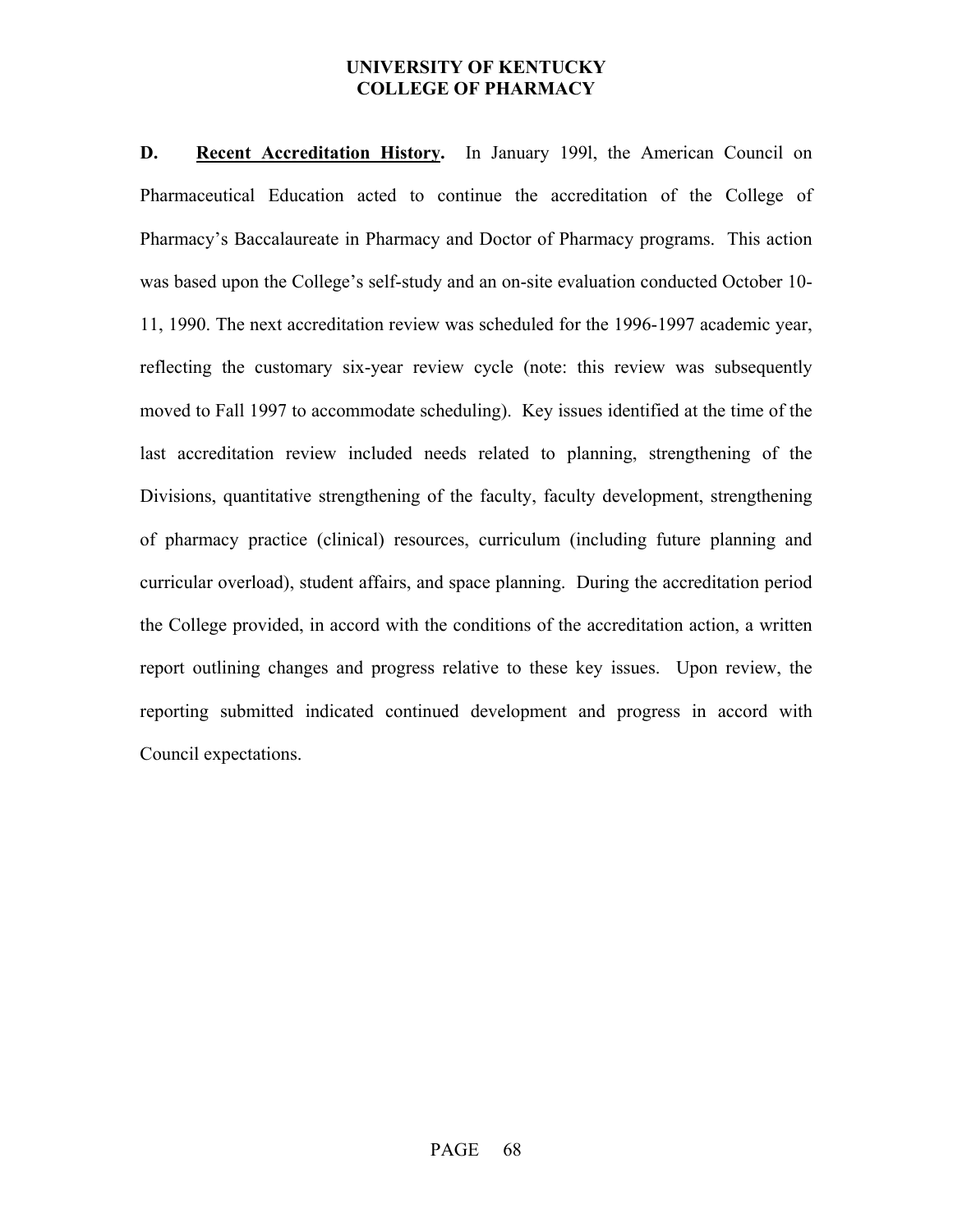**D.** **Recent Accreditation History.** In January 199l, the American Council on Pharmaceutical Education acted to continue the accreditation of the College of Pharmacy's Baccalaureate in Pharmacy and Doctor of Pharmacy programs. This action was based upon the College's self-study and an on-site evaluation conducted October 10-11, 1990. The next accreditation review was scheduled for the 1996-1997 academic year, reflecting the customary six-year review cycle (note: this review was subsequently moved to Fall 1997 to accommodate scheduling). Key issues identified at the time of the last accreditation review included needs related to planning, strengthening of the Divisions, quantitative strengthening of the faculty, faculty development, strengthening of pharmacy practice (clinical) resources, curriculum (including future planning and curricular overload), student affairs, and space planning. During the accreditation period the College provided, in accord with the conditions of the accreditation action, a written report outlining changes and progress relative to these key issues. Upon review, the reporting submitted indicated continued development and progress in accord with Council expectations.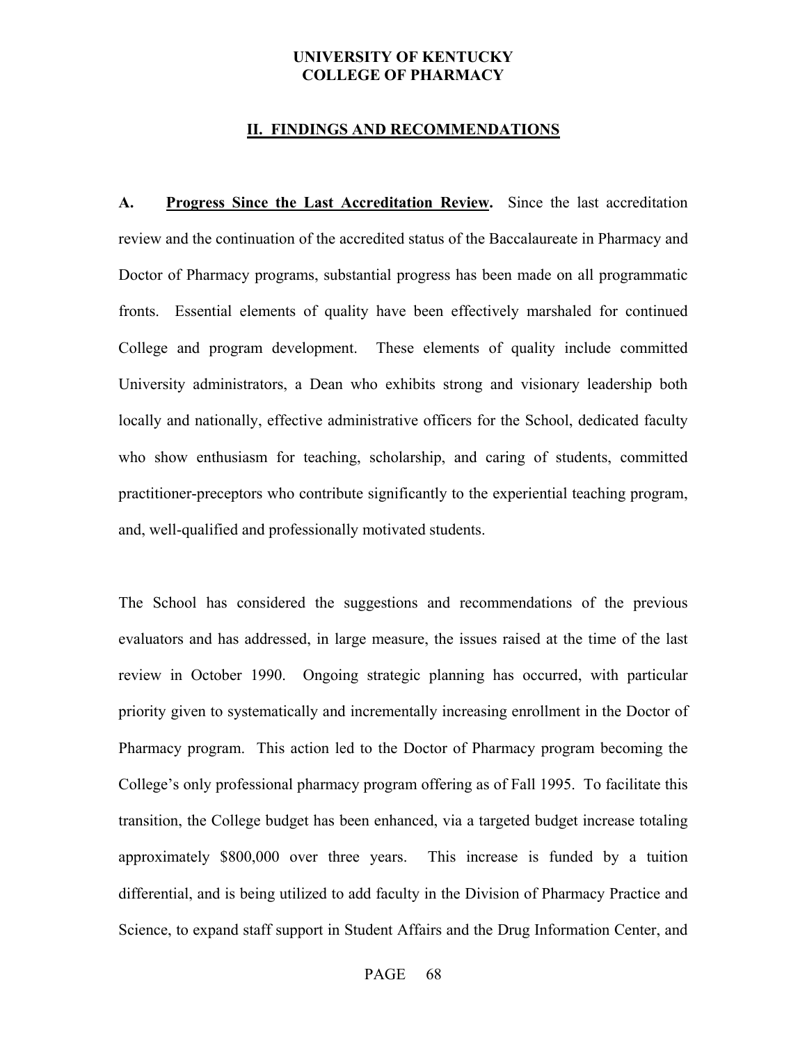**UNIVERSITY OF KENTUCKY**
**COLLEGE OF PHARMACY**

## II. FINDINGS AND RECOMMENDATIONS

**A. Progress Since the Last Accreditation Review.** Since the last accreditation review and the continuation of the accredited status of the Baccalaureate in Pharmacy and Doctor of Pharmacy programs, substantial progress has been made on all programmatic fronts. Essential elements of quality have been effectively marshaled for continued College and program development. These elements of quality include committed University administrators, a Dean who exhibits strong and visionary leadership both locally and nationally, effective administrative officers for the School, dedicated faculty who show enthusiasm for teaching, scholarship, and caring of students, committed practitioner-preceptors who contribute significantly to the experiential teaching program, and, well-qualified and professionally motivated students.

The School has considered the suggestions and recommendations of the previous evaluators and has addressed, in large measure, the issues raised at the time of the last review in October 1990. Ongoing strategic planning has occurred, with particular priority given to systematically and incrementally increasing enrollment in the Doctor of Pharmacy program. This action led to the Doctor of Pharmacy program becoming the College's only professional pharmacy program offering as of Fall 1995. To facilitate this transition, the College budget has been enhanced, via a targeted budget increase totaling approximately $800,000 over three years. This increase is funded by a tuition differential, and is being utilized to add faculty in the Division of Pharmacy Practice and Science, to expand staff support in Student Affairs and the Drug Information Center, and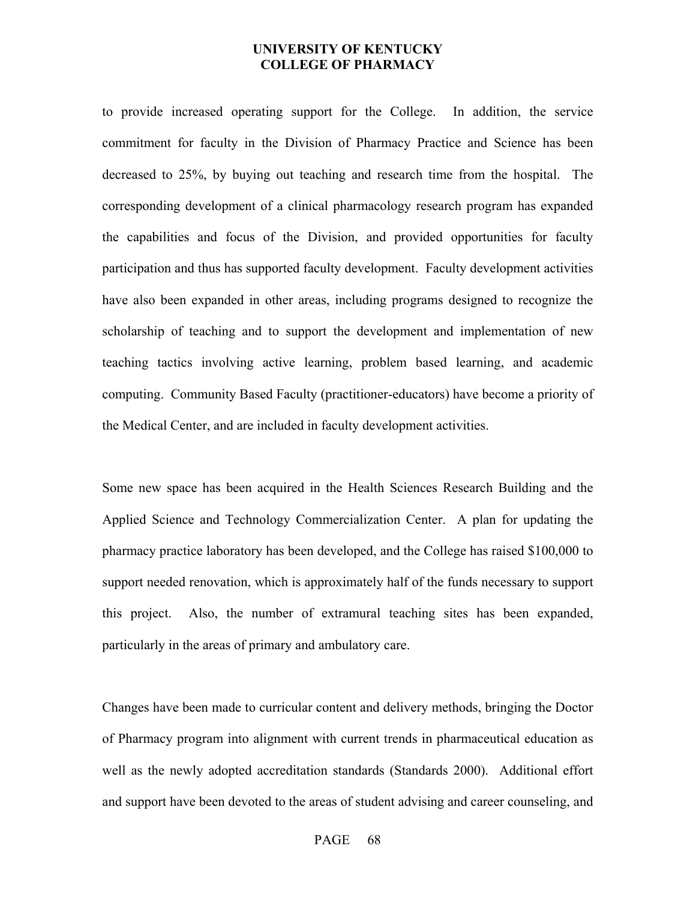to provide increased operating support for the College. In addition, the service commitment for faculty in the Division of Pharmacy Practice and Science has been decreased to 25%, by buying out teaching and research time from the hospital. The corresponding development of a clinical pharmacology research program has expanded the capabilities and focus of the Division, and provided opportunities for faculty participation and thus has supported faculty development. Faculty development activities have also been expanded in other areas, including programs designed to recognize the scholarship of teaching and to support the development and implementation of new teaching tactics involving active learning, problem based learning, and academic computing. Community Based Faculty (practitioner-educators) have become a priority of the Medical Center, and are included in faculty development activities.

Some new space has been acquired in the Health Sciences Research Building and the Applied Science and Technology Commercialization Center. A plan for updating the pharmacy practice laboratory has been developed, and the College has raised $100,000 to support needed renovation, which is approximately half of the funds necessary to support this project. Also, the number of extramural teaching sites has been expanded, particularly in the areas of primary and ambulatory care.

Changes have been made to curricular content and delivery methods, bringing the Doctor of Pharmacy program into alignment with current trends in pharmaceutical education as well as the newly adopted accreditation standards (Standards 2000). Additional effort and support have been devoted to the areas of student advising and career counseling, and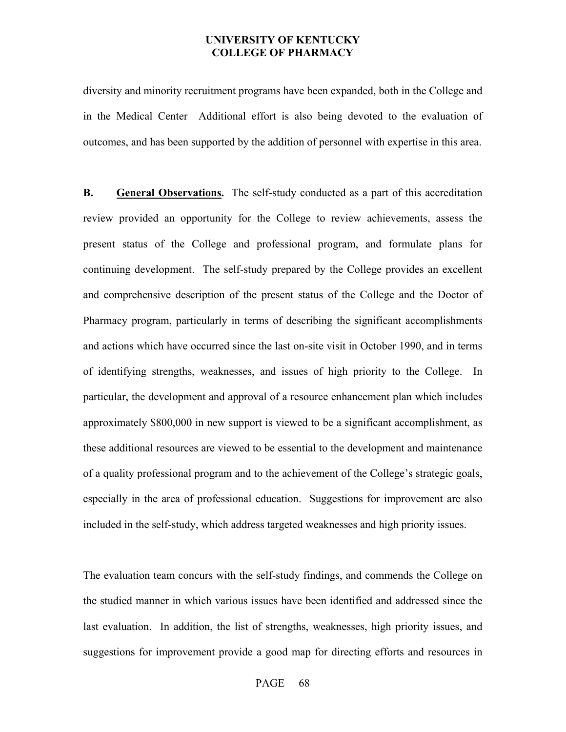diversity and minority recruitment programs have been expanded, both in the College and in the Medical Center  Additional effort is also being devoted to the evaluation of outcomes, and has been supported by the addition of personnel with expertise in this area.

**B.** **General Observations.** The self-study conducted as a part of this accreditation review provided an opportunity for the College to review achievements, assess the present status of the College and professional program, and formulate plans for continuing development. The self-study prepared by the College provides an excellent and comprehensive description of the present status of the College and the Doctor of Pharmacy program, particularly in terms of describing the significant accomplishments and actions which have occurred since the last on-site visit in October 1990, and in terms of identifying strengths, weaknesses, and issues of high priority to the College. In particular, the development and approval of a resource enhancement plan which includes approximately $800,000 in new support is viewed to be a significant accomplishment, as these additional resources are viewed to be essential to the development and maintenance of a quality professional program and to the achievement of the College's strategic goals, especially in the area of professional education. Suggestions for improvement are also included in the self-study, which address targeted weaknesses and high priority issues.

The evaluation team concurs with the self-study findings, and commends the College on the studied manner in which various issues have been identified and addressed since the last evaluation. In addition, the list of strengths, weaknesses, high priority issues, and suggestions for improvement provide a good map for directing efforts and resources in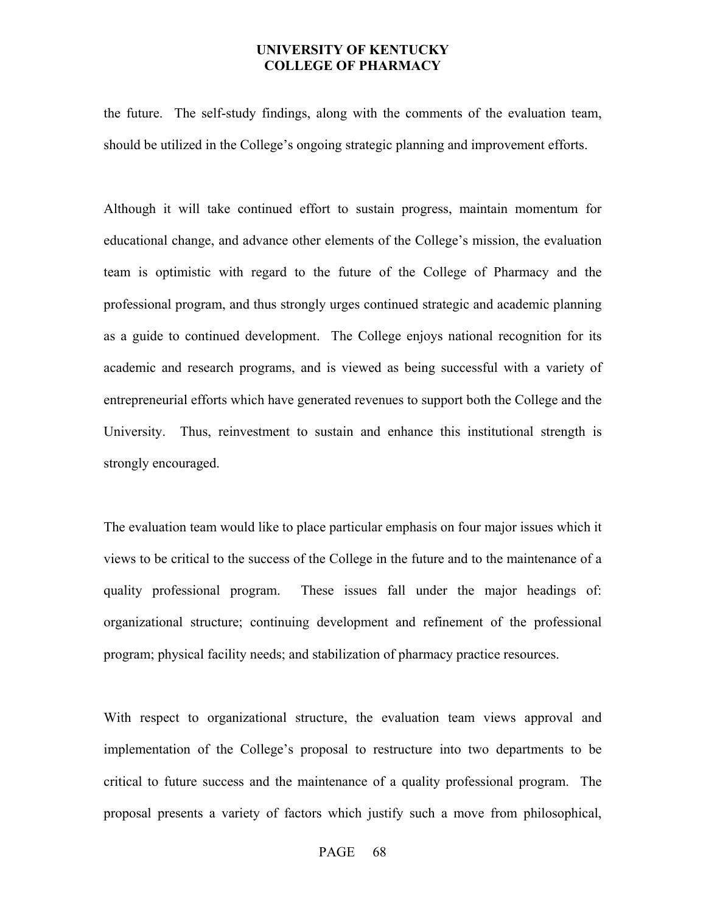the future. The self-study findings, along with the comments of the evaluation team, should be utilized in the College's ongoing strategic planning and improvement efforts.

Although it will take continued effort to sustain progress, maintain momentum for educational change, and advance other elements of the College's mission, the evaluation team is optimistic with regard to the future of the College of Pharmacy and the professional program, and thus strongly urges continued strategic and academic planning as a guide to continued development. The College enjoys national recognition for its academic and research programs, and is viewed as being successful with a variety of entrepreneurial efforts which have generated revenues to support both the College and the University. Thus, reinvestment to sustain and enhance this institutional strength is strongly encouraged.

The evaluation team would like to place particular emphasis on four major issues which it views to be critical to the success of the College in the future and to the maintenance of a quality professional program. These issues fall under the major headings of: organizational structure; continuing development and refinement of the professional program; physical facility needs; and stabilization of pharmacy practice resources.

With respect to organizational structure, the evaluation team views approval and implementation of the College's proposal to restructure into two departments to be critical to future success and the maintenance of a quality professional program. The proposal presents a variety of factors which justify such a move from philosophical,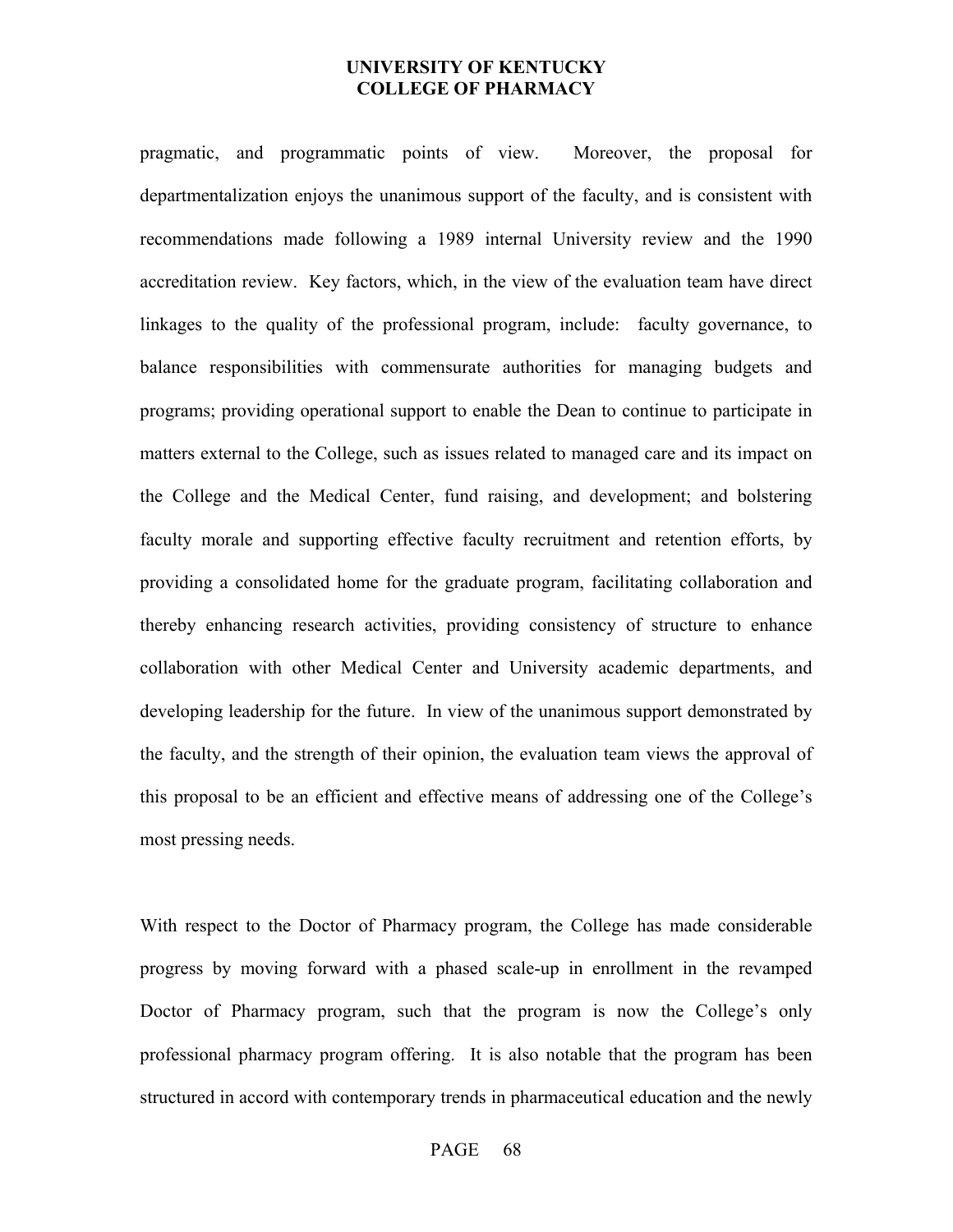pragmatic, and programmatic points of view. Moreover, the proposal for departmentalization enjoys the unanimous support of the faculty, and is consistent with recommendations made following a 1989 internal University review and the 1990 accreditation review. Key factors, which, in the view of the evaluation team have direct linkages to the quality of the professional program, include: faculty governance, to balance responsibilities with commensurate authorities for managing budgets and programs; providing operational support to enable the Dean to continue to participate in matters external to the College, such as issues related to managed care and its impact on the College and the Medical Center, fund raising, and development; and bolstering faculty morale and supporting effective faculty recruitment and retention efforts, by providing a consolidated home for the graduate program, facilitating collaboration and thereby enhancing research activities, providing consistency of structure to enhance collaboration with other Medical Center and University academic departments, and developing leadership for the future. In view of the unanimous support demonstrated by the faculty, and the strength of their opinion, the evaluation team views the approval of this proposal to be an efficient and effective means of addressing one of the College's most pressing needs.

With respect to the Doctor of Pharmacy program, the College has made considerable progress by moving forward with a phased scale-up in enrollment in the revamped Doctor of Pharmacy program, such that the program is now the College's only professional pharmacy program offering. It is also notable that the program has been structured in accord with contemporary trends in pharmaceutical education and the newly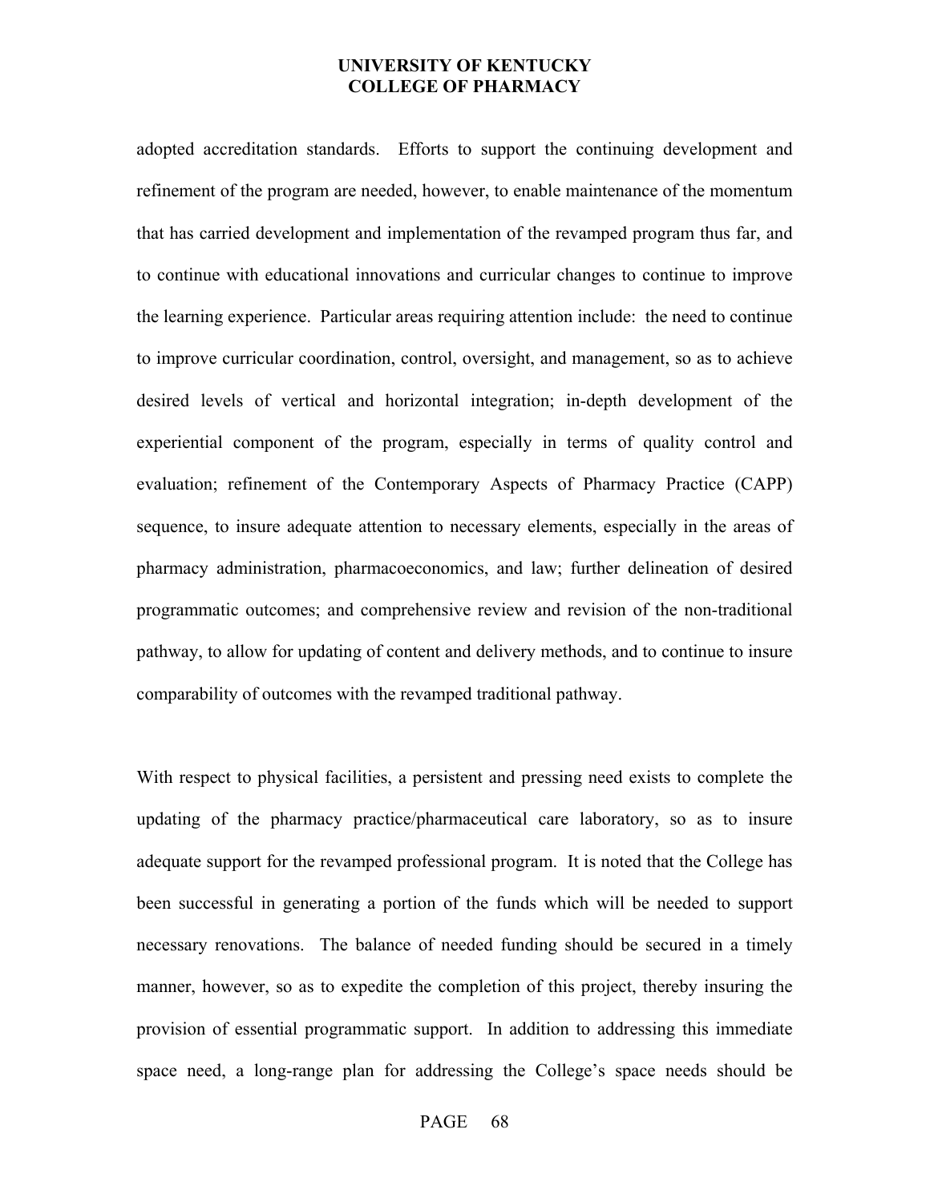adopted accreditation standards. Efforts to support the continuing development and refinement of the program are needed, however, to enable maintenance of the momentum that has carried development and implementation of the revamped program thus far, and to continue with educational innovations and curricular changes to continue to improve the learning experience. Particular areas requiring attention include: the need to continue to improve curricular coordination, control, oversight, and management, so as to achieve desired levels of vertical and horizontal integration; in-depth development of the experiential component of the program, especially in terms of quality control and evaluation; refinement of the Contemporary Aspects of Pharmacy Practice (CAPP) sequence, to insure adequate attention to necessary elements, especially in the areas of pharmacy administration, pharmacoeconomics, and law; further delineation of desired programmatic outcomes; and comprehensive review and revision of the non-traditional pathway, to allow for updating of content and delivery methods, and to continue to insure comparability of outcomes with the revamped traditional pathway.

With respect to physical facilities, a persistent and pressing need exists to complete the updating of the pharmacy practice/pharmaceutical care laboratory, so as to insure adequate support for the revamped professional program. It is noted that the College has been successful in generating a portion of the funds which will be needed to support necessary renovations. The balance of needed funding should be secured in a timely manner, however, so as to expedite the completion of this project, thereby insuring the provision of essential programmatic support. In addition to addressing this immediate space need, a long-range plan for addressing the College's space needs should be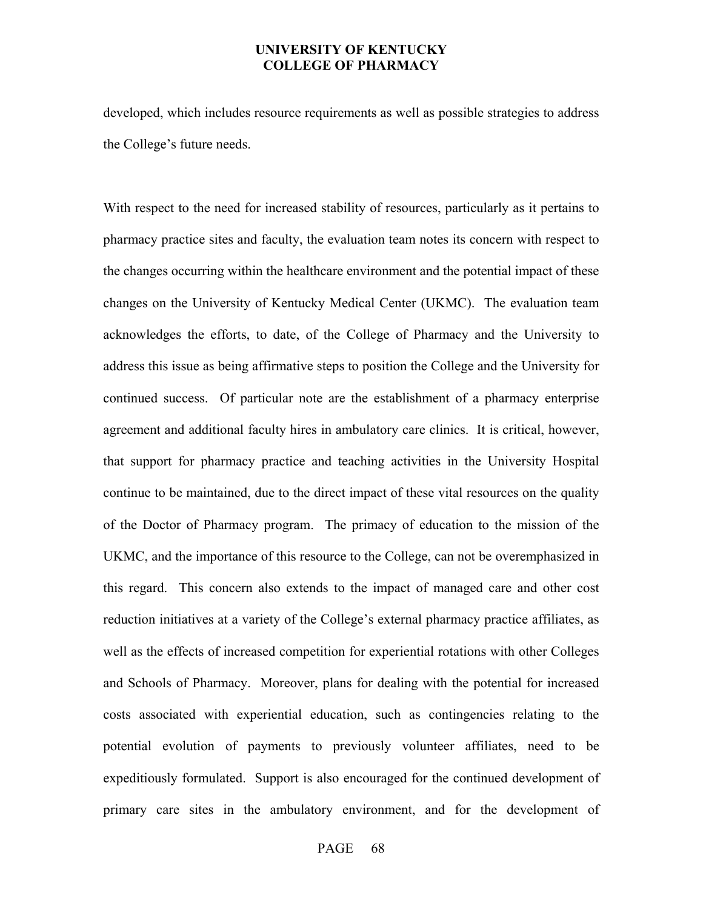developed, which includes resource requirements as well as possible strategies to address the College's future needs.

With respect to the need for increased stability of resources, particularly as it pertains to pharmacy practice sites and faculty, the evaluation team notes its concern with respect to the changes occurring within the healthcare environment and the potential impact of these changes on the University of Kentucky Medical Center (UKMC). The evaluation team acknowledges the efforts, to date, of the College of Pharmacy and the University to address this issue as being affirmative steps to position the College and the University for continued success. Of particular note are the establishment of a pharmacy enterprise agreement and additional faculty hires in ambulatory care clinics. It is critical, however, that support for pharmacy practice and teaching activities in the University Hospital continue to be maintained, due to the direct impact of these vital resources on the quality of the Doctor of Pharmacy program. The primacy of education to the mission of the UKMC, and the importance of this resource to the College, can not be overemphasized in this regard. This concern also extends to the impact of managed care and other cost reduction initiatives at a variety of the College's external pharmacy practice affiliates, as well as the effects of increased competition for experiential rotations with other Colleges and Schools of Pharmacy. Moreover, plans for dealing with the potential for increased costs associated with experiential education, such as contingencies relating to the potential evolution of payments to previously volunteer affiliates, need to be expeditiously formulated. Support is also encouraged for the continued development of primary care sites in the ambulatory environment, and for the development of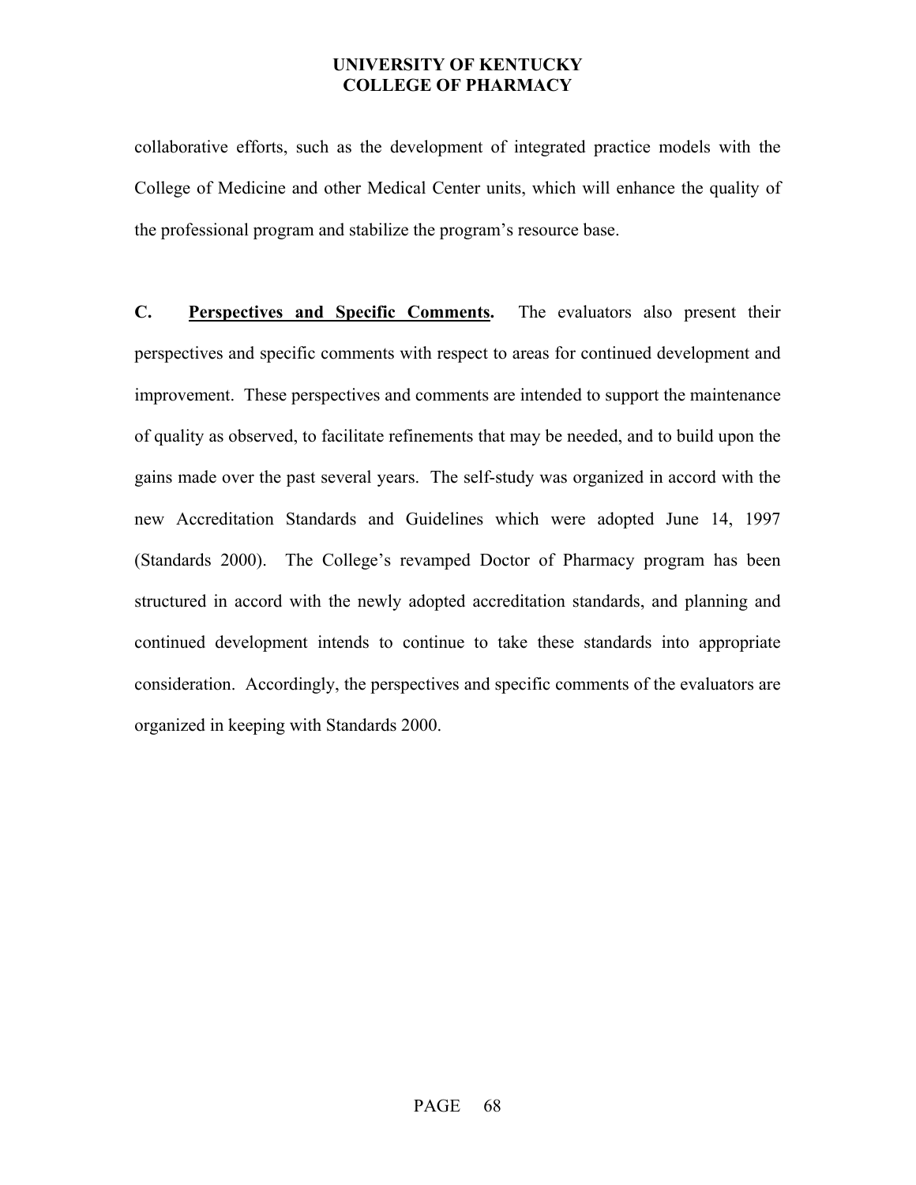collaborative efforts, such as the development of integrated practice models with the College of Medicine and other Medical Center units, which will enhance the quality of the professional program and stabilize the program's resource base.

**C. <u>Perspectives and Specific Comments</u>.** The evaluators also present their perspectives and specific comments with respect to areas for continued development and improvement. These perspectives and comments are intended to support the maintenance of quality as observed, to facilitate refinements that may be needed, and to build upon the gains made over the past several years. The self-study was organized in accord with the new Accreditation Standards and Guidelines which were adopted June 14, 1997 (Standards 2000). The College's revamped Doctor of Pharmacy program has been structured in accord with the newly adopted accreditation standards, and planning and continued development intends to continue to take these standards into appropriate consideration. Accordingly, the perspectives and specific comments of the evaluators are organized in keeping with Standards 2000.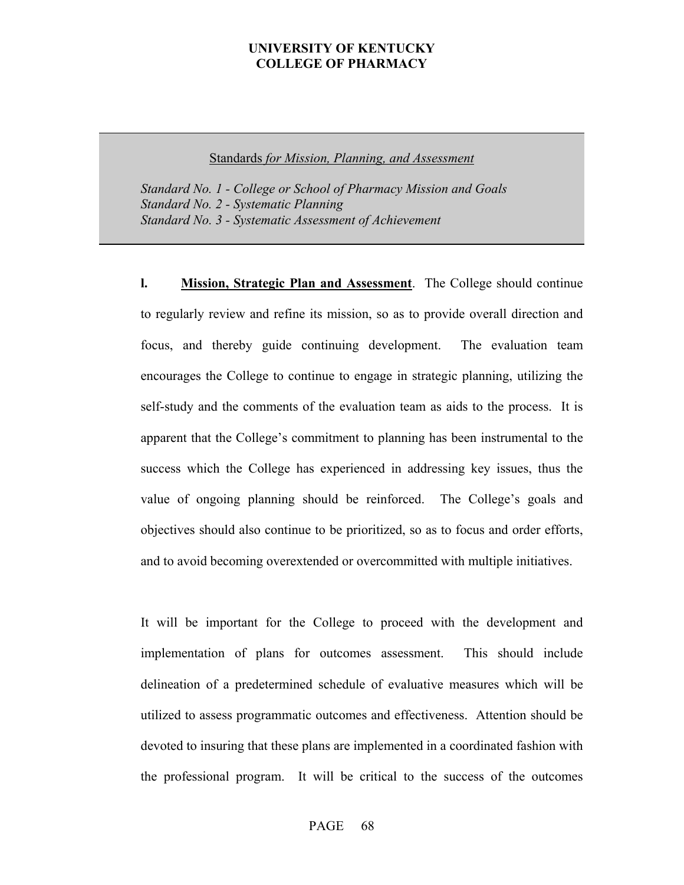UNIVERSITY OF KENTUCKY
COLLEGE OF PHARMACY

<u>Standards</u> *<u>for Mission, Planning, and Assessment</u>*

*Standard No. 1 - College or School of Pharmacy Mission and Goals*
*Standard No. 2 - Systematic Planning*
*Standard No. 3 - Systematic Assessment of Achievement*

**l. <u>Mission, Strategic Plan and Assessment</u>**. The College should continue to regularly review and refine its mission, so as to provide overall direction and focus, and thereby guide continuing development. The evaluation team encourages the College to continue to engage in strategic planning, utilizing the self-study and the comments of the evaluation team as aids to the process. It is apparent that the College's commitment to planning has been instrumental to the success which the College has experienced in addressing key issues, thus the value of ongoing planning should be reinforced. The College's goals and objectives should also continue to be prioritized, so as to focus and order efforts, and to avoid becoming overextended or overcommitted with multiple initiatives.

It will be important for the College to proceed with the development and implementation of plans for outcomes assessment. This should include delineation of a predetermined schedule of evaluative measures which will be utilized to assess programmatic outcomes and effectiveness. Attention should be devoted to insuring that these plans are implemented in a coordinated fashion with the professional program. It will be critical to the success of the outcomes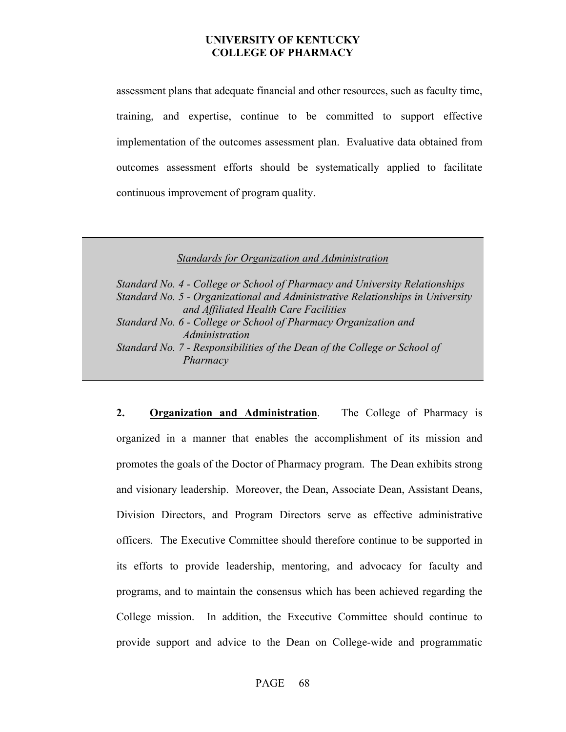assessment plans that adequate financial and other resources, such as faculty time, training, and expertise, continue to be committed to support effective implementation of the outcomes assessment plan. Evaluative data obtained from outcomes assessment efforts should be systematically applied to facilitate continuous improvement of program quality.

---

*Standards for Organization and Administration*

*Standard No. 4 - College or School of Pharmacy and University Relationships*
*Standard No. 5 - Organizational and Administrative Relationships in University and Affiliated Health Care Facilities*
*Standard No. 6 - College or School of Pharmacy Organization and Administration*
*Standard No. 7 - Responsibilities of the Dean of the College or School of Pharmacy*

---

**2. Organization and Administration**. The College of Pharmacy is organized in a manner that enables the accomplishment of its mission and promotes the goals of the Doctor of Pharmacy program. The Dean exhibits strong and visionary leadership. Moreover, the Dean, Associate Dean, Assistant Deans, Division Directors, and Program Directors serve as effective administrative officers. The Executive Committee should therefore continue to be supported in its efforts to provide leadership, mentoring, and advocacy for faculty and programs, and to maintain the consensus which has been achieved regarding the College mission. In addition, the Executive Committee should continue to provide support and advice to the Dean on College-wide and programmatic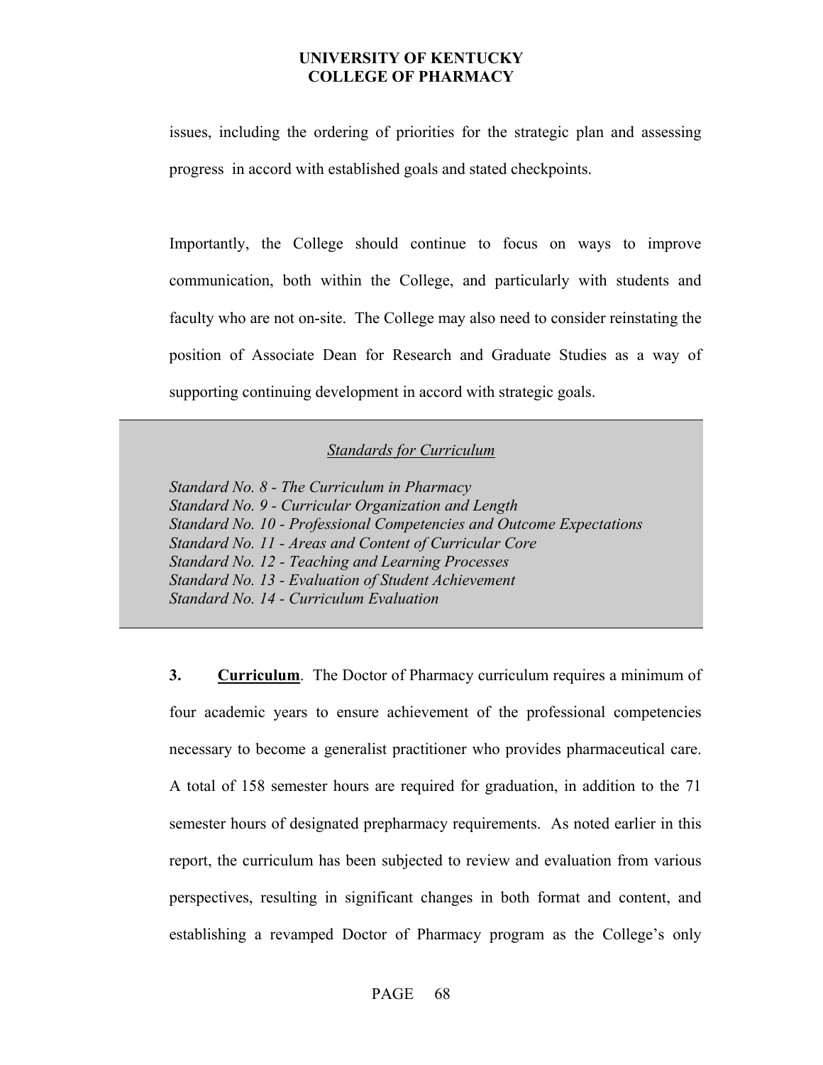issues, including the ordering of priorities for the strategic plan and assessing progress in accord with established goals and stated checkpoints.

Importantly, the College should continue to focus on ways to improve communication, both within the College, and particularly with students and faculty who are not on-site. The College may also need to consider reinstating the position of Associate Dean for Research and Graduate Studies as a way of supporting continuing development in accord with strategic goals.

*Standards for Curriculum*

*Standard No. 8 - The Curriculum in Pharmacy*
*Standard No. 9 - Curricular Organization and Length*
*Standard No. 10 - Professional Competencies and Outcome Expectations*
*Standard No. 11 - Areas and Content of Curricular Core*
*Standard No. 12 - Teaching and Learning Processes*
*Standard No. 13 - Evaluation of Student Achievement*
*Standard No. 14 - Curriculum Evaluation*

**3. Curriculum**. The Doctor of Pharmacy curriculum requires a minimum of four academic years to ensure achievement of the professional competencies necessary to become a generalist practitioner who provides pharmaceutical care. A total of 158 semester hours are required for graduation, in addition to the 71 semester hours of designated prepharmacy requirements. As noted earlier in this report, the curriculum has been subjected to review and evaluation from various perspectives, resulting in significant changes in both format and content, and establishing a revamped Doctor of Pharmacy program as the College's only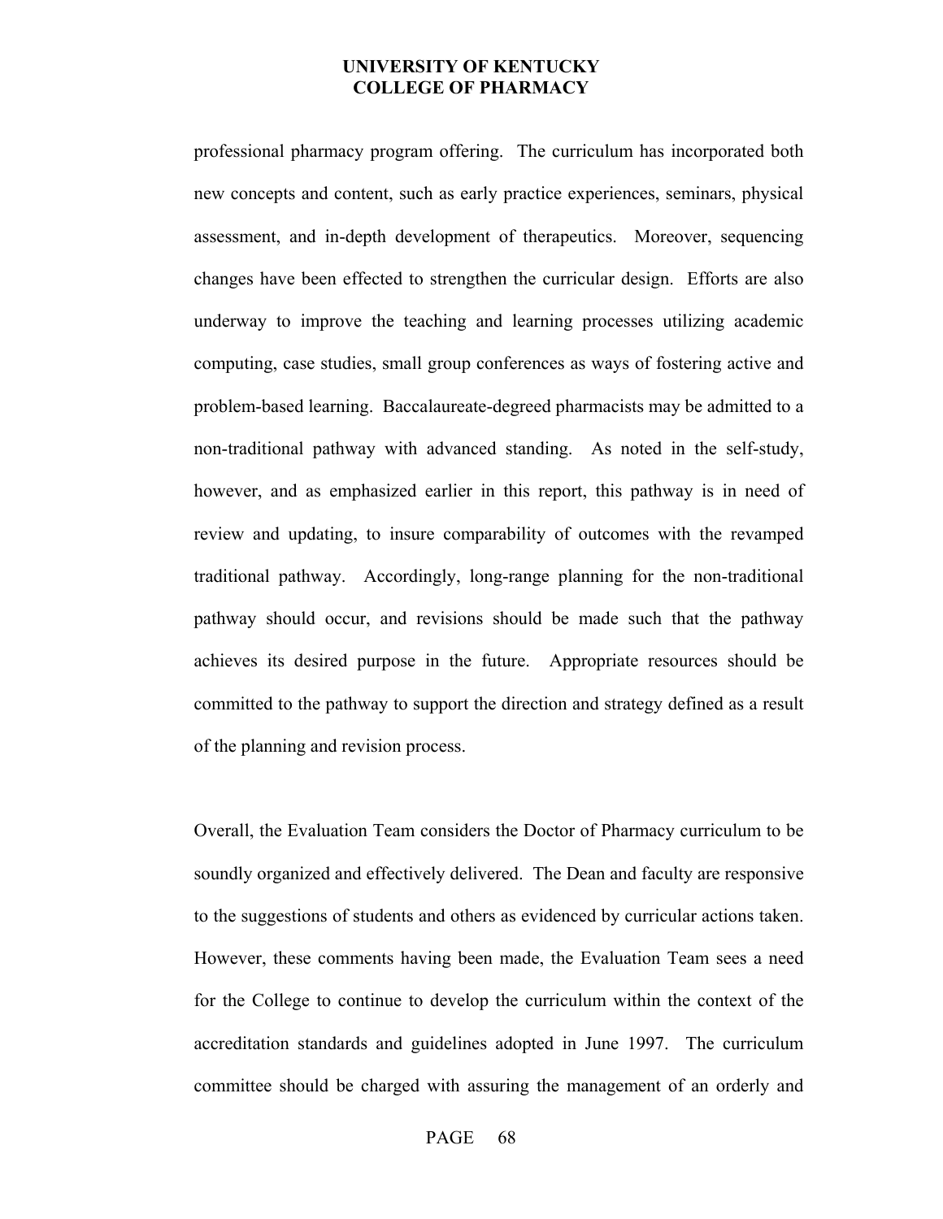professional pharmacy program offering. The curriculum has incorporated both new concepts and content, such as early practice experiences, seminars, physical assessment, and in-depth development of therapeutics. Moreover, sequencing changes have been effected to strengthen the curricular design. Efforts are also underway to improve the teaching and learning processes utilizing academic computing, case studies, small group conferences as ways of fostering active and problem-based learning. Baccalaureate-degreed pharmacists may be admitted to a non-traditional pathway with advanced standing. As noted in the self-study, however, and as emphasized earlier in this report, this pathway is in need of review and updating, to insure comparability of outcomes with the revamped traditional pathway. Accordingly, long-range planning for the non-traditional pathway should occur, and revisions should be made such that the pathway achieves its desired purpose in the future. Appropriate resources should be committed to the pathway to support the direction and strategy defined as a result of the planning and revision process.

Overall, the Evaluation Team considers the Doctor of Pharmacy curriculum to be soundly organized and effectively delivered. The Dean and faculty are responsive to the suggestions of students and others as evidenced by curricular actions taken. However, these comments having been made, the Evaluation Team sees a need for the College to continue to develop the curriculum within the context of the accreditation standards and guidelines adopted in June 1997. The curriculum committee should be charged with assuring the management of an orderly and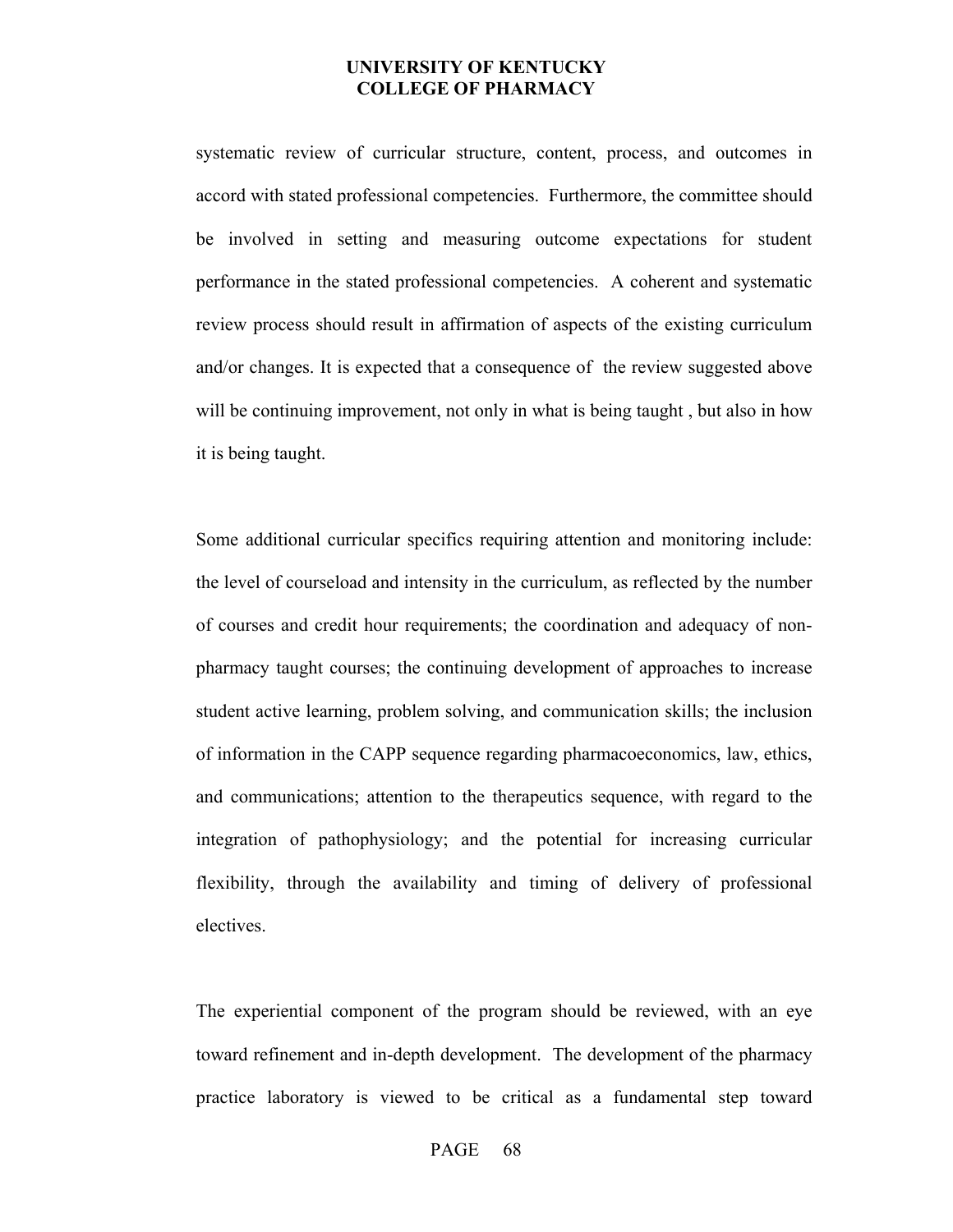systematic review of curricular structure, content, process, and outcomes in accord with stated professional competencies. Furthermore, the committee should be involved in setting and measuring outcome expectations for student performance in the stated professional competencies. A coherent and systematic review process should result in affirmation of aspects of the existing curriculum and/or changes. It is expected that a consequence of the review suggested above will be continuing improvement, not only in what is being taught , but also in how it is being taught.

Some additional curricular specifics requiring attention and monitoring include: the level of courseload and intensity in the curriculum, as reflected by the number of courses and credit hour requirements; the coordination and adequacy of non-pharmacy taught courses; the continuing development of approaches to increase student active learning, problem solving, and communication skills; the inclusion of information in the CAPP sequence regarding pharmacoeconomics, law, ethics, and communications; attention to the therapeutics sequence, with regard to the integration of pathophysiology; and the potential for increasing curricular flexibility, through the availability and timing of delivery of professional electives.

The experiential component of the program should be reviewed, with an eye toward refinement and in-depth development. The development of the pharmacy practice laboratory is viewed to be critical as a fundamental step toward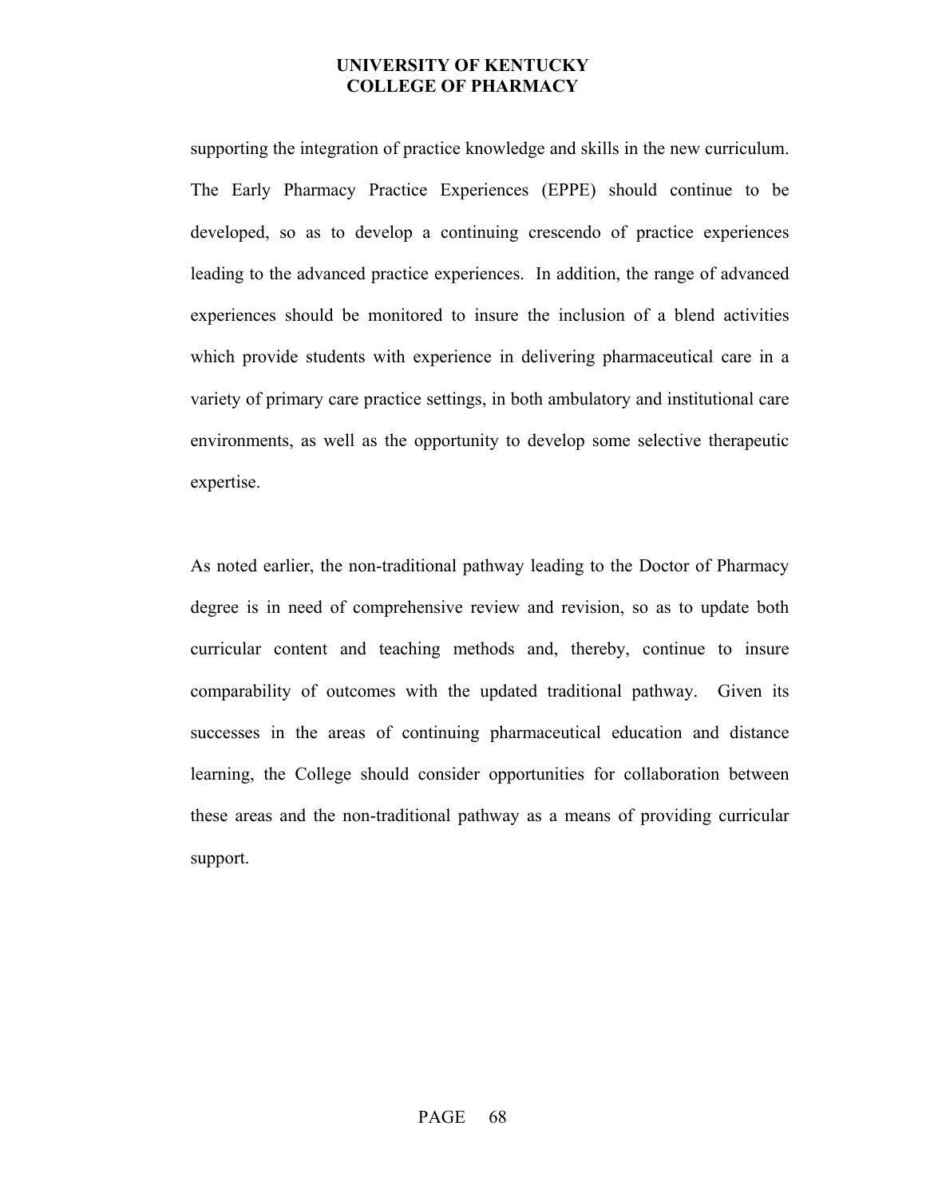supporting the integration of practice knowledge and skills in the new curriculum. The Early Pharmacy Practice Experiences (EPPE) should continue to be developed, so as to develop a continuing crescendo of practice experiences leading to the advanced practice experiences. In addition, the range of advanced experiences should be monitored to insure the inclusion of a blend activities which provide students with experience in delivering pharmaceutical care in a variety of primary care practice settings, in both ambulatory and institutional care environments, as well as the opportunity to develop some selective therapeutic expertise.

As noted earlier, the non-traditional pathway leading to the Doctor of Pharmacy degree is in need of comprehensive review and revision, so as to update both curricular content and teaching methods and, thereby, continue to insure comparability of outcomes with the updated traditional pathway. Given its successes in the areas of continuing pharmaceutical education and distance learning, the College should consider opportunities for collaboration between these areas and the non-traditional pathway as a means of providing curricular support.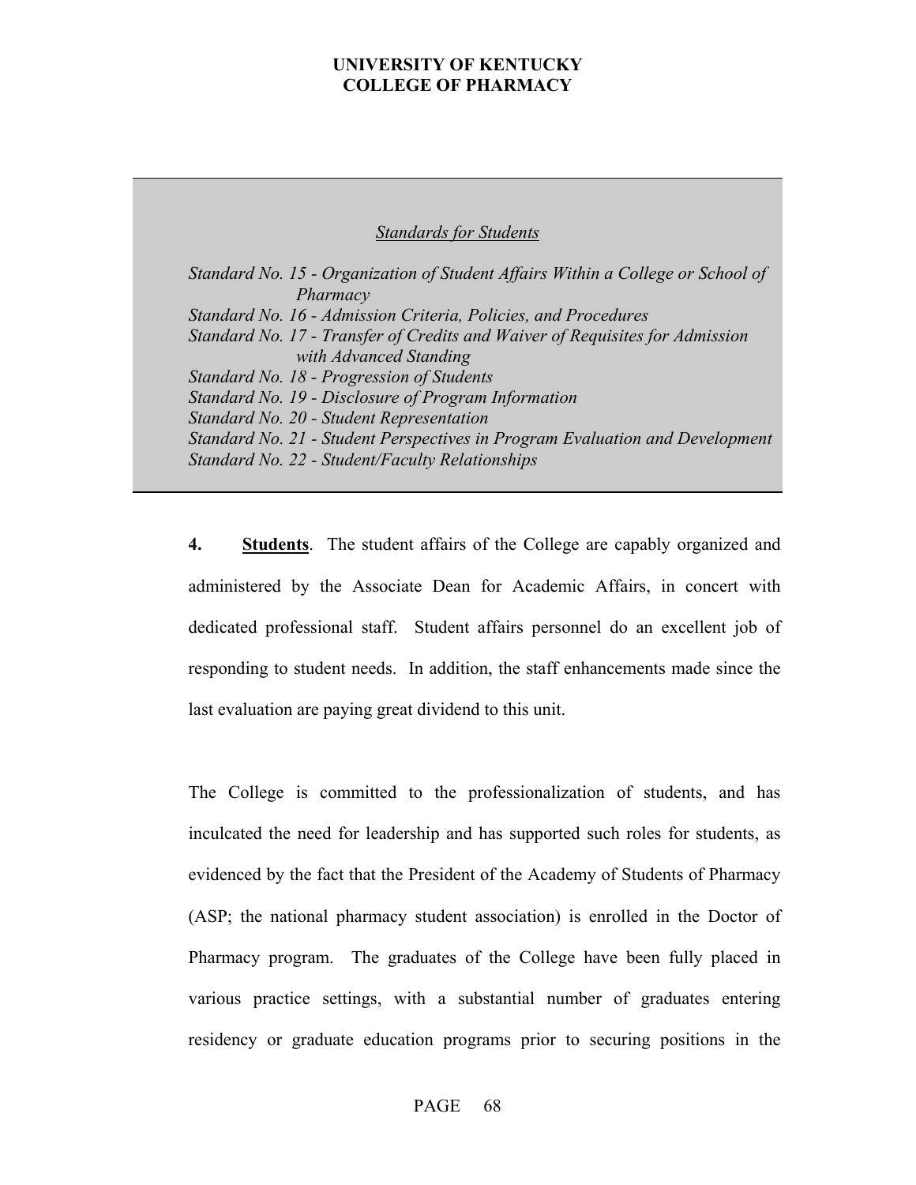*Standards for Students*

*Standard No. 15 - Organization of Student Affairs Within a College or School of Pharmacy*
*Standard No. 16 - Admission Criteria, Policies, and Procedures*
*Standard No. 17 - Transfer of Credits and Waiver of Requisites for Admission with Advanced Standing*
*Standard No. 18 - Progression of Students*
*Standard No. 19 - Disclosure of Program Information*
*Standard No. 20 - Student Representation*
*Standard No. 21 - Student Perspectives in Program Evaluation and Development*
*Standard No. 22 - Student/Faculty Relationships*

**4. Students**. The student affairs of the College are capably organized and administered by the Associate Dean for Academic Affairs, in concert with dedicated professional staff. Student affairs personnel do an excellent job of responding to student needs. In addition, the staff enhancements made since the last evaluation are paying great dividend to this unit.

The College is committed to the professionalization of students, and has inculcated the need for leadership and has supported such roles for students, as evidenced by the fact that the President of the Academy of Students of Pharmacy (ASP; the national pharmacy student association) is enrolled in the Doctor of Pharmacy program. The graduates of the College have been fully placed in various practice settings, with a substantial number of graduates entering residency or graduate education programs prior to securing positions in the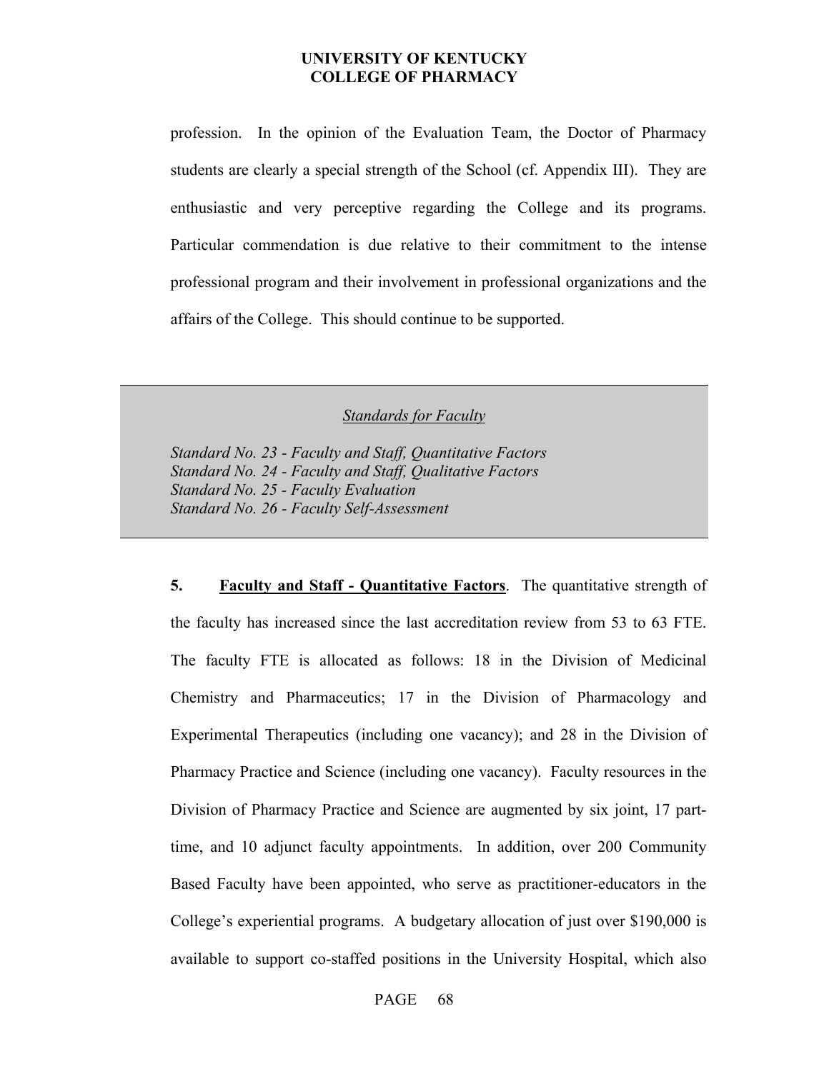profession. In the opinion of the Evaluation Team, the Doctor of Pharmacy students are clearly a special strength of the School (cf. Appendix III). They are enthusiastic and very perceptive regarding the College and its programs. Particular commendation is due relative to their commitment to the intense professional program and their involvement in professional organizations and the affairs of the College. This should continue to be supported.

*__Standards for Faculty__*

*Standard No. 23 - Faculty and Staff, Quantitative Factors*
*Standard No. 24 - Faculty and Staff, Qualitative Factors*
*Standard No. 25 - Faculty Evaluation*
*Standard No. 26 - Faculty Self-Assessment*

**5. __Faculty and Staff - Quantitative Factors__**. The quantitative strength of the faculty has increased since the last accreditation review from 53 to 63 FTE. The faculty FTE is allocated as follows: 18 in the Division of Medicinal Chemistry and Pharmaceutics; 17 in the Division of Pharmacology and Experimental Therapeutics (including one vacancy); and 28 in the Division of Pharmacy Practice and Science (including one vacancy). Faculty resources in the Division of Pharmacy Practice and Science are augmented by six joint, 17 part-time, and 10 adjunct faculty appointments. In addition, over 200 Community Based Faculty have been appointed, who serve as practitioner-educators in the College's experiential programs. A budgetary allocation of just over $190,000 is available to support co-staffed positions in the University Hospital, which also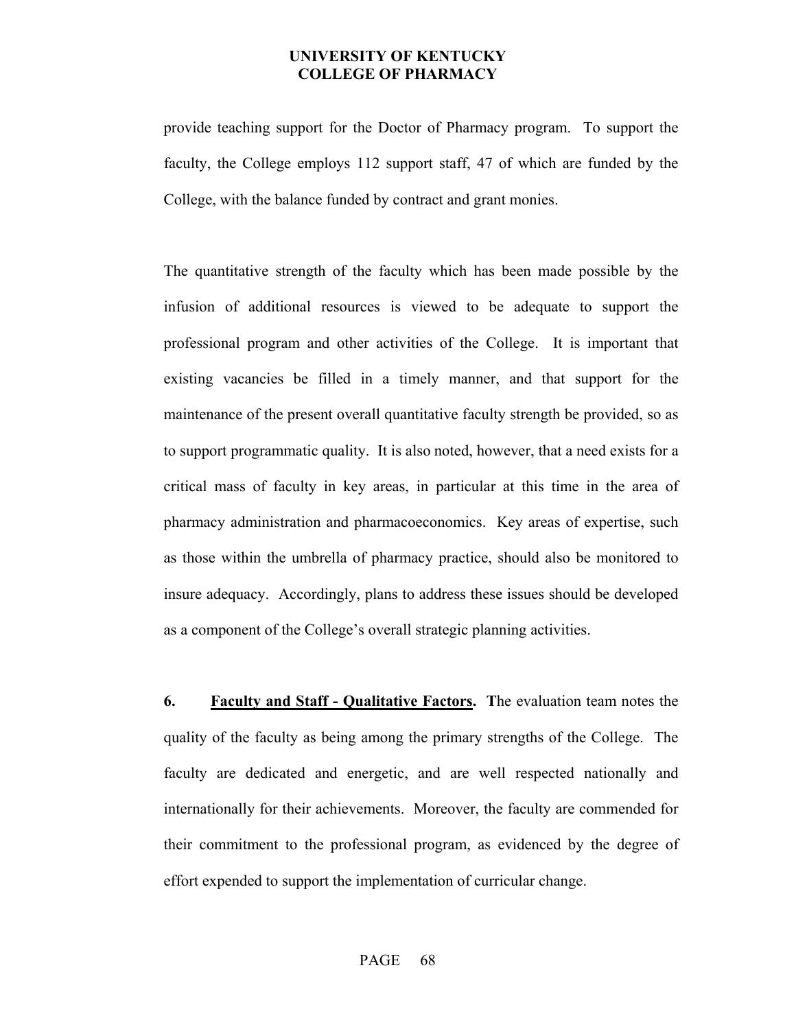provide teaching support for the Doctor of Pharmacy program. To support the faculty, the College employs 112 support staff, 47 of which are funded by the College, with the balance funded by contract and grant monies.

The quantitative strength of the faculty which has been made possible by the infusion of additional resources is viewed to be adequate to support the professional program and other activities of the College. It is important that existing vacancies be filled in a timely manner, and that support for the maintenance of the present overall quantitative faculty strength be provided, so as to support programmatic quality. It is also noted, however, that a need exists for a critical mass of faculty in key areas, in particular at this time in the area of pharmacy administration and pharmacoeconomics. Key areas of expertise, such as those within the umbrella of pharmacy practice, should also be monitored to insure adequacy. Accordingly, plans to address these issues should be developed as a component of the College's overall strategic planning activities.

**6. <u>Faculty and Staff - Qualitative Factors</u>. T**he evaluation team notes the quality of the faculty as being among the primary strengths of the College. The faculty are dedicated and energetic, and are well respected nationally and internationally for their achievements. Moreover, the faculty are commended for their commitment to the professional program, as evidenced by the degree of effort expended to support the implementation of curricular change.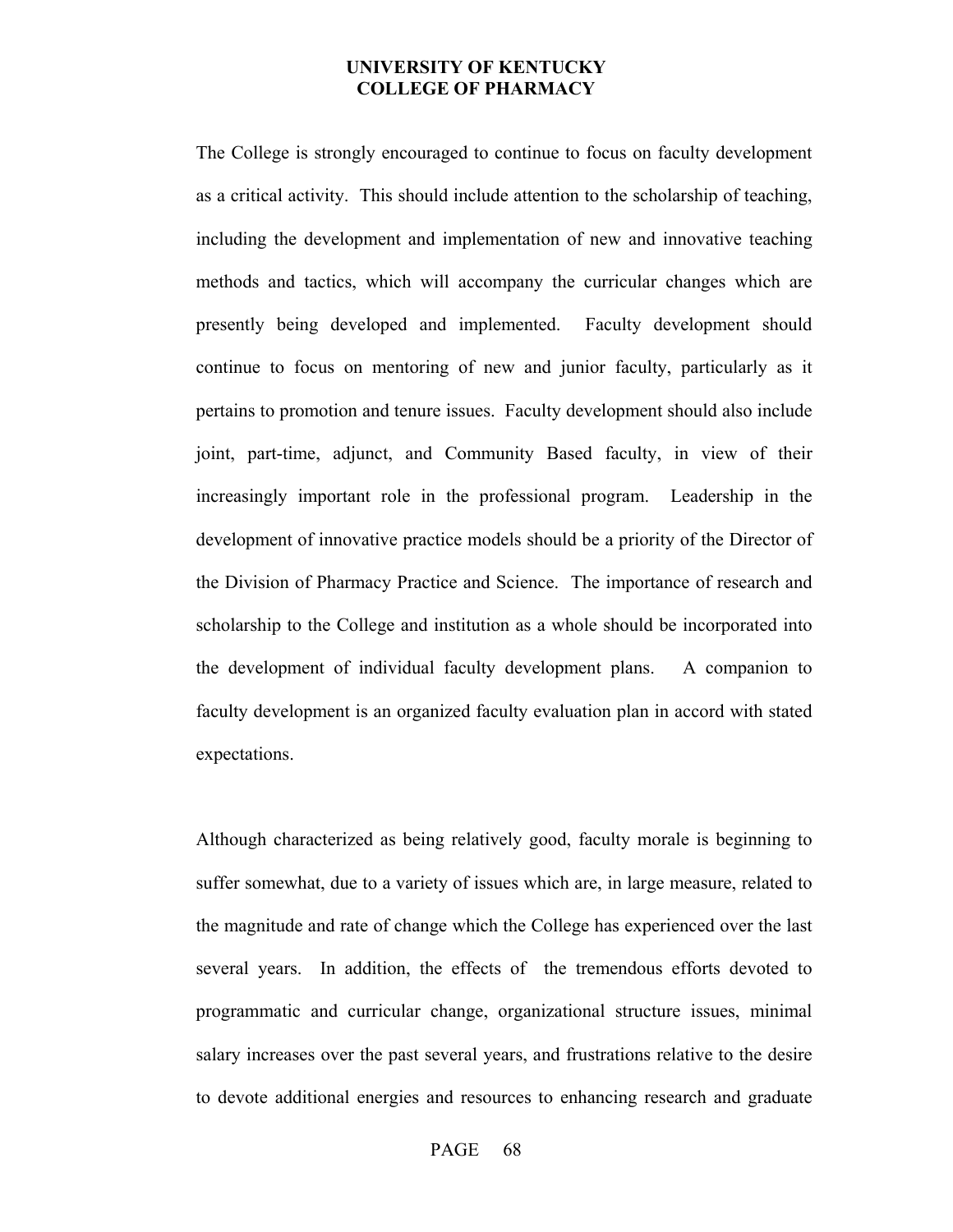The College is strongly encouraged to continue to focus on faculty development as a critical activity. This should include attention to the scholarship of teaching, including the development and implementation of new and innovative teaching methods and tactics, which will accompany the curricular changes which are presently being developed and implemented. Faculty development should continue to focus on mentoring of new and junior faculty, particularly as it pertains to promotion and tenure issues. Faculty development should also include joint, part-time, adjunct, and Community Based faculty, in view of their increasingly important role in the professional program. Leadership in the development of innovative practice models should be a priority of the Director of the Division of Pharmacy Practice and Science. The importance of research and scholarship to the College and institution as a whole should be incorporated into the development of individual faculty development plans. A companion to faculty development is an organized faculty evaluation plan in accord with stated expectations.

Although characterized as being relatively good, faculty morale is beginning to suffer somewhat, due to a variety of issues which are, in large measure, related to the magnitude and rate of change which the College has experienced over the last several years. In addition, the effects of the tremendous efforts devoted to programmatic and curricular change, organizational structure issues, minimal salary increases over the past several years, and frustrations relative to the desire to devote additional energies and resources to enhancing research and graduate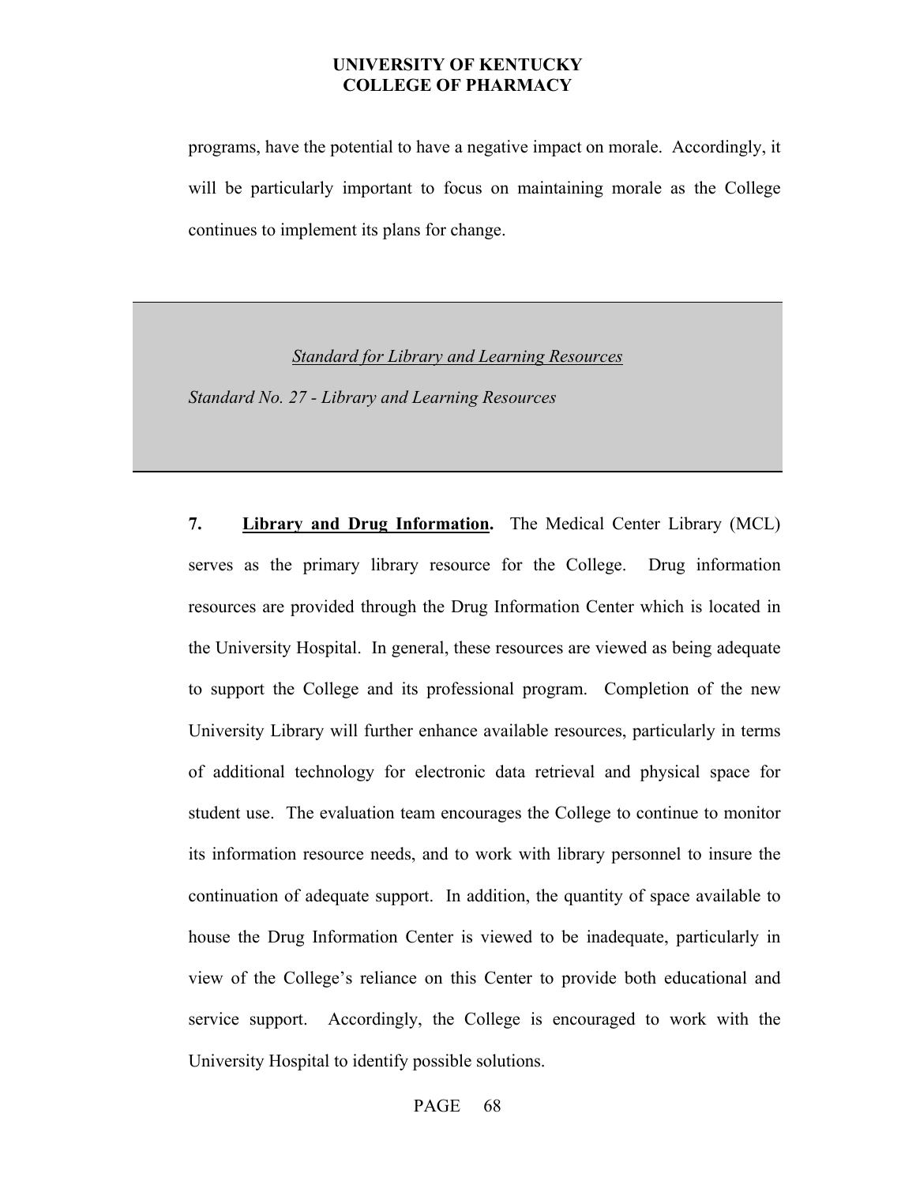programs, have the potential to have a negative impact on morale. Accordingly, it will be particularly important to focus on maintaining morale as the College continues to implement its plans for change.

*Standard for Library and Learning Resources*

*Standard No. 27 - Library and Learning Resources*

**7. Library and Drug Information.** The Medical Center Library (MCL) serves as the primary library resource for the College. Drug information resources are provided through the Drug Information Center which is located in the University Hospital. In general, these resources are viewed as being adequate to support the College and its professional program. Completion of the new University Library will further enhance available resources, particularly in terms of additional technology for electronic data retrieval and physical space for student use. The evaluation team encourages the College to continue to monitor its information resource needs, and to work with library personnel to insure the continuation of adequate support. In addition, the quantity of space available to house the Drug Information Center is viewed to be inadequate, particularly in view of the College's reliance on this Center to provide both educational and service support. Accordingly, the College is encouraged to work with the University Hospital to identify possible solutions.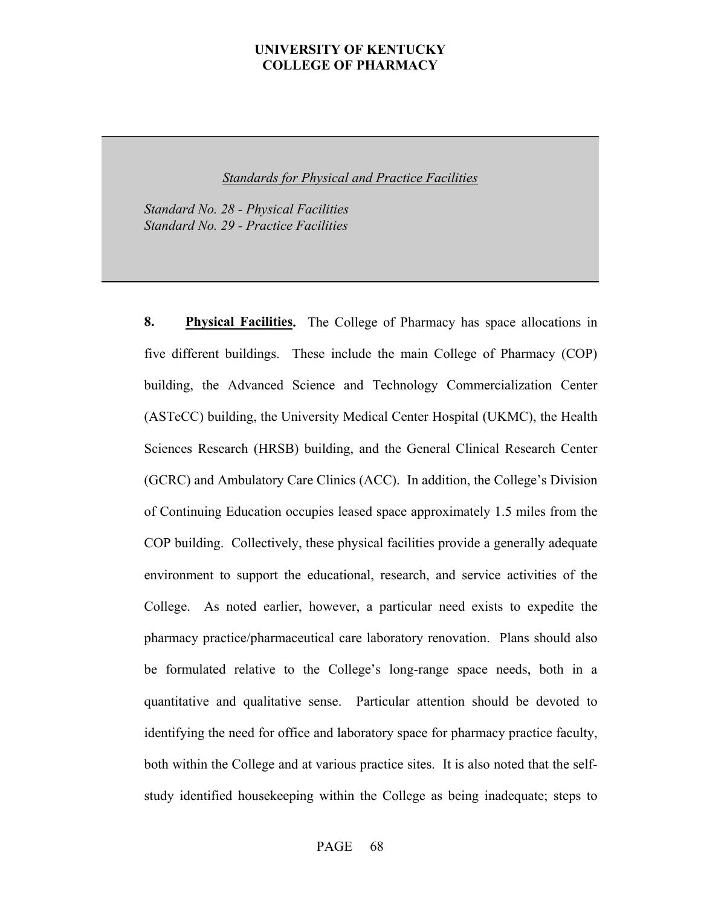*Standards for Physical and Practice Facilities*

*Standard No. 28 - Physical Facilities*
*Standard No. 29 - Practice Facilities*

**8. Physical Facilities.** The College of Pharmacy has space allocations in five different buildings. These include the main College of Pharmacy (COP) building, the Advanced Science and Technology Commercialization Center (ASTeCC) building, the University Medical Center Hospital (UKMC), the Health Sciences Research (HRSB) building, and the General Clinical Research Center (GCRC) and Ambulatory Care Clinics (ACC). In addition, the College's Division of Continuing Education occupies leased space approximately 1.5 miles from the COP building. Collectively, these physical facilities provide a generally adequate environment to support the educational, research, and service activities of the College. As noted earlier, however, a particular need exists to expedite the pharmacy practice/pharmaceutical care laboratory renovation. Plans should also be formulated relative to the College's long-range space needs, both in a quantitative and qualitative sense. Particular attention should be devoted to identifying the need for office and laboratory space for pharmacy practice faculty, both within the College and at various practice sites. It is also noted that the self-study identified housekeeping within the College as being inadequate; steps to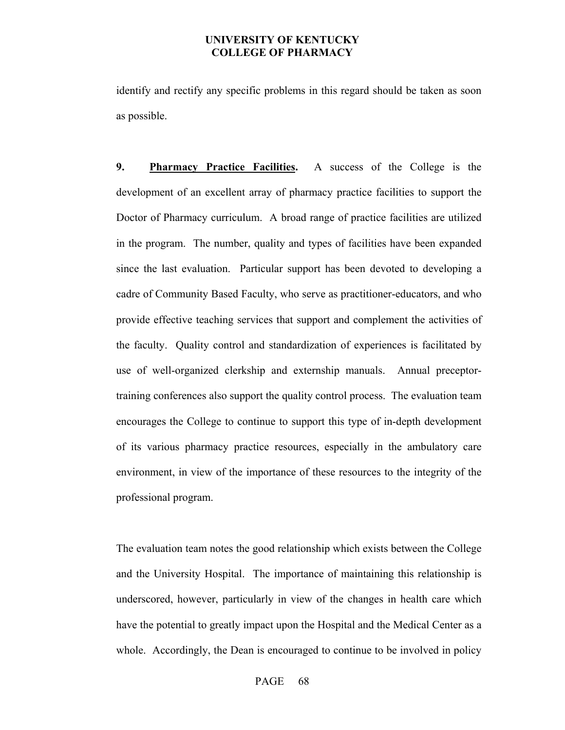identify and rectify any specific problems in this regard should be taken as soon as possible.

**9.** **Pharmacy Practice Facilities.** A success of the College is the development of an excellent array of pharmacy practice facilities to support the Doctor of Pharmacy curriculum. A broad range of practice facilities are utilized in the program. The number, quality and types of facilities have been expanded since the last evaluation. Particular support has been devoted to developing a cadre of Community Based Faculty, who serve as practitioner-educators, and who provide effective teaching services that support and complement the activities of the faculty. Quality control and standardization of experiences is facilitated by use of well-organized clerkship and externship manuals. Annual preceptor-training conferences also support the quality control process. The evaluation team encourages the College to continue to support this type of in-depth development of its various pharmacy practice resources, especially in the ambulatory care environment, in view of the importance of these resources to the integrity of the professional program.

The evaluation team notes the good relationship which exists between the College and the University Hospital. The importance of maintaining this relationship is underscored, however, particularly in view of the changes in health care which have the potential to greatly impact upon the Hospital and the Medical Center as a whole. Accordingly, the Dean is encouraged to continue to be involved in policy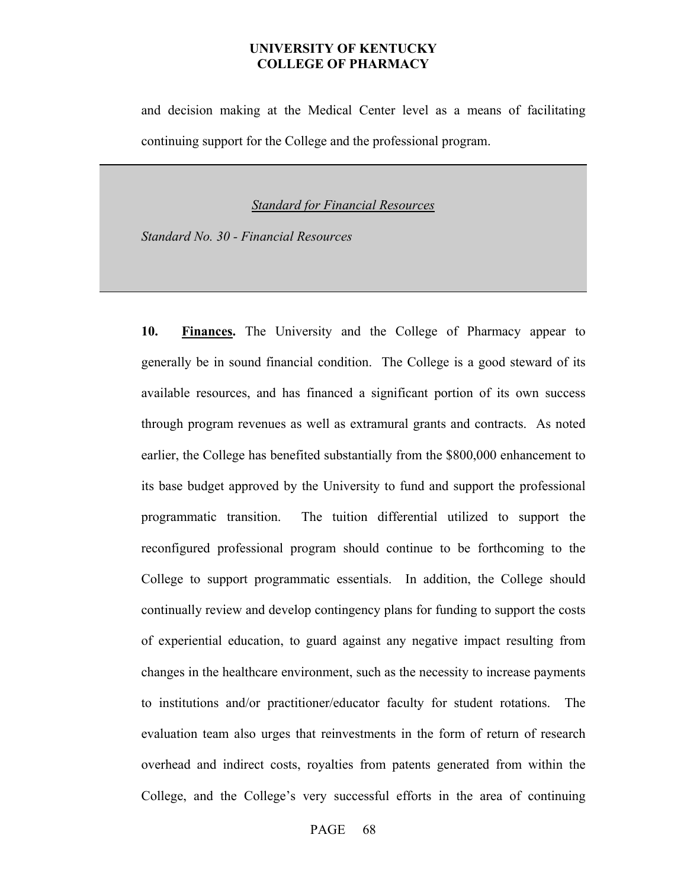and decision making at the Medical Center level as a means of facilitating continuing support for the College and the professional program.

*Standard for Financial Resources*

*Standard No. 30 - Financial Resources*

**10. Finances.** The University and the College of Pharmacy appear to generally be in sound financial condition. The College is a good steward of its available resources, and has financed a significant portion of its own success through program revenues as well as extramural grants and contracts. As noted earlier, the College has benefited substantially from the $800,000 enhancement to its base budget approved by the University to fund and support the professional programmatic transition. The tuition differential utilized to support the reconfigured professional program should continue to be forthcoming to the College to support programmatic essentials. In addition, the College should continually review and develop contingency plans for funding to support the costs of experiential education, to guard against any negative impact resulting from changes in the healthcare environment, such as the necessity to increase payments to institutions and/or practitioner/educator faculty for student rotations. The evaluation team also urges that reinvestments in the form of return of research overhead and indirect costs, royalties from patents generated from within the College, and the College's very successful efforts in the area of continuing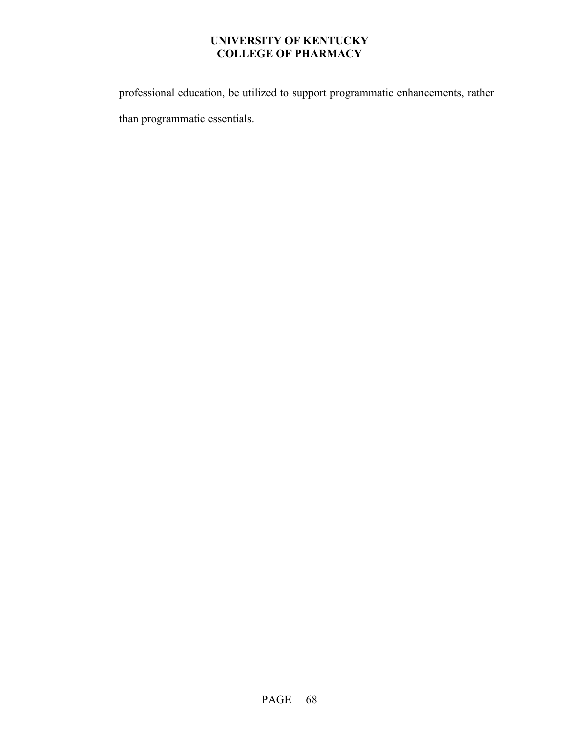professional education, be utilized to support programmatic enhancements, rather than programmatic essentials.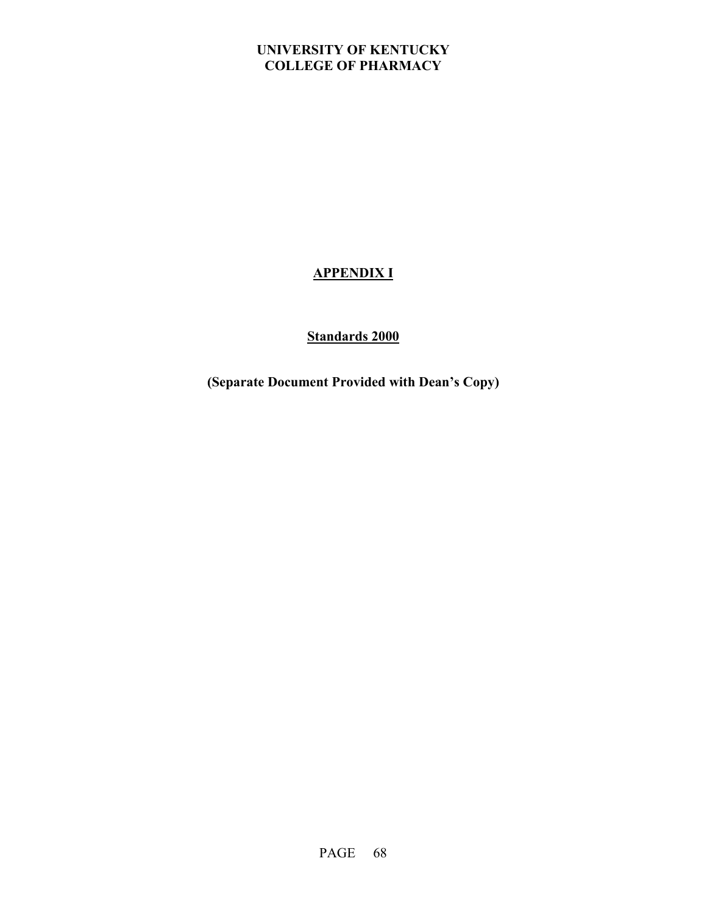**UNIVERSITY OF KENTUCKY**
**COLLEGE OF PHARMACY**

# APPENDIX I

## Standards 2000

**(Separate Document Provided with Dean's Copy)**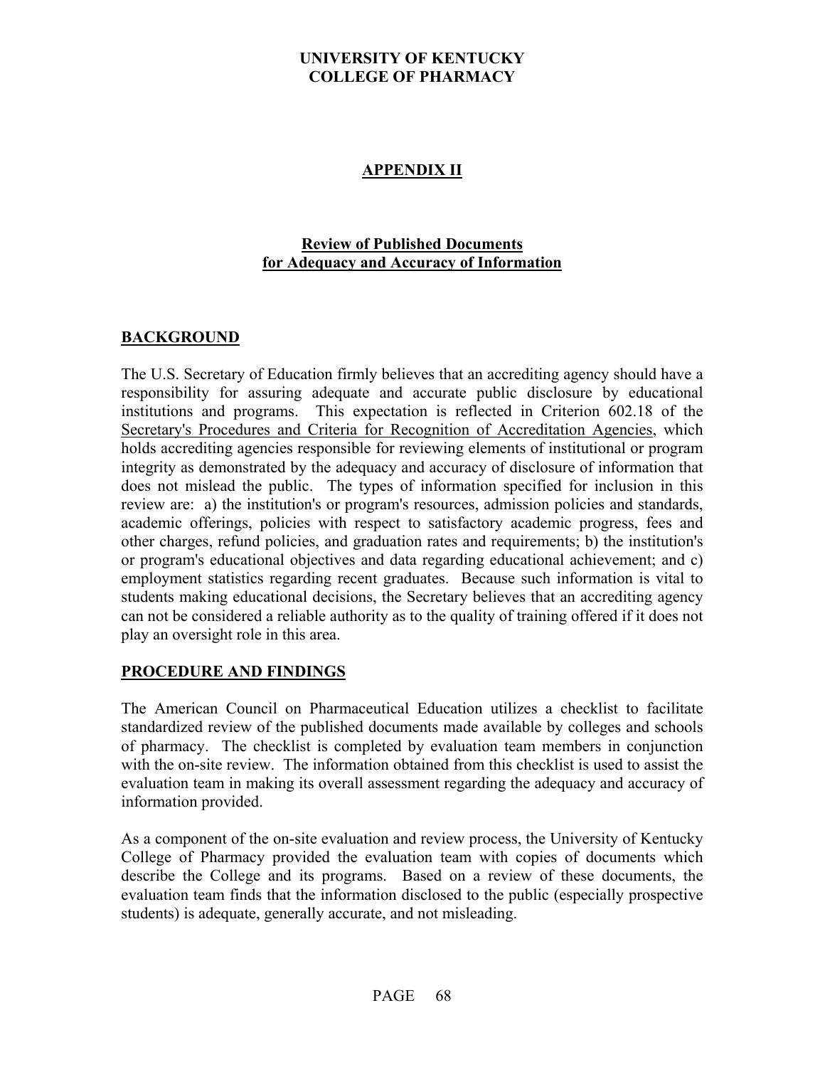# UNIVERSITY OF KENTUCKY
# COLLEGE OF PHARMACY

## APPENDIX II

### Review of Published Documents for Adequacy and Accuracy of Information

#### BACKGROUND

The U.S. Secretary of Education firmly believes that an accrediting agency should have a responsibility for assuring adequate and accurate public disclosure by educational institutions and programs. This expectation is reflected in Criterion 602.18 of the Secretary's Procedures and Criteria for Recognition of Accreditation Agencies, which holds accrediting agencies responsible for reviewing elements of institutional or program integrity as demonstrated by the adequacy and accuracy of disclosure of information that does not mislead the public. The types of information specified for inclusion in this review are: a) the institution's or program's resources, admission policies and standards, academic offerings, policies with respect to satisfactory academic progress, fees and other charges, refund policies, and graduation rates and requirements; b) the institution's or program's educational objectives and data regarding educational achievement; and c) employment statistics regarding recent graduates. Because such information is vital to students making educational decisions, the Secretary believes that an accrediting agency can not be considered a reliable authority as to the quality of training offered if it does not play an oversight role in this area.

#### PROCEDURE AND FINDINGS

The American Council on Pharmaceutical Education utilizes a checklist to facilitate standardized review of the published documents made available by colleges and schools of pharmacy. The checklist is completed by evaluation team members in conjunction with the on-site review. The information obtained from this checklist is used to assist the evaluation team in making its overall assessment regarding the adequacy and accuracy of information provided.

As a component of the on-site evaluation and review process, the University of Kentucky College of Pharmacy provided the evaluation team with copies of documents which describe the College and its programs. Based on a review of these documents, the evaluation team finds that the information disclosed to the public (especially prospective students) is adequate, generally accurate, and not misleading.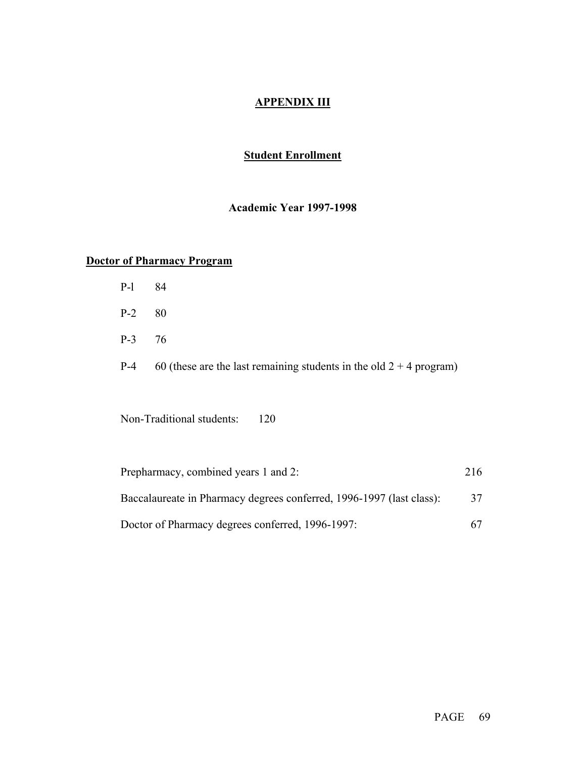# APPENDIX III

## Student Enrollment

### Academic Year 1997-1998

**Doctor of Pharmacy Program**

P-l 84

P-2 80

P-3 76

P-4 60 (these are the last remaining students in the old 2 + 4 program)

Non-Traditional students: 120

| | |
|---|---|
| Prepharmacy, combined years 1 and 2: | 216 |
| Baccalaureate in Pharmacy degrees conferred, 1996-1997 (last class): | 37 |
| Doctor of Pharmacy degrees conferred, 1996-1997: | 67 |